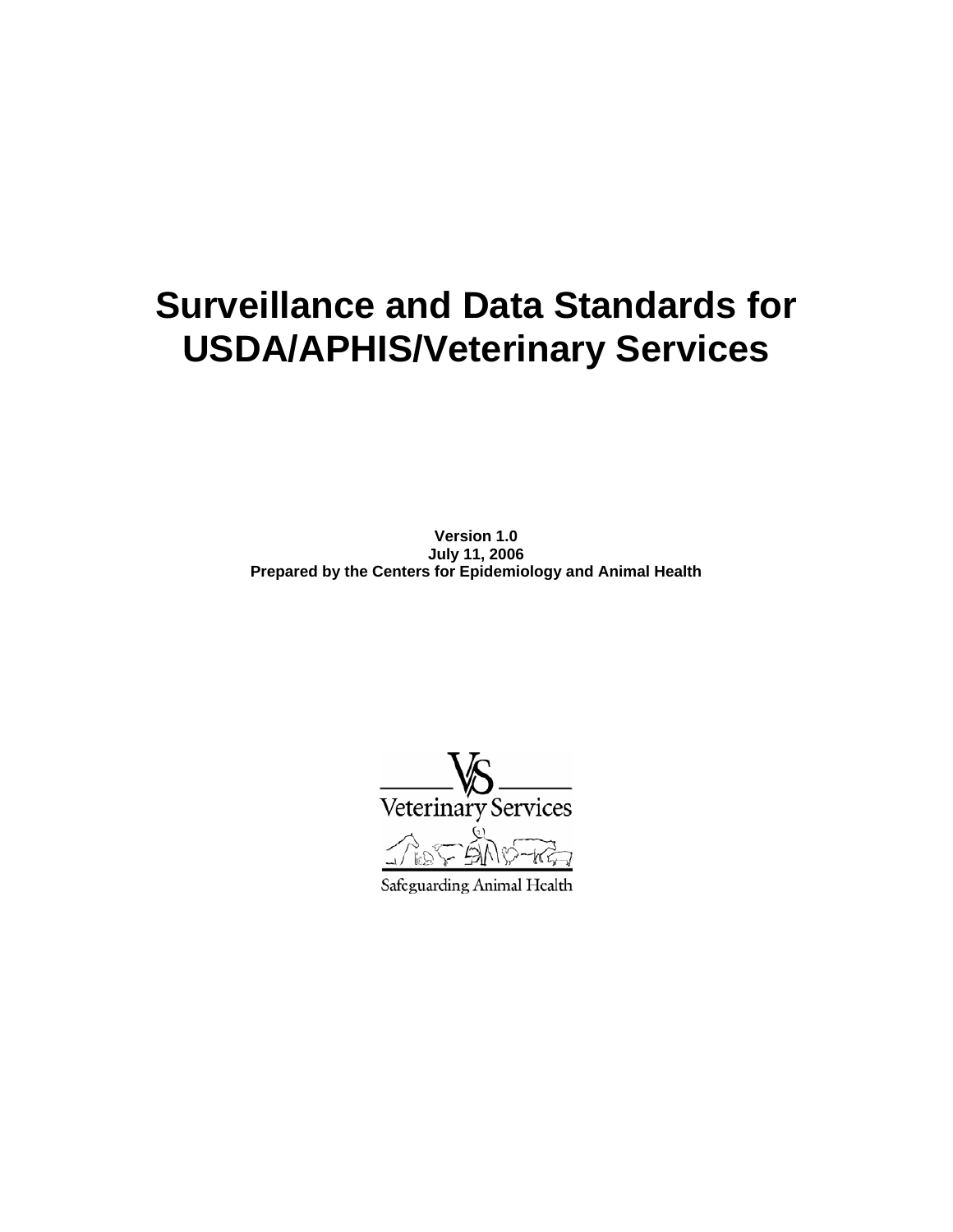# Surveillance and Data Standards for USDA/APHIS/Veterinary Services

**Version 1.0**
**July 11, 2006**
**Prepared by the Centers for Epidemiology and Animal Health**

Veterinary Services

Safeguarding Animal Health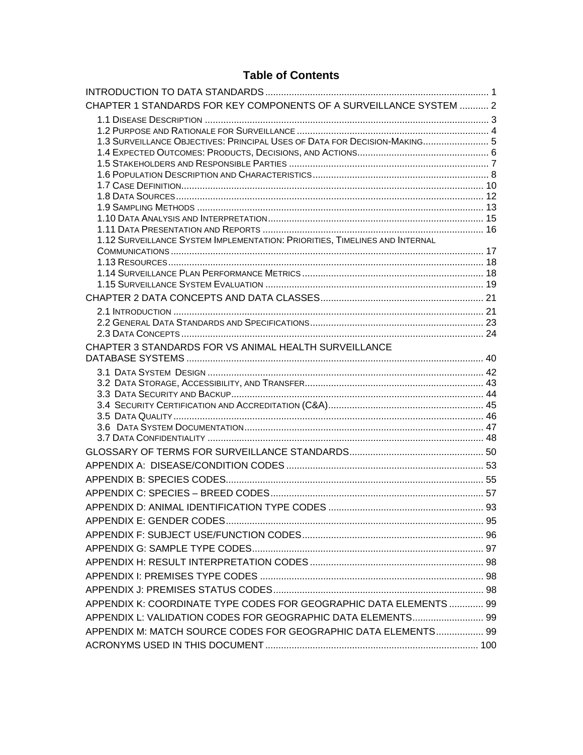# Table of Contents

INTRODUCTION TO DATA STANDARDS .................................................................................... 1

CHAPTER 1 STANDARDS FOR KEY COMPONENTS OF A SURVEILLANCE SYSTEM ........... 2

- 1.1 Disease Description ........................................................................................................... 3
- 1.2 Purpose and Rationale for Surveillance ......................................................................... 4
- 1.3 Surveillance Objectives: Principal Uses of Data for Decision-Making......................... 5
- 1.4 Expected Outcomes: Products, Decisions, and Actions.................................................. 6
- 1.5 Stakeholders and Responsible Parties ............................................................................ 7
- 1.6 Population Description and Characteristics................................................................... 8
- 1.7 Case Definition.................................................................................................................. 10
- 1.8 Data Sources..................................................................................................................... 12
- 1.9 Sampling Methods ............................................................................................................ 13
- 1.10 Data Analysis and Interpretation.................................................................................. 15
- 1.11 Data Presentation and Reports .................................................................................... 16
- 1.12 Surveillance System Implementation: Priorities, Timelines and Internal Communications..................................................................................................................... 17
- 1.13 Resources....................................................................................................................... 18
- 1.14 Surveillance Plan Performance Metrics ..................................................................... 18
- 1.15 Surveillance System Evaluation .................................................................................. 19

CHAPTER 2 DATA CONCEPTS AND DATA CLASSES............................................................. 21

- 2.1 Introduction ...................................................................................................................... 21
- 2.2 General Data Standards and Specifications.................................................................. 23
- 2.3 Data Concepts .................................................................................................................. 24

CHAPTER 3 STANDARDS FOR VS ANIMAL HEALTH SURVEILLANCE DATABASE SYSTEMS ................................................................................................................ 40

- 3.1 Data System Design ........................................................................................................ 42
- 3.2 Data Storage, Accessibility, and Transfer.................................................................... 43
- 3.3 Data Security and Backup............................................................................................... 44
- 3.4 Security Certification and Accreditation (C&A)........................................................... 45
- 3.5 Data Quality ..................................................................................................................... 46
- 3.6 Data System Documentation.......................................................................................... 47
- 3.7 Data Confidentiality ........................................................................................................ 48

GLOSSARY OF TERMS FOR SURVEILLANCE STANDARDS.................................................. 50

APPENDIX A: DISEASE/CONDITION CODES ........................................................................... 53

APPENDIX B: SPECIES CODES................................................................................................. 55

APPENDIX C: SPECIES – BREED CODES................................................................................ 57

APPENDIX D: ANIMAL IDENTIFICATION TYPE CODES ........................................................... 93

APPENDIX E: GENDER CODES................................................................................................. 95

APPENDIX F: SUBJECT USE/FUNCTION CODES.................................................................... 96

APPENDIX G: SAMPLE TYPE CODES....................................................................................... 97

APPENDIX H: RESULT INTERPRETATION CODES ................................................................. 98

APPENDIX I: PREMISES TYPE CODES .................................................................................... 98

APPENDIX J: PREMISES STATUS CODES................................................................................ 98

APPENDIX K: COORDINATE TYPE CODES FOR GEOGRAPHIC DATA ELEMENTS ............. 99

APPENDIX L: VALIDATION CODES FOR GEOGRAPHIC DATA ELEMENTS........................... 99

APPENDIX M: MATCH SOURCE CODES FOR GEOGRAPHIC DATA ELEMENTS.................. 99

ACRONYMS USED IN THIS DOCUMENT ................................................................................. 100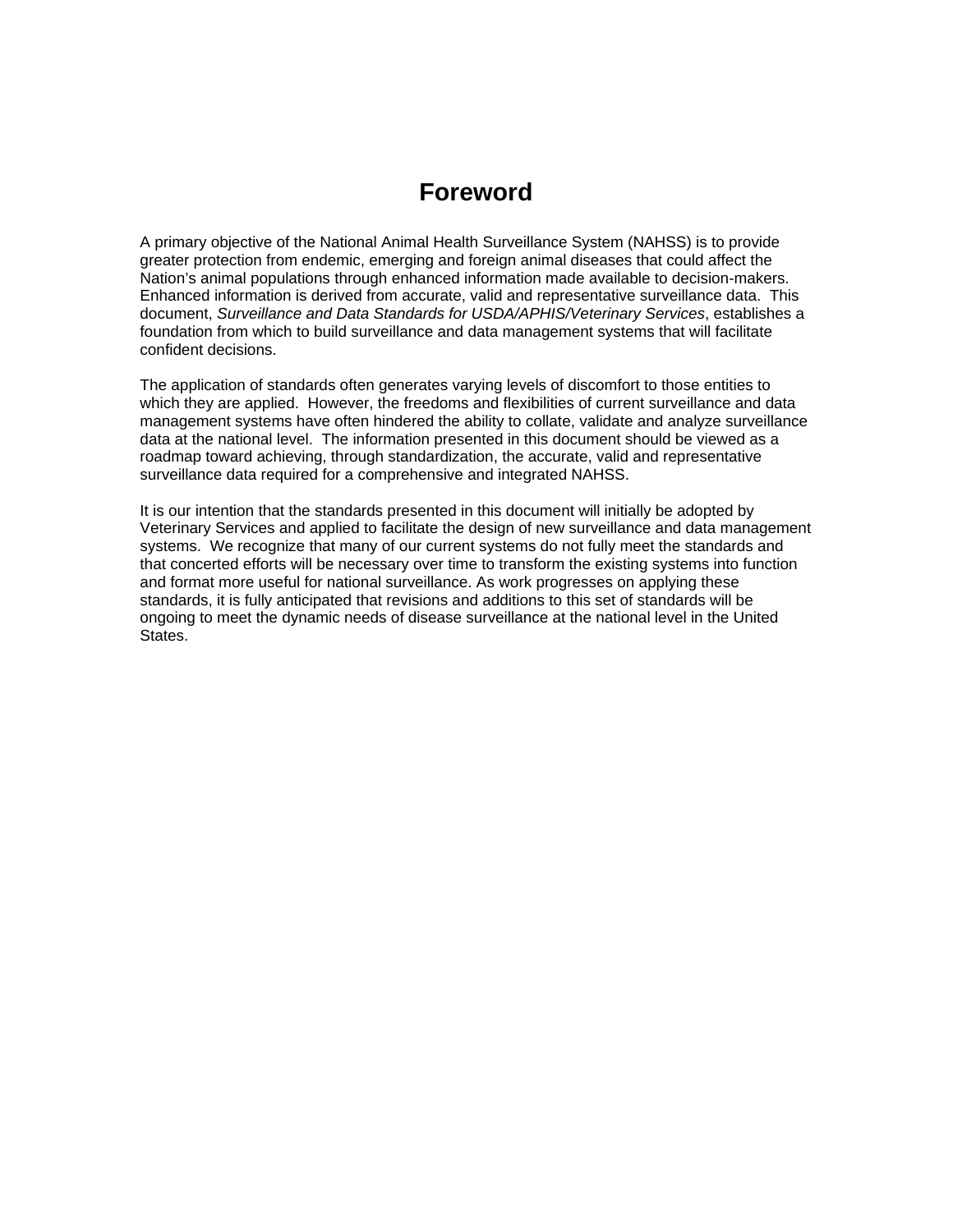# Foreword

A primary objective of the National Animal Health Surveillance System (NAHSS) is to provide greater protection from endemic, emerging and foreign animal diseases that could affect the Nation's animal populations through enhanced information made available to decision-makers. Enhanced information is derived from accurate, valid and representative surveillance data. This document, *Surveillance and Data Standards for USDA/APHIS/Veterinary Services*, establishes a foundation from which to build surveillance and data management systems that will facilitate confident decisions.

The application of standards often generates varying levels of discomfort to those entities to which they are applied. However, the freedoms and flexibilities of current surveillance and data management systems have often hindered the ability to collate, validate and analyze surveillance data at the national level. The information presented in this document should be viewed as a roadmap toward achieving, through standardization, the accurate, valid and representative surveillance data required for a comprehensive and integrated NAHSS.

It is our intention that the standards presented in this document will initially be adopted by Veterinary Services and applied to facilitate the design of new surveillance and data management systems. We recognize that many of our current systems do not fully meet the standards and that concerted efforts will be necessary over time to transform the existing systems into function and format more useful for national surveillance. As work progresses on applying these standards, it is fully anticipated that revisions and additions to this set of standards will be ongoing to meet the dynamic needs of disease surveillance at the national level in the United States.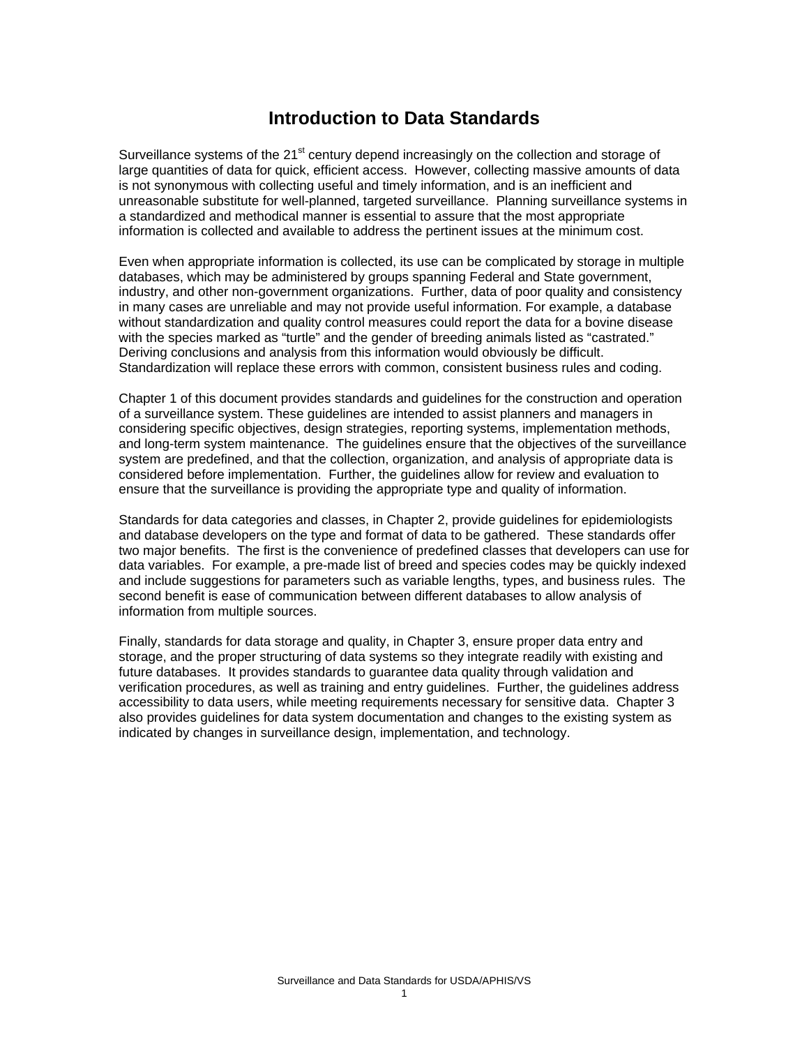# Introduction to Data Standards

Surveillance systems of the 21st century depend increasingly on the collection and storage of large quantities of data for quick, efficient access. However, collecting massive amounts of data is not synonymous with collecting useful and timely information, and is an inefficient and unreasonable substitute for well-planned, targeted surveillance. Planning surveillance systems in a standardized and methodical manner is essential to assure that the most appropriate information is collected and available to address the pertinent issues at the minimum cost.

Even when appropriate information is collected, its use can be complicated by storage in multiple databases, which may be administered by groups spanning Federal and State government, industry, and other non-government organizations. Further, data of poor quality and consistency in many cases are unreliable and may not provide useful information. For example, a database without standardization and quality control measures could report the data for a bovine disease with the species marked as "turtle" and the gender of breeding animals listed as "castrated." Deriving conclusions and analysis from this information would obviously be difficult. Standardization will replace these errors with common, consistent business rules and coding.

Chapter 1 of this document provides standards and guidelines for the construction and operation of a surveillance system. These guidelines are intended to assist planners and managers in considering specific objectives, design strategies, reporting systems, implementation methods, and long-term system maintenance. The guidelines ensure that the objectives of the surveillance system are predefined, and that the collection, organization, and analysis of appropriate data is considered before implementation. Further, the guidelines allow for review and evaluation to ensure that the surveillance is providing the appropriate type and quality of information.

Standards for data categories and classes, in Chapter 2, provide guidelines for epidemiologists and database developers on the type and format of data to be gathered. These standards offer two major benefits. The first is the convenience of predefined classes that developers can use for data variables. For example, a pre-made list of breed and species codes may be quickly indexed and include suggestions for parameters such as variable lengths, types, and business rules. The second benefit is ease of communication between different databases to allow analysis of information from multiple sources.

Finally, standards for data storage and quality, in Chapter 3, ensure proper data entry and storage, and the proper structuring of data systems so they integrate readily with existing and future databases. It provides standards to guarantee data quality through validation and verification procedures, as well as training and entry guidelines. Further, the guidelines address accessibility to data users, while meeting requirements necessary for sensitive data. Chapter 3 also provides guidelines for data system documentation and changes to the existing system as indicated by changes in surveillance design, implementation, and technology.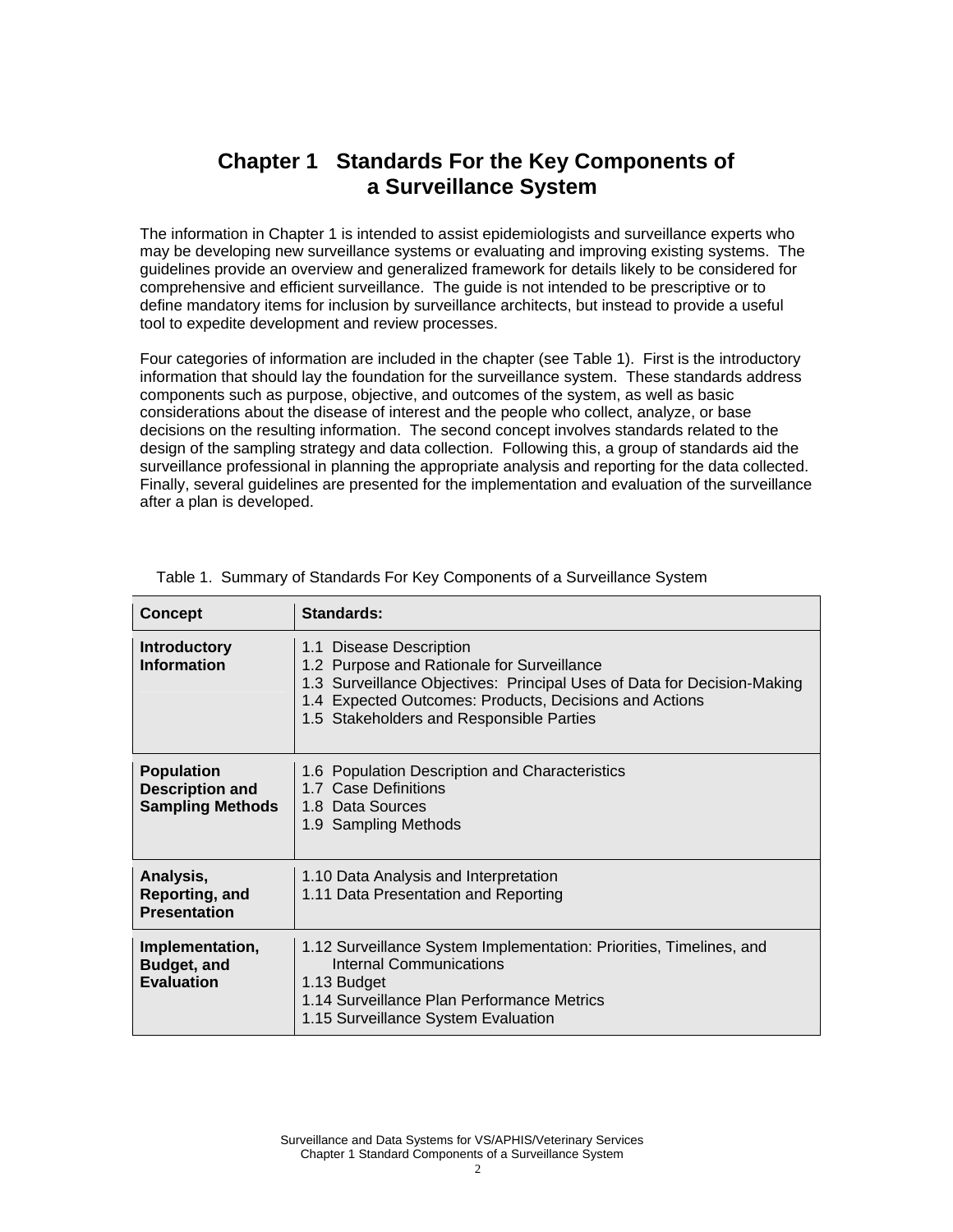# Chapter 1 Standards For the Key Components of a Surveillance System

The information in Chapter 1 is intended to assist epidemiologists and surveillance experts who may be developing new surveillance systems or evaluating and improving existing systems. The guidelines provide an overview and generalized framework for details likely to be considered for comprehensive and efficient surveillance. The guide is not intended to be prescriptive or to define mandatory items for inclusion by surveillance architects, but instead to provide a useful tool to expedite development and review processes.

Four categories of information are included in the chapter (see Table 1). First is the introductory information that should lay the foundation for the surveillance system. These standards address components such as purpose, objective, and outcomes of the system, as well as basic considerations about the disease of interest and the people who collect, analyze, or base decisions on the resulting information. The second concept involves standards related to the design of the sampling strategy and data collection. Following this, a group of standards aid the surveillance professional in planning the appropriate analysis and reporting for the data collected. Finally, several guidelines are presented for the implementation and evaluation of the surveillance after a plan is developed.

Table 1. Summary of Standards For Key Components of a Surveillance System

| Concept | Standards: |
|---|---|
| **Introductory Information** | 1.1 Disease Description<br>1.2 Purpose and Rationale for Surveillance<br>1.3 Surveillance Objectives: Principal Uses of Data for Decision-Making<br>1.4 Expected Outcomes: Products, Decisions and Actions<br>1.5 Stakeholders and Responsible Parties |
| **Population Description and Sampling Methods** | 1.6 Population Description and Characteristics<br>1.7 Case Definitions<br>1.8 Data Sources<br>1.9 Sampling Methods |
| **Analysis, Reporting, and Presentation** | 1.10 Data Analysis and Interpretation<br>1.11 Data Presentation and Reporting |
| **Implementation, Budget, and Evaluation** | 1.12 Surveillance System Implementation: Priorities, Timelines, and Internal Communications<br>1.13 Budget<br>1.14 Surveillance Plan Performance Metrics<br>1.15 Surveillance System Evaluation |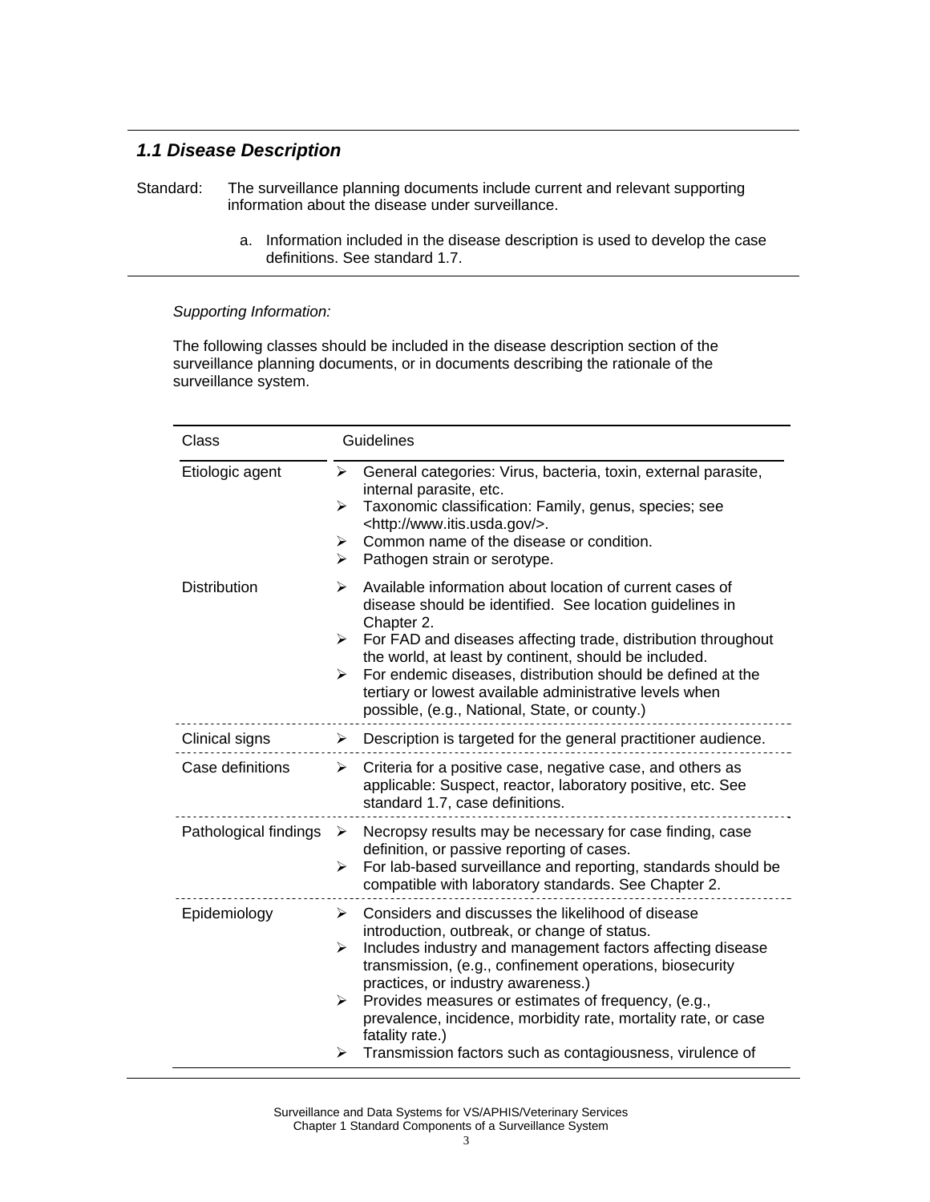### *1.1 Disease Description*

Standard: The surveillance planning documents include current and relevant supporting information about the disease under surveillance.

a. Information included in the disease description is used to develop the case definitions. See standard 1.7.

*Supporting Information:*

The following classes should be included in the disease description section of the surveillance planning documents, or in documents describing the rationale of the surveillance system.

| Class | Guidelines |
|---|---|
| Etiologic agent | ➢ General categories: Virus, bacteria, toxin, external parasite, internal parasite, etc.<br>➢ Taxonomic classification: Family, genus, species; see <http://www.itis.usda.gov/>.<br>➢ Common name of the disease or condition.<br>➢ Pathogen strain or serotype. |
| Distribution | ➢ Available information about location of current cases of disease should be identified. See location guidelines in Chapter 2.<br>➢ For FAD and diseases affecting trade, distribution throughout the world, at least by continent, should be included.<br>➢ For endemic diseases, distribution should be defined at the tertiary or lowest available administrative levels when possible, (e.g., National, State, or county.) |
| Clinical signs | ➢ Description is targeted for the general practitioner audience. |
| Case definitions | ➢ Criteria for a positive case, negative case, and others as applicable: Suspect, reactor, laboratory positive, etc. See standard 1.7, case definitions. |
| Pathological findings | ➢ Necropsy results may be necessary for case finding, case definition, or passive reporting of cases.<br>➢ For lab-based surveillance and reporting, standards should be compatible with laboratory standards. See Chapter 2. |
| Epidemiology | ➢ Considers and discusses the likelihood of disease introduction, outbreak, or change of status.<br>➢ Includes industry and management factors affecting disease transmission, (e.g., confinement operations, biosecurity practices, or industry awareness.)<br>➢ Provides measures or estimates of frequency, (e.g., prevalence, incidence, morbidity rate, mortality rate, or case fatality rate.)<br>➢ Transmission factors such as contagiousness, virulence of |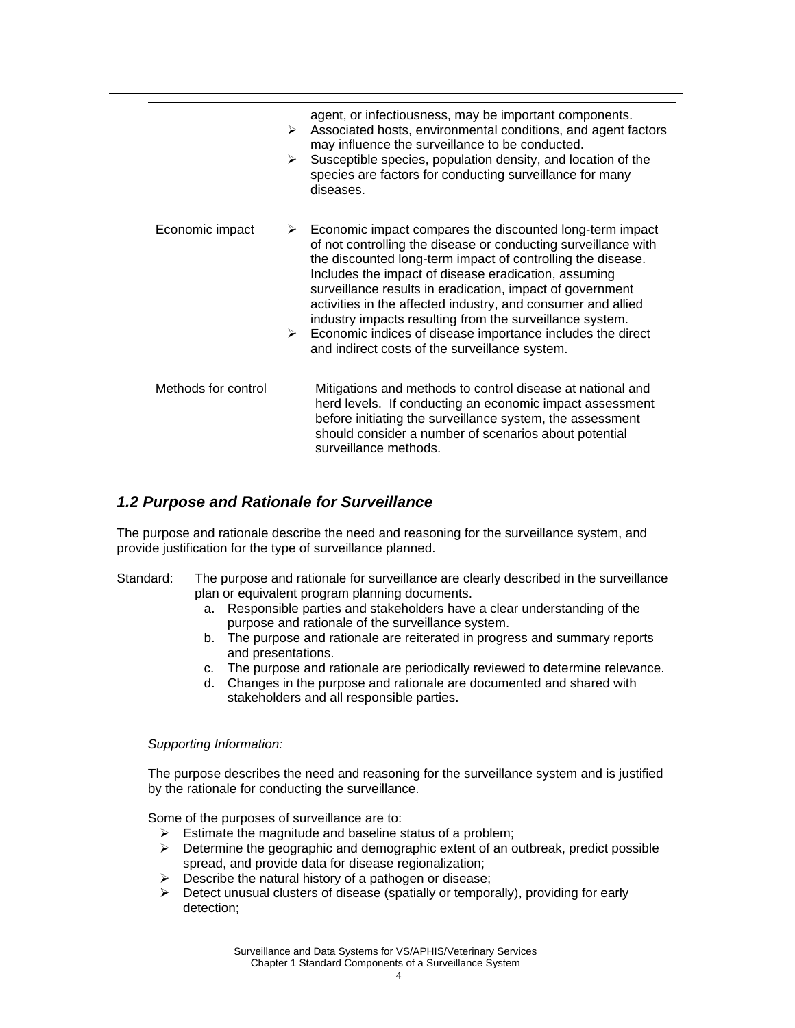| | |
|---|---|
| | agent, or infectiousness, may be important components.<br>➢ Associated hosts, environmental conditions, and agent factors may influence the surveillance to be conducted.<br>➢ Susceptible species, population density, and location of the species are factors for conducting surveillance for many diseases. |
| Economic impact | ➢ Economic impact compares the discounted long-term impact of not controlling the disease or conducting surveillance with the discounted long-term impact of controlling the disease. Includes the impact of disease eradication, assuming surveillance results in eradication, impact of government activities in the affected industry, and consumer and allied industry impacts resulting from the surveillance system.<br>➢ Economic indices of disease importance includes the direct and indirect costs of the surveillance system. |
| Methods for control | Mitigations and methods to control disease at national and herd levels. If conducting an economic impact assessment before initiating the surveillance system, the assessment should consider a number of scenarios about potential surveillance methods. |

## *1.2 Purpose and Rationale for Surveillance*

The purpose and rationale describe the need and reasoning for the surveillance system, and provide justification for the type of surveillance planned.

Standard: The purpose and rationale for surveillance are clearly described in the surveillance plan or equivalent program planning documents.

a. Responsible parties and stakeholders have a clear understanding of the purpose and rationale of the surveillance system.
b. The purpose and rationale are reiterated in progress and summary reports and presentations.
c. The purpose and rationale are periodically reviewed to determine relevance.
d. Changes in the purpose and rationale are documented and shared with stakeholders and all responsible parties.

*Supporting Information:*

The purpose describes the need and reasoning for the surveillance system and is justified by the rationale for conducting the surveillance.

Some of the purposes of surveillance are to:

- Estimate the magnitude and baseline status of a problem;
- Determine the geographic and demographic extent of an outbreak, predict possible spread, and provide data for disease regionalization;
- Describe the natural history of a pathogen or disease;
- Detect unusual clusters of disease (spatially or temporally), providing for early detection;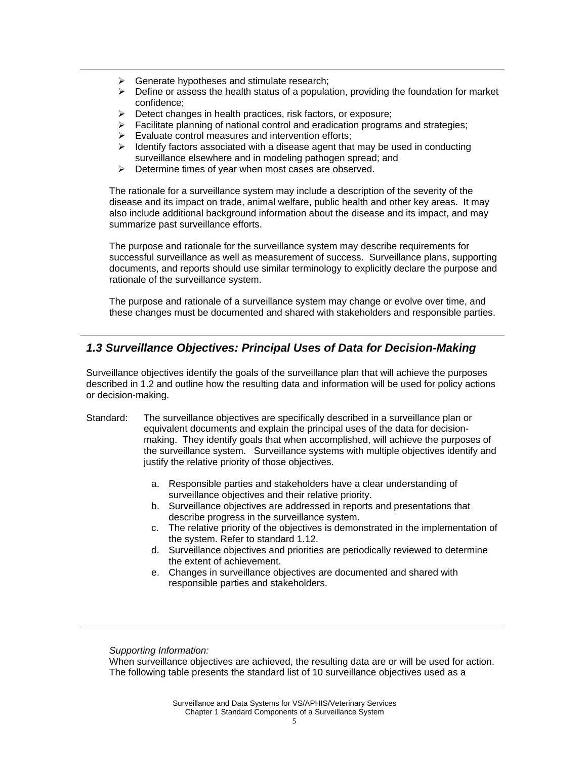- Generate hypotheses and stimulate research;
- Define or assess the health status of a population, providing the foundation for market confidence;
- Detect changes in health practices, risk factors, or exposure;
- Facilitate planning of national control and eradication programs and strategies;
- Evaluate control measures and intervention efforts;
- Identify factors associated with a disease agent that may be used in conducting surveillance elsewhere and in modeling pathogen spread; and
- Determine times of year when most cases are observed.

The rationale for a surveillance system may include a description of the severity of the disease and its impact on trade, animal welfare, public health and other key areas. It may also include additional background information about the disease and its impact, and may summarize past surveillance efforts.

The purpose and rationale for the surveillance system may describe requirements for successful surveillance as well as measurement of success. Surveillance plans, supporting documents, and reports should use similar terminology to explicitly declare the purpose and rationale of the surveillance system.

The purpose and rationale of a surveillance system may change or evolve over time, and these changes must be documented and shared with stakeholders and responsible parties.

## *1.3 Surveillance Objectives: Principal Uses of Data for Decision-Making*

Surveillance objectives identify the goals of the surveillance plan that will achieve the purposes described in 1.2 and outline how the resulting data and information will be used for policy actions or decision-making.

Standard: The surveillance objectives are specifically described in a surveillance plan or equivalent documents and explain the principal uses of the data for decision-making. They identify goals that when accomplished, will achieve the purposes of the surveillance system. Surveillance systems with multiple objectives identify and justify the relative priority of those objectives.

a. Responsible parties and stakeholders have a clear understanding of surveillance objectives and their relative priority.
b. Surveillance objectives are addressed in reports and presentations that describe progress in the surveillance system.
c. The relative priority of the objectives is demonstrated in the implementation of the system. Refer to standard 1.12.
d. Surveillance objectives and priorities are periodically reviewed to determine the extent of achievement.
e. Changes in surveillance objectives are documented and shared with responsible parties and stakeholders.

*Supporting Information:*

When surveillance objectives are achieved, the resulting data are or will be used for action. The following table presents the standard list of 10 surveillance objectives used as a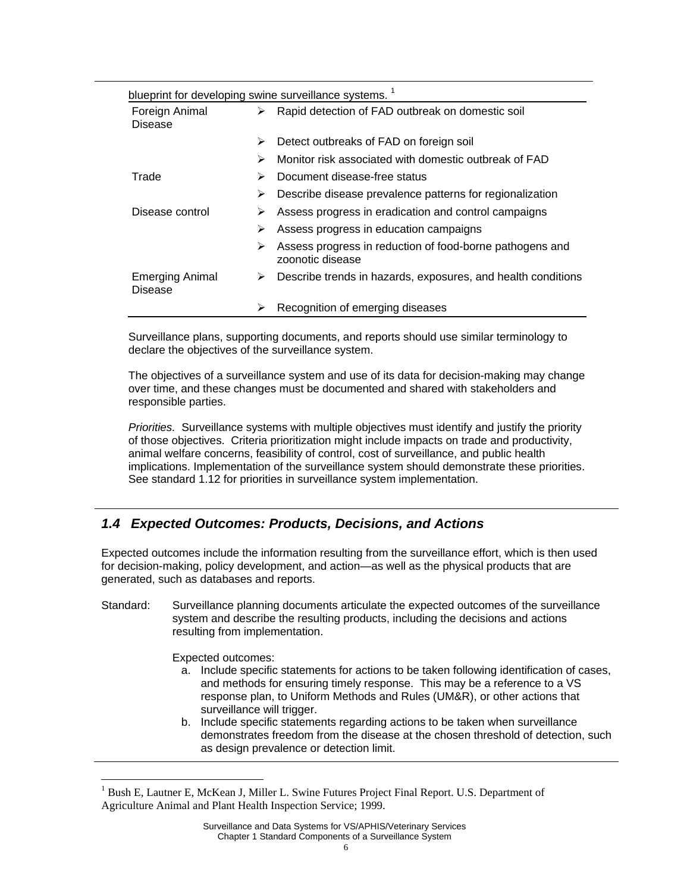blueprint for developing swine surveillance systems. [1]

| | |
|---|---|
| Foreign Animal Disease | ➢ Rapid detection of FAD outbreak on domestic soil |
| | ➢ Detect outbreaks of FAD on foreign soil |
| | ➢ Monitor risk associated with domestic outbreak of FAD |
| Trade | ➢ Document disease-free status |
| | ➢ Describe disease prevalence patterns for regionalization |
| Disease control | ➢ Assess progress in eradication and control campaigns |
| | ➢ Assess progress in education campaigns |
| | ➢ Assess progress in reduction of food-borne pathogens and zoonotic disease |
| Emerging Animal Disease | ➢ Describe trends in hazards, exposures, and health conditions |
| | ➢ Recognition of emerging diseases |

Surveillance plans, supporting documents, and reports should use similar terminology to declare the objectives of the surveillance system.

The objectives of a surveillance system and use of its data for decision-making may change over time, and these changes must be documented and shared with stakeholders and responsible parties.

*Priorities.* Surveillance systems with multiple objectives must identify and justify the priority of those objectives. Criteria prioritization might include impacts on trade and productivity, animal welfare concerns, feasibility of control, cost of surveillance, and public health implications. Implementation of the surveillance system should demonstrate these priorities. See standard 1.12 for priorities in surveillance system implementation.

## *1.4 Expected Outcomes: Products, Decisions, and Actions*

Expected outcomes include the information resulting from the surveillance effort, which is then used for decision-making, policy development, and action—as well as the physical products that are generated, such as databases and reports.

Standard: Surveillance planning documents articulate the expected outcomes of the surveillance system and describe the resulting products, including the decisions and actions resulting from implementation.

Expected outcomes:

a. Include specific statements for actions to be taken following identification of cases, and methods for ensuring timely response. This may be a reference to a VS response plan, to Uniform Methods and Rules (UM&R), or other actions that surveillance will trigger.
b. Include specific statements regarding actions to be taken when surveillance demonstrates freedom from the disease at the chosen threshold of detection, such as design prevalence or detection limit.

[1] Bush E, Lautner E, McKean J, Miller L. Swine Futures Project Final Report. U.S. Department of Agriculture Animal and Plant Health Inspection Service; 1999.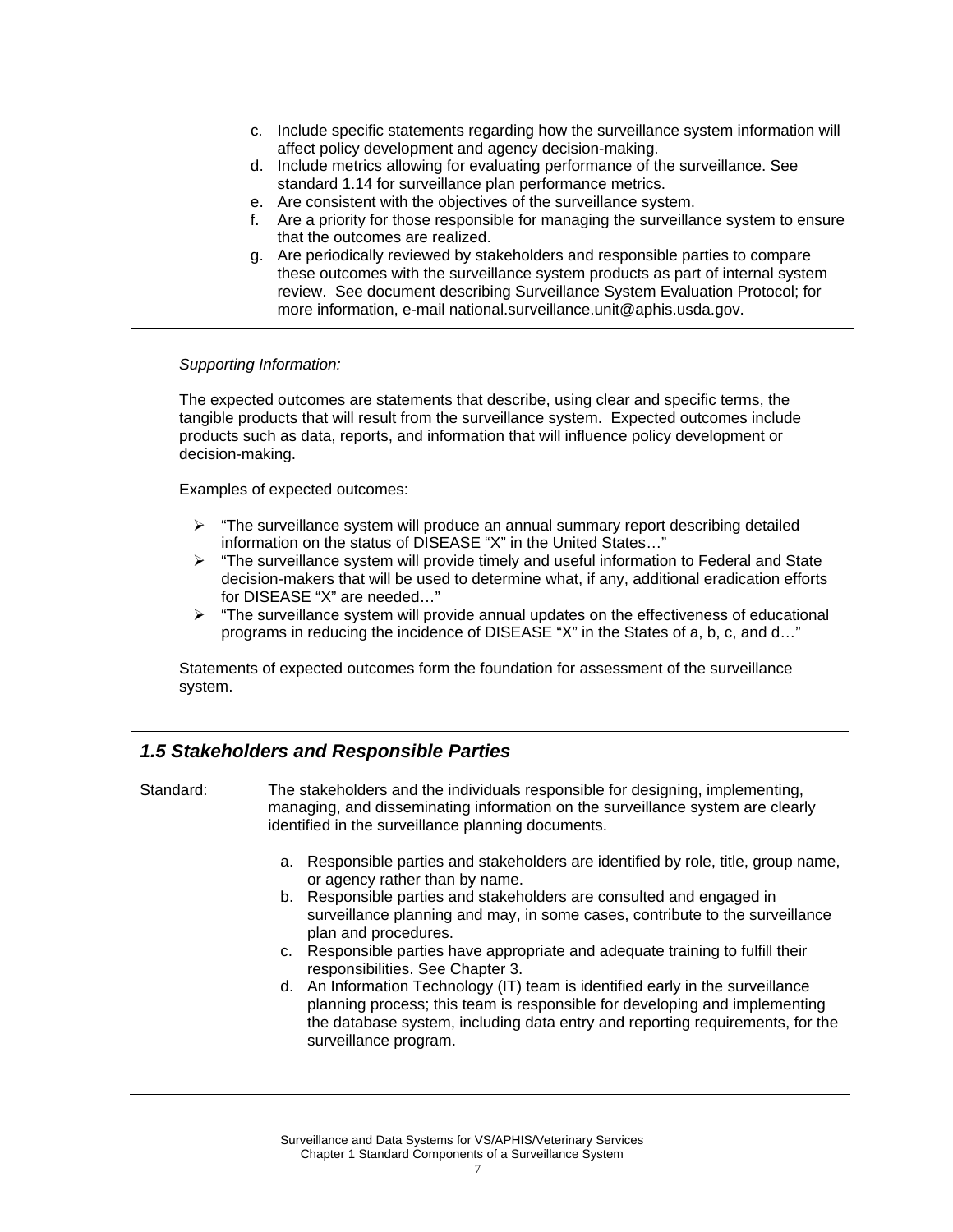c. Include specific statements regarding how the surveillance system information will affect policy development and agency decision-making.
d. Include metrics allowing for evaluating performance of the surveillance. See standard 1.14 for surveillance plan performance metrics.
e. Are consistent with the objectives of the surveillance system.
f. Are a priority for those responsible for managing the surveillance system to ensure that the outcomes are realized.
g. Are periodically reviewed by stakeholders and responsible parties to compare these outcomes with the surveillance system products as part of internal system review. See document describing Surveillance System Evaluation Protocol; for more information, e-mail national.surveillance.unit@aphis.usda.gov.

---

*Supporting Information:*

The expected outcomes are statements that describe, using clear and specific terms, the tangible products that will result from the surveillance system. Expected outcomes include products such as data, reports, and information that will influence policy development or decision-making.

Examples of expected outcomes:

- "The surveillance system will produce an annual summary report describing detailed information on the status of DISEASE "X" in the United States…"
- "The surveillance system will provide timely and useful information to Federal and State decision-makers that will be used to determine what, if any, additional eradication efforts for DISEASE "X" are needed…"
- "The surveillance system will provide annual updates on the effectiveness of educational programs in reducing the incidence of DISEASE "X" in the States of a, b, c, and d…"

Statements of expected outcomes form the foundation for assessment of the surveillance system.

---

### *1.5 Stakeholders and Responsible Parties*

Standard: The stakeholders and the individuals responsible for designing, implementing, managing, and disseminating information on the surveillance system are clearly identified in the surveillance planning documents.

a. Responsible parties and stakeholders are identified by role, title, group name, or agency rather than by name.
b. Responsible parties and stakeholders are consulted and engaged in surveillance planning and may, in some cases, contribute to the surveillance plan and procedures.
c. Responsible parties have appropriate and adequate training to fulfill their responsibilities. See Chapter 3.
d. An Information Technology (IT) team is identified early in the surveillance planning process; this team is responsible for developing and implementing the database system, including data entry and reporting requirements, for the surveillance program.

---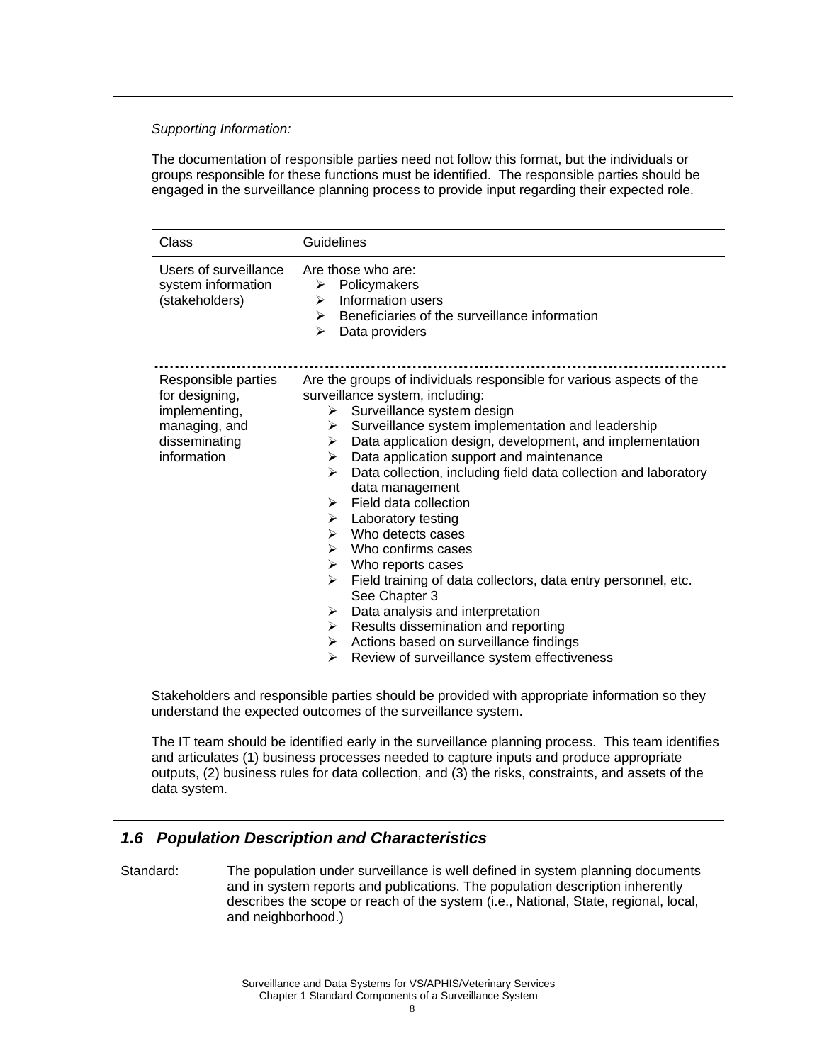*Supporting Information:*

The documentation of responsible parties need not follow this format, but the individuals or groups responsible for these functions must be identified. The responsible parties should be engaged in the surveillance planning process to provide input regarding their expected role.

| Class | Guidelines |
|---|---|
| Users of surveillance system information (stakeholders) | Are those who are:<br>➢ Policymakers<br>➢ Information users<br>➢ Beneficiaries of the surveillance information<br>➢ Data providers |
| Responsible parties for designing, implementing, managing, and disseminating information | Are the groups of individuals responsible for various aspects of the surveillance system, including:<br>➢ Surveillance system design<br>➢ Surveillance system implementation and leadership<br>➢ Data application design, development, and implementation<br>➢ Data application support and maintenance<br>➢ Data collection, including field data collection and laboratory data management<br>➢ Field data collection<br>➢ Laboratory testing<br>➢ Who detects cases<br>➢ Who confirms cases<br>➢ Who reports cases<br>➢ Field training of data collectors, data entry personnel, etc. See Chapter 3<br>➢ Data analysis and interpretation<br>➢ Results dissemination and reporting<br>➢ Actions based on surveillance findings<br>➢ Review of surveillance system effectiveness |

Stakeholders and responsible parties should be provided with appropriate information so they understand the expected outcomes of the surveillance system.

The IT team should be identified early in the surveillance planning process. This team identifies and articulates (1) business processes needed to capture inputs and produce appropriate outputs, (2) business rules for data collection, and (3) the risks, constraints, and assets of the data system.

## *1.6 Population Description and Characteristics*

Standard: The population under surveillance is well defined in system planning documents and in system reports and publications. The population description inherently describes the scope or reach of the system (i.e., National, State, regional, local, and neighborhood.)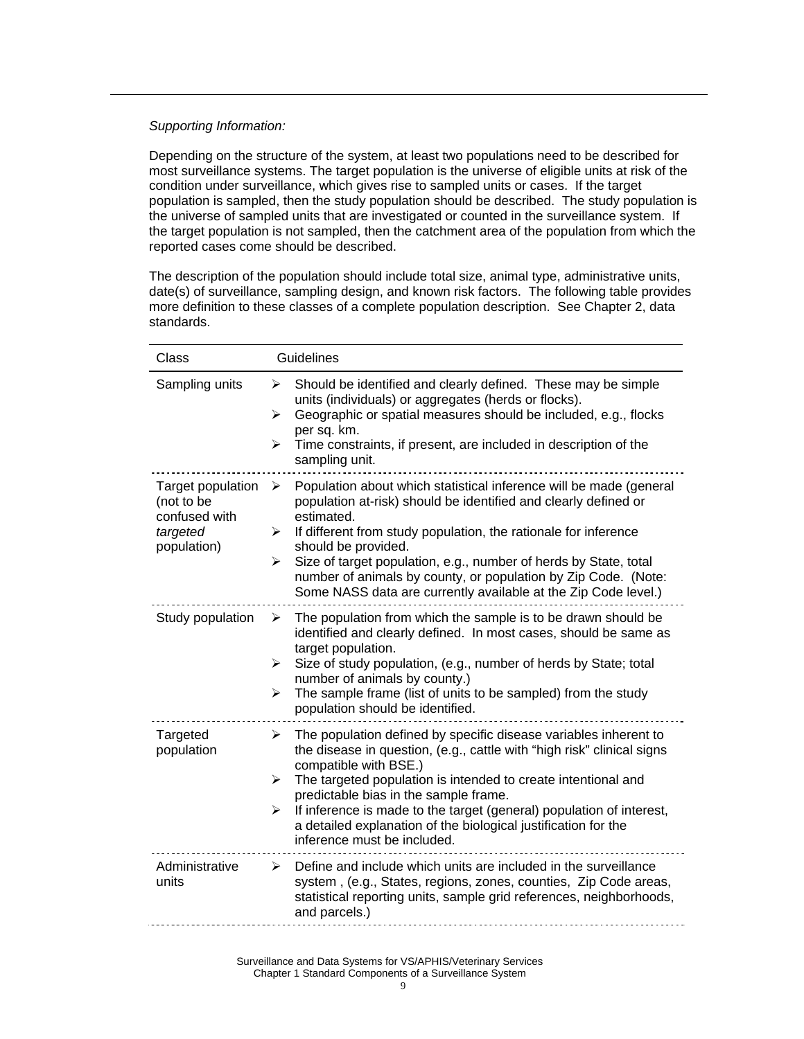*Supporting Information:*

Depending on the structure of the system, at least two populations need to be described for most surveillance systems. The target population is the universe of eligible units at risk of the condition under surveillance, which gives rise to sampled units or cases. If the target population is sampled, then the study population should be described. The study population is the universe of sampled units that are investigated or counted in the surveillance system. If the target population is not sampled, then the catchment area of the population from which the reported cases come should be described.

The description of the population should include total size, animal type, administrative units, date(s) of surveillance, sampling design, and known risk factors. The following table provides more definition to these classes of a complete population description. See Chapter 2, data standards.

| Class | Guidelines |
|---|---|
| Sampling units | ➢ Should be identified and clearly defined. These may be simple units (individuals) or aggregates (herds or flocks).<br>➢ Geographic or spatial measures should be included, e.g., flocks per sq. km.<br>➢ Time constraints, if present, are included in description of the sampling unit. |
| Target population (not to be confused with *targeted* population) | ➢ Population about which statistical inference will be made (general population at-risk) should be identified and clearly defined or estimated.<br>➢ If different from study population, the rationale for inference should be provided.<br>➢ Size of target population, e.g., number of herds by State, total number of animals by county, or population by Zip Code. (Note: Some NASS data are currently available at the Zip Code level.) |
| Study population | ➢ The population from which the sample is to be drawn should be identified and clearly defined. In most cases, should be same as target population.<br>➢ Size of study population, (e.g., number of herds by State; total number of animals by county.)<br>➢ The sample frame (list of units to be sampled) from the study population should be identified. |
| Targeted population | ➢ The population defined by specific disease variables inherent to the disease in question, (e.g., cattle with "high risk" clinical signs compatible with BSE.)<br>➢ The targeted population is intended to create intentional and predictable bias in the sample frame.<br>➢ If inference is made to the target (general) population of interest, a detailed explanation of the biological justification for the inference must be included. |
| Administrative units | ➢ Define and include which units are included in the surveillance system , (e.g., States, regions, zones, counties, Zip Code areas, statistical reporting units, sample grid references, neighborhoods, and parcels.) |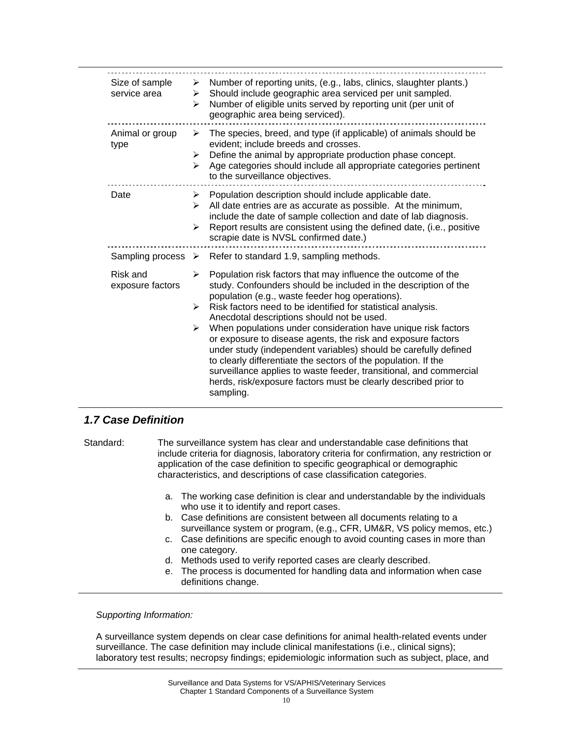| | |
|---|---|
| Size of sample service area | ➢ Number of reporting units, (e.g., labs, clinics, slaughter plants.)<br>➢ Should include geographic area serviced per unit sampled.<br>➢ Number of eligible units served by reporting unit (per unit of geographic area being serviced). |
| Animal or group type | ➢ The species, breed, and type (if applicable) of animals should be evident; include breeds and crosses.<br>➢ Define the animal by appropriate production phase concept.<br>➢ Age categories should include all appropriate categories pertinent to the surveillance objectives. |
| Date | ➢ Population description should include applicable date.<br>➢ All date entries are as accurate as possible. At the minimum, include the date of sample collection and date of lab diagnosis.<br>➢ Report results are consistent using the defined date, (i.e., positive scrapie date is NVSL confirmed date.) |
| Sampling process | ➢ Refer to standard 1.9, sampling methods. |
| Risk and exposure factors | ➢ Population risk factors that may influence the outcome of the study. Confounders should be included in the description of the population (e.g., waste feeder hog operations).<br>➢ Risk factors need to be identified for statistical analysis. Anecdotal descriptions should not be used.<br>➢ When populations under consideration have unique risk factors or exposure to disease agents, the risk and exposure factors under study (independent variables) should be carefully defined to clearly differentiate the sectors of the population. If the surveillance applies to waste feeder, transitional, and commercial herds, risk/exposure factors must be clearly described prior to sampling. |

## *1.7 Case Definition*

Standard: The surveillance system has clear and understandable case definitions that include criteria for diagnosis, laboratory criteria for confirmation, any restriction or application of the case definition to specific geographical or demographic characteristics, and descriptions of case classification categories.

a. The working case definition is clear and understandable by the individuals who use it to identify and report cases.
b. Case definitions are consistent between all documents relating to a surveillance system or program, (e.g., CFR, UM&R, VS policy memos, etc.)
c. Case definitions are specific enough to avoid counting cases in more than one category.
d. Methods used to verify reported cases are clearly described.
e. The process is documented for handling data and information when case definitions change.

*Supporting Information:*

A surveillance system depends on clear case definitions for animal health-related events under surveillance. The case definition may include clinical manifestations (i.e., clinical signs); laboratory test results; necropsy findings; epidemiologic information such as subject, place, and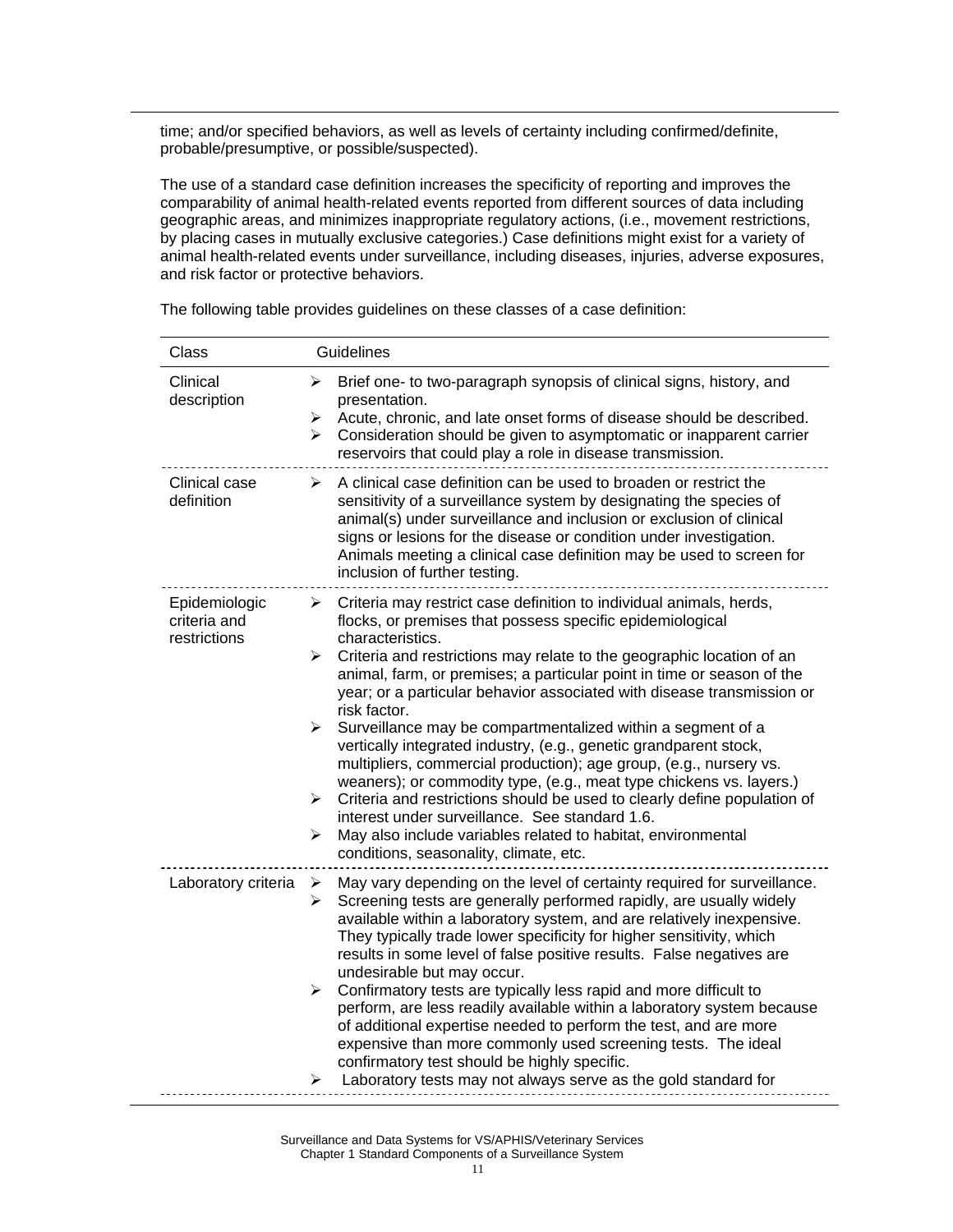time; and/or specified behaviors, as well as levels of certainty including confirmed/definite, probable/presumptive, or possible/suspected).

The use of a standard case definition increases the specificity of reporting and improves the comparability of animal health-related events reported from different sources of data including geographic areas, and minimizes inappropriate regulatory actions, (i.e., movement restrictions, by placing cases in mutually exclusive categories.) Case definitions might exist for a variety of animal health-related events under surveillance, including diseases, injuries, adverse exposures, and risk factor or protective behaviors.

The following table provides guidelines on these classes of a case definition:

| Class | Guidelines |
|---|---|
| Clinical description | ➢ Brief one- to two-paragraph synopsis of clinical signs, history, and presentation.<br>➢ Acute, chronic, and late onset forms of disease should be described.<br>➢ Consideration should be given to asymptomatic or inapparent carrier reservoirs that could play a role in disease transmission. |
| Clinical case definition | ➢ A clinical case definition can be used to broaden or restrict the sensitivity of a surveillance system by designating the species of animal(s) under surveillance and inclusion or exclusion of clinical signs or lesions for the disease or condition under investigation. Animals meeting a clinical case definition may be used to screen for inclusion of further testing. |
| Epidemiologic criteria and restrictions | ➢ Criteria may restrict case definition to individual animals, herds, flocks, or premises that possess specific epidemiological characteristics.<br>➢ Criteria and restrictions may relate to the geographic location of an animal, farm, or premises; a particular point in time or season of the year; or a particular behavior associated with disease transmission or risk factor.<br>➢ Surveillance may be compartmentalized within a segment of a vertically integrated industry, (e.g., genetic grandparent stock, multipliers, commercial production); age group, (e.g., nursery vs. weaners); or commodity type, (e.g., meat type chickens vs. layers.)<br>➢ Criteria and restrictions should be used to clearly define population of interest under surveillance. See standard 1.6.<br>➢ May also include variables related to habitat, environmental conditions, seasonality, climate, etc. |
| Laboratory criteria | ➢ May vary depending on the level of certainty required for surveillance.<br>➢ Screening tests are generally performed rapidly, are usually widely available within a laboratory system, and are relatively inexpensive. They typically trade lower specificity for higher sensitivity, which results in some level of false positive results. False negatives are undesirable but may occur.<br>➢ Confirmatory tests are typically less rapid and more difficult to perform, are less readily available within a laboratory system because of additional expertise needed to perform the test, and are more expensive than more commonly used screening tests. The ideal confirmatory test should be highly specific.<br>➢ Laboratory tests may not always serve as the gold standard for |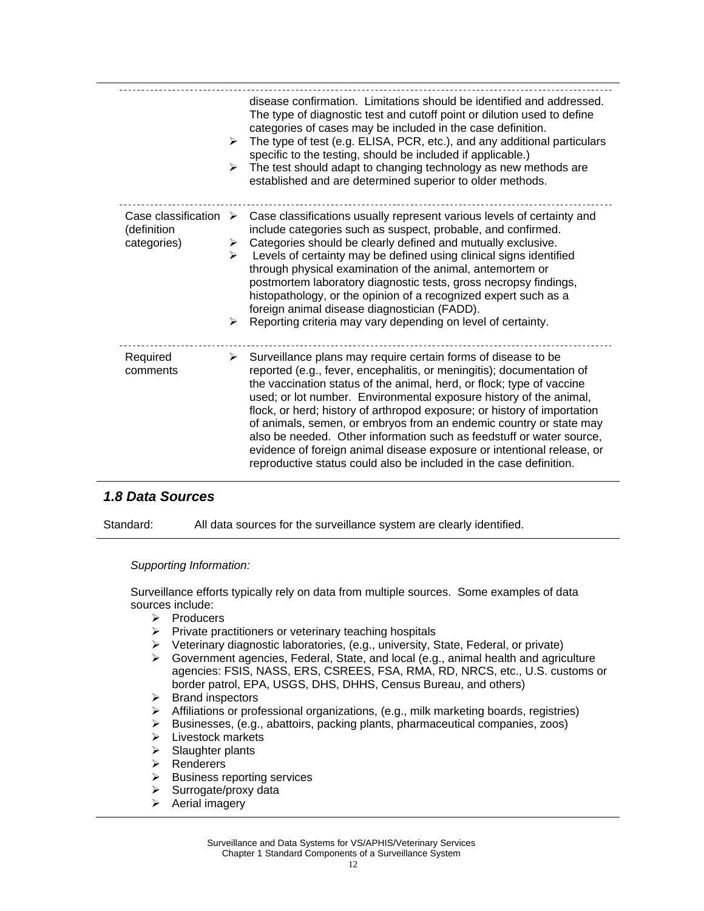| | |
|---|---|
| | disease confirmation. Limitations should be identified and addressed. The type of diagnostic test and cutoff point or dilution used to define categories of cases may be included in the case definition.<br>➢ The type of test (e.g. ELISA, PCR, etc.), and any additional particulars specific to the testing, should be included if applicable.)<br>➢ The test should adapt to changing technology as new methods are established and are determined superior to older methods. |
| Case classification (definition categories) | ➢ Case classifications usually represent various levels of certainty and include categories such as suspect, probable, and confirmed.<br>➢ Categories should be clearly defined and mutually exclusive.<br>➢ Levels of certainty may be defined using clinical signs identified through physical examination of the animal, antemortem or postmortem laboratory diagnostic tests, gross necropsy findings, histopathology, or the opinion of a recognized expert such as a foreign animal disease diagnostician (FADD).<br>➢ Reporting criteria may vary depending on level of certainty. |
| Required comments | ➢ Surveillance plans may require certain forms of disease to be reported (e.g., fever, encephalitis, or meningitis); documentation of the vaccination status of the animal, herd, or flock; type of vaccine used; or lot number. Environmental exposure history of the animal, flock, or herd; history of arthropod exposure; or history of importation of animals, semen, or embryos from an endemic country or state may also be needed. Other information such as feedstuff or water source, evidence of foreign animal disease exposure or intentional release, or reproductive status could also be included in the case definition. |

### *1.8 Data Sources*

Standard: All data sources for the surveillance system are clearly identified.

*Supporting Information:*

Surveillance efforts typically rely on data from multiple sources. Some examples of data sources include:

- Producers
- Private practitioners or veterinary teaching hospitals
- Veterinary diagnostic laboratories, (e.g., university, State, Federal, or private)
- Government agencies, Federal, State, and local (e.g., animal health and agriculture agencies: FSIS, NASS, ERS, CSREES, FSA, RMA, RD, NRCS, etc., U.S. customs or border patrol, EPA, USGS, DHS, DHHS, Census Bureau, and others)
- Brand inspectors
- Affiliations or professional organizations, (e.g., milk marketing boards, registries)
- Businesses, (e.g., abattoirs, packing plants, pharmaceutical companies, zoos)
- Livestock markets
- Slaughter plants
- Renderers
- Business reporting services
- Surrogate/proxy data
- Aerial imagery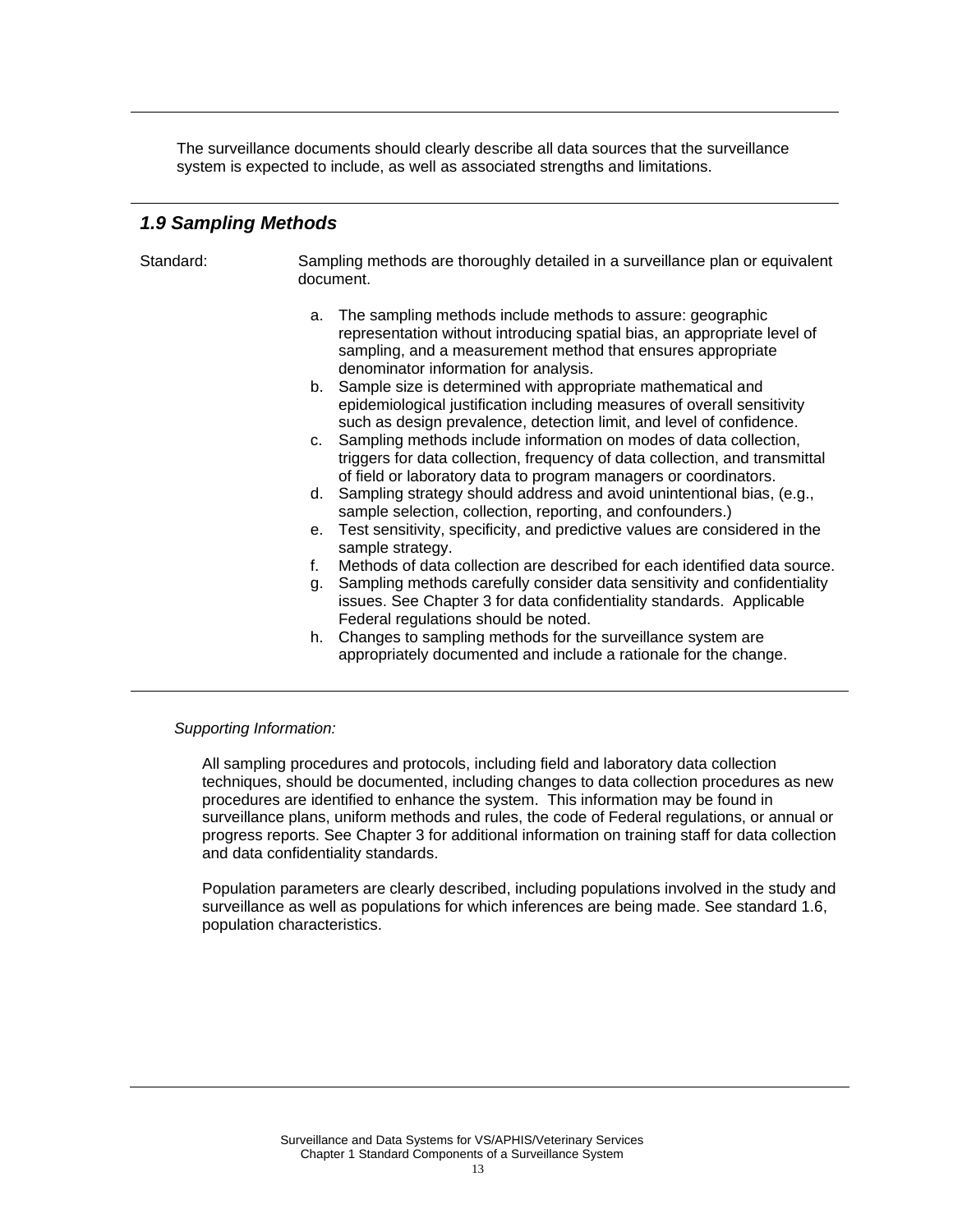The surveillance documents should clearly describe all data sources that the surveillance system is expected to include, as well as associated strengths and limitations.

## *1.9 Sampling Methods*

Standard: Sampling methods are thoroughly detailed in a surveillance plan or equivalent document.

a. The sampling methods include methods to assure: geographic representation without introducing spatial bias, an appropriate level of sampling, and a measurement method that ensures appropriate denominator information for analysis.
b. Sample size is determined with appropriate mathematical and epidemiological justification including measures of overall sensitivity such as design prevalence, detection limit, and level of confidence.
c. Sampling methods include information on modes of data collection, triggers for data collection, frequency of data collection, and transmittal of field or laboratory data to program managers or coordinators.
d. Sampling strategy should address and avoid unintentional bias, (e.g., sample selection, collection, reporting, and confounders.)
e. Test sensitivity, specificity, and predictive values are considered in the sample strategy.
f. Methods of data collection are described for each identified data source.
g. Sampling methods carefully consider data sensitivity and confidentiality issues. See Chapter 3 for data confidentiality standards. Applicable Federal regulations should be noted.
h. Changes to sampling methods for the surveillance system are appropriately documented and include a rationale for the change.

*Supporting Information:*

All sampling procedures and protocols, including field and laboratory data collection techniques, should be documented, including changes to data collection procedures as new procedures are identified to enhance the system. This information may be found in surveillance plans, uniform methods and rules, the code of Federal regulations, or annual or progress reports. See Chapter 3 for additional information on training staff for data collection and data confidentiality standards.

Population parameters are clearly described, including populations involved in the study and surveillance as well as populations for which inferences are being made. See standard 1.6, population characteristics.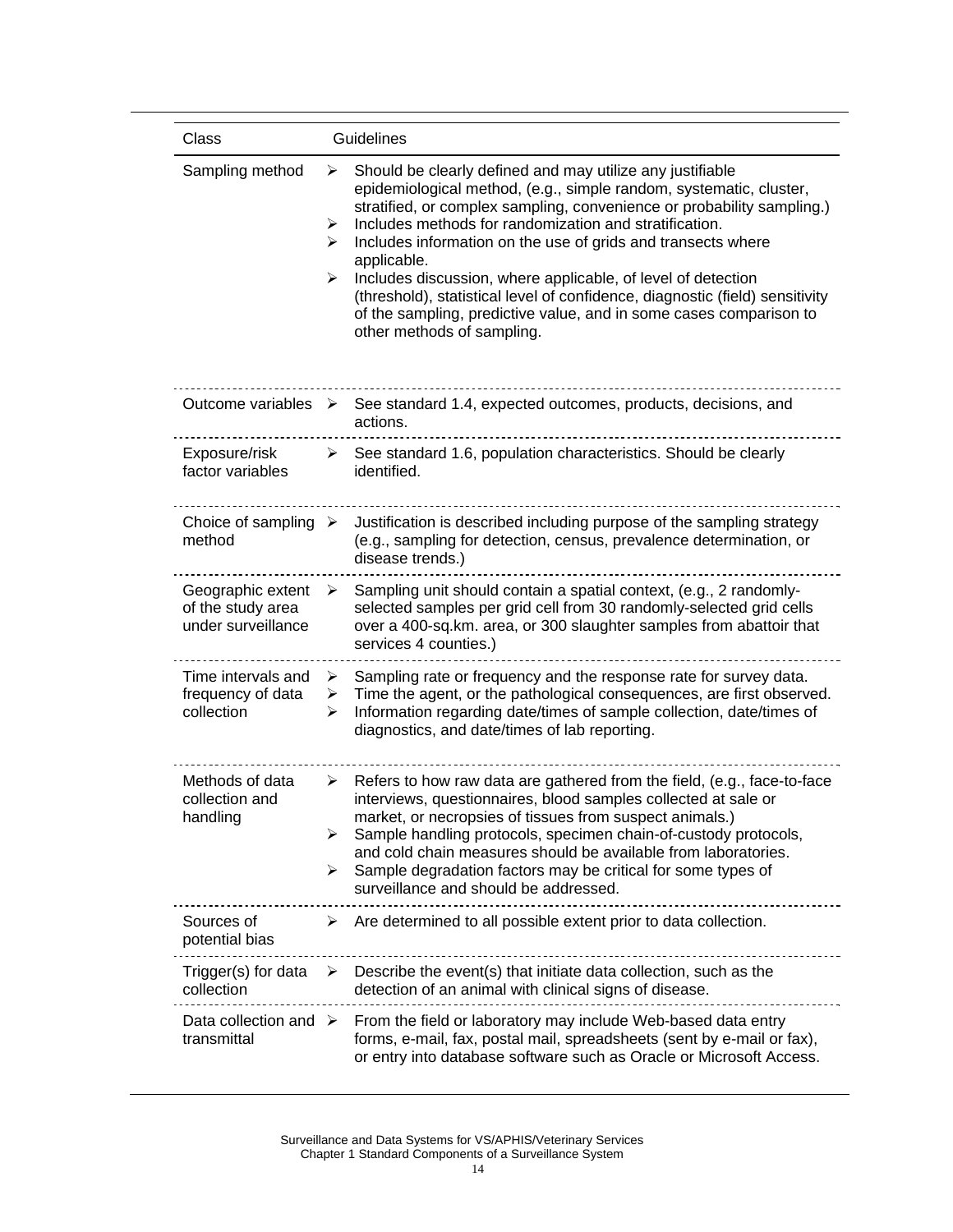| Class | Guidelines |
| --- | --- |
| Sampling method | ➢ Should be clearly defined and may utilize any justifiable epidemiological method, (e.g., simple random, systematic, cluster, stratified, or complex sampling, convenience or probability sampling.)<br>➢ Includes methods for randomization and stratification.<br>➢ Includes information on the use of grids and transects where applicable.<br>➢ Includes discussion, where applicable, of level of detection (threshold), statistical level of confidence, diagnostic (field) sensitivity of the sampling, predictive value, and in some cases comparison to other methods of sampling. |
| Outcome variables | ➢ See standard 1.4, expected outcomes, products, decisions, and actions. |
| Exposure/risk factor variables | ➢ See standard 1.6, population characteristics. Should be clearly identified. |
| Choice of sampling method | ➢ Justification is described including purpose of the sampling strategy (e.g., sampling for detection, census, prevalence determination, or disease trends.) |
| Geographic extent of the study area under surveillance | ➢ Sampling unit should contain a spatial context, (e.g., 2 randomly-selected samples per grid cell from 30 randomly-selected grid cells over a 400-sq.km. area, or 300 slaughter samples from abattoir that services 4 counties.) |
| Time intervals and frequency of data collection | ➢ Sampling rate or frequency and the response rate for survey data.<br>➢ Time the agent, or the pathological consequences, are first observed.<br>➢ Information regarding date/times of sample collection, date/times of diagnostics, and date/times of lab reporting. |
| Methods of data collection and handling | ➢ Refers to how raw data are gathered from the field, (e.g., face-to-face interviews, questionnaires, blood samples collected at sale or market, or necropsies of tissues from suspect animals.)<br>➢ Sample handling protocols, specimen chain-of-custody protocols, and cold chain measures should be available from laboratories.<br>➢ Sample degradation factors may be critical for some types of surveillance and should be addressed. |
| Sources of potential bias | ➢ Are determined to all possible extent prior to data collection. |
| Trigger(s) for data collection | ➢ Describe the event(s) that initiate data collection, such as the detection of an animal with clinical signs of disease. |
| Data collection and transmittal | ➢ From the field or laboratory may include Web-based data entry forms, e-mail, fax, postal mail, spreadsheets (sent by e-mail or fax), or entry into database software such as Oracle or Microsoft Access. |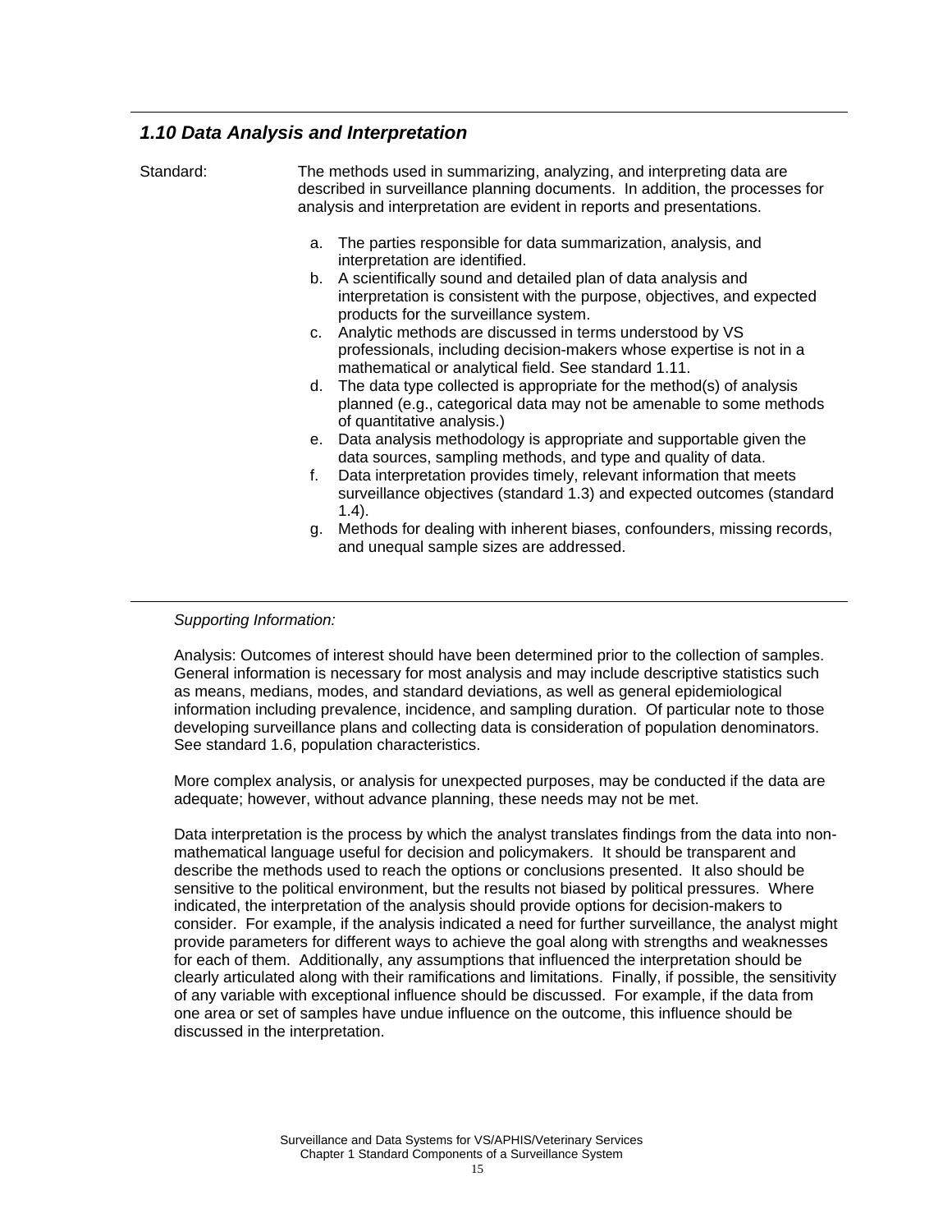### *1.10 Data Analysis and Interpretation*

Standard: The methods used in summarizing, analyzing, and interpreting data are described in surveillance planning documents. In addition, the processes for analysis and interpretation are evident in reports and presentations.

a. The parties responsible for data summarization, analysis, and interpretation are identified.
b. A scientifically sound and detailed plan of data analysis and interpretation is consistent with the purpose, objectives, and expected products for the surveillance system.
c. Analytic methods are discussed in terms understood by VS professionals, including decision-makers whose expertise is not in a mathematical or analytical field. See standard 1.11.
d. The data type collected is appropriate for the method(s) of analysis planned (e.g., categorical data may not be amenable to some methods of quantitative analysis.)
e. Data analysis methodology is appropriate and supportable given the data sources, sampling methods, and type and quality of data.
f. Data interpretation provides timely, relevant information that meets surveillance objectives (standard 1.3) and expected outcomes (standard 1.4).
g. Methods for dealing with inherent biases, confounders, missing records, and unequal sample sizes are addressed.

*Supporting Information:*

Analysis: Outcomes of interest should have been determined prior to the collection of samples. General information is necessary for most analysis and may include descriptive statistics such as means, medians, modes, and standard deviations, as well as general epidemiological information including prevalence, incidence, and sampling duration. Of particular note to those developing surveillance plans and collecting data is consideration of population denominators. See standard 1.6, population characteristics.

More complex analysis, or analysis for unexpected purposes, may be conducted if the data are adequate; however, without advance planning, these needs may not be met.

Data interpretation is the process by which the analyst translates findings from the data into non-mathematical language useful for decision and policymakers. It should be transparent and describe the methods used to reach the options or conclusions presented. It also should be sensitive to the political environment, but the results not biased by political pressures. Where indicated, the interpretation of the analysis should provide options for decision-makers to consider. For example, if the analysis indicated a need for further surveillance, the analyst might provide parameters for different ways to achieve the goal along with strengths and weaknesses for each of them. Additionally, any assumptions that influenced the interpretation should be clearly articulated along with their ramifications and limitations. Finally, if possible, the sensitivity of any variable with exceptional influence should be discussed. For example, if the data from one area or set of samples have undue influence on the outcome, this influence should be discussed in the interpretation.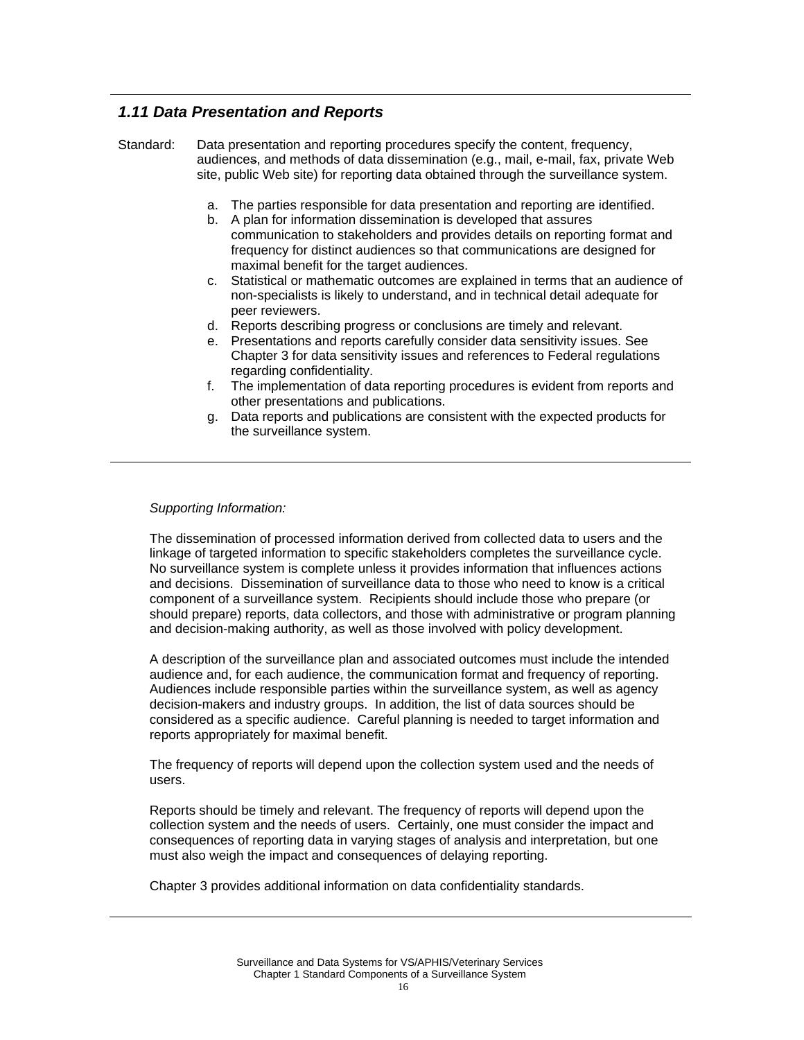### *1.11 Data Presentation and Reports*

Standard: Data presentation and reporting procedures specify the content, frequency, audiences, and methods of data dissemination (e.g., mail, e-mail, fax, private Web site, public Web site) for reporting data obtained through the surveillance system.

a. The parties responsible for data presentation and reporting are identified.
b. A plan for information dissemination is developed that assures communication to stakeholders and provides details on reporting format and frequency for distinct audiences so that communications are designed for maximal benefit for the target audiences.
c. Statistical or mathematic outcomes are explained in terms that an audience of non-specialists is likely to understand, and in technical detail adequate for peer reviewers.
d. Reports describing progress or conclusions are timely and relevant.
e. Presentations and reports carefully consider data sensitivity issues. See Chapter 3 for data sensitivity issues and references to Federal regulations regarding confidentiality.
f. The implementation of data reporting procedures is evident from reports and other presentations and publications.
g. Data reports and publications are consistent with the expected products for the surveillance system.

*Supporting Information:*

The dissemination of processed information derived from collected data to users and the linkage of targeted information to specific stakeholders completes the surveillance cycle. No surveillance system is complete unless it provides information that influences actions and decisions. Dissemination of surveillance data to those who need to know is a critical component of a surveillance system. Recipients should include those who prepare (or should prepare) reports, data collectors, and those with administrative or program planning and decision-making authority, as well as those involved with policy development.

A description of the surveillance plan and associated outcomes must include the intended audience and, for each audience, the communication format and frequency of reporting. Audiences include responsible parties within the surveillance system, as well as agency decision-makers and industry groups. In addition, the list of data sources should be considered as a specific audience. Careful planning is needed to target information and reports appropriately for maximal benefit.

The frequency of reports will depend upon the collection system used and the needs of users.

Reports should be timely and relevant. The frequency of reports will depend upon the collection system and the needs of users. Certainly, one must consider the impact and consequences of reporting data in varying stages of analysis and interpretation, but one must also weigh the impact and consequences of delaying reporting.

Chapter 3 provides additional information on data confidentiality standards.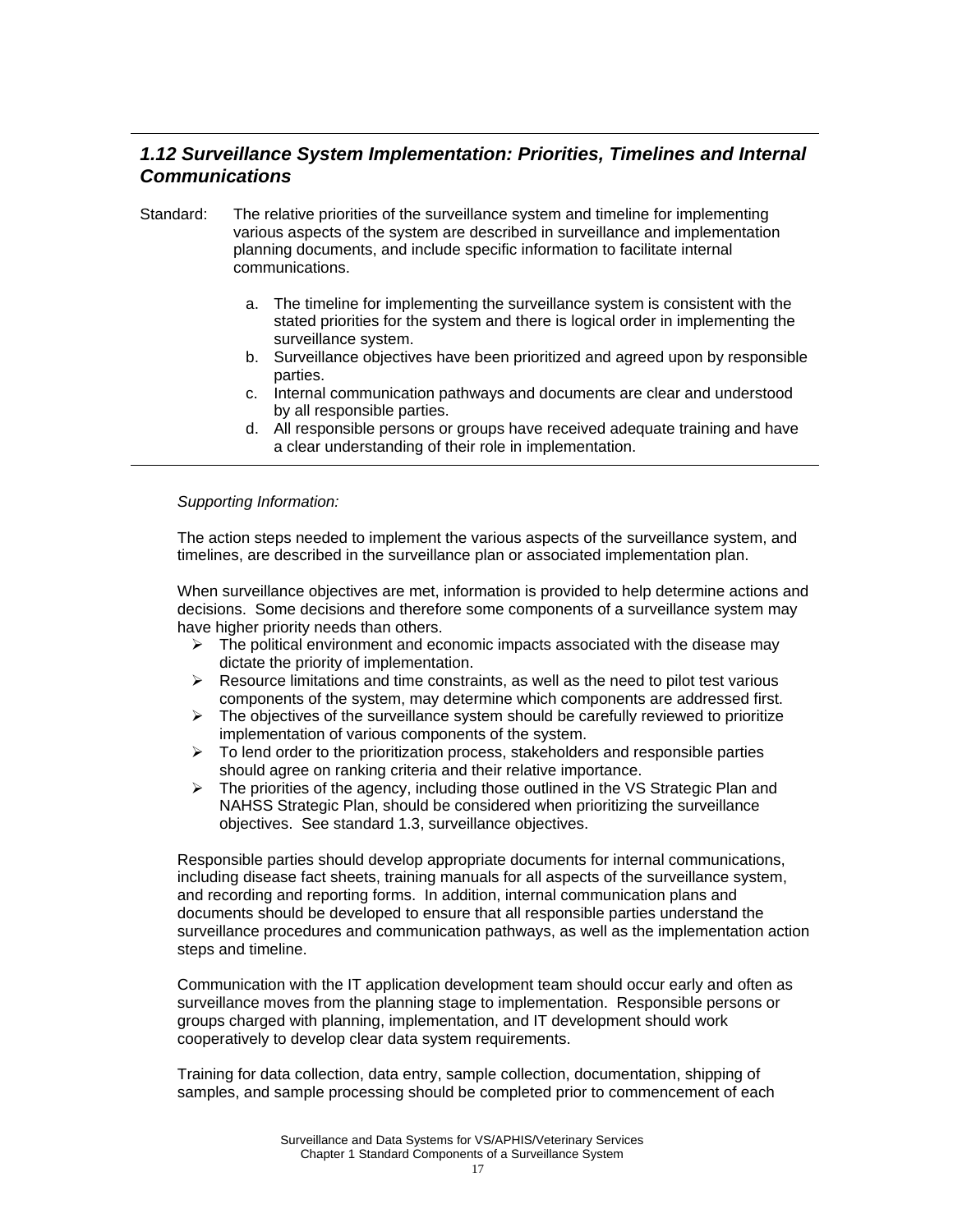## *1.12 Surveillance System Implementation: Priorities, Timelines and Internal Communications*

Standard: The relative priorities of the surveillance system and timeline for implementing various aspects of the system are described in surveillance and implementation planning documents, and include specific information to facilitate internal communications.

a. The timeline for implementing the surveillance system is consistent with the stated priorities for the system and there is logical order in implementing the surveillance system.
b. Surveillance objectives have been prioritized and agreed upon by responsible parties.
c. Internal communication pathways and documents are clear and understood by all responsible parties.
d. All responsible persons or groups have received adequate training and have a clear understanding of their role in implementation.

*Supporting Information:*

The action steps needed to implement the various aspects of the surveillance system, and timelines, are described in the surveillance plan or associated implementation plan.

When surveillance objectives are met, information is provided to help determine actions and decisions. Some decisions and therefore some components of a surveillance system may have higher priority needs than others.

- The political environment and economic impacts associated with the disease may dictate the priority of implementation.
- Resource limitations and time constraints, as well as the need to pilot test various components of the system, may determine which components are addressed first.
- The objectives of the surveillance system should be carefully reviewed to prioritize implementation of various components of the system.
- To lend order to the prioritization process, stakeholders and responsible parties should agree on ranking criteria and their relative importance.
- The priorities of the agency, including those outlined in the VS Strategic Plan and NAHSS Strategic Plan, should be considered when prioritizing the surveillance objectives. See standard 1.3, surveillance objectives.

Responsible parties should develop appropriate documents for internal communications, including disease fact sheets, training manuals for all aspects of the surveillance system, and recording and reporting forms. In addition, internal communication plans and documents should be developed to ensure that all responsible parties understand the surveillance procedures and communication pathways, as well as the implementation action steps and timeline.

Communication with the IT application development team should occur early and often as surveillance moves from the planning stage to implementation. Responsible persons or groups charged with planning, implementation, and IT development should work cooperatively to develop clear data system requirements.

Training for data collection, data entry, sample collection, documentation, shipping of samples, and sample processing should be completed prior to commencement of each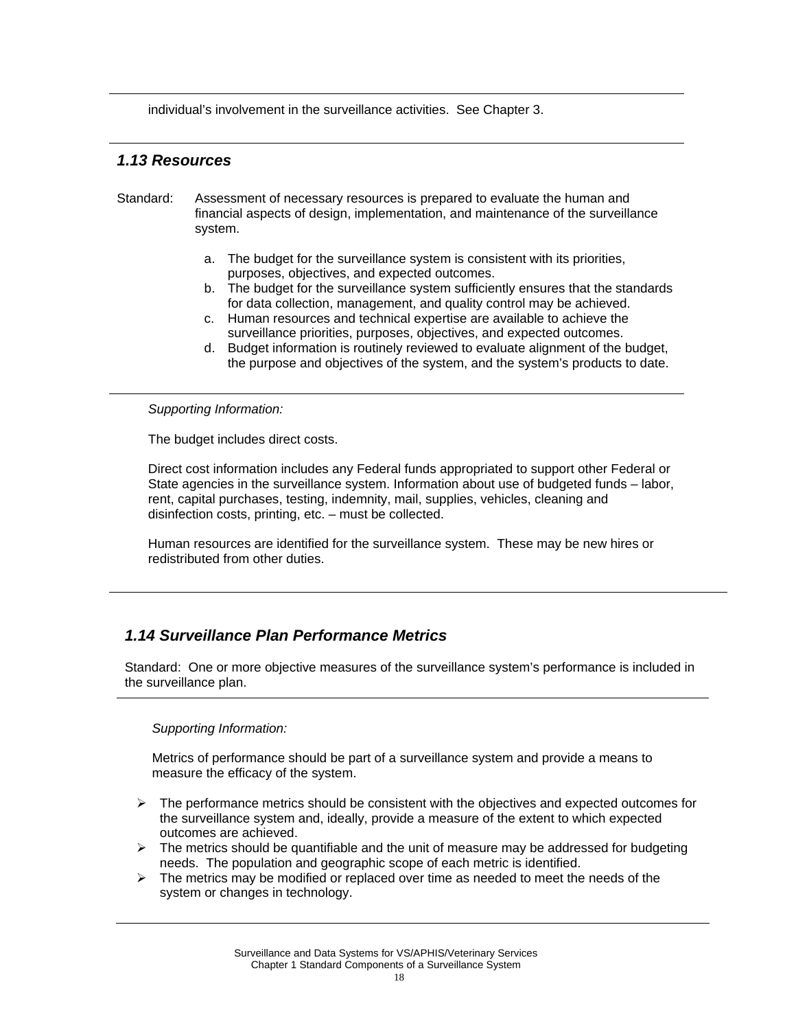individual's involvement in the surveillance activities. See Chapter 3.

### *1.13 Resources*

Standard: Assessment of necessary resources is prepared to evaluate the human and financial aspects of design, implementation, and maintenance of the surveillance system.

a. The budget for the surveillance system is consistent with its priorities, purposes, objectives, and expected outcomes.
b. The budget for the surveillance system sufficiently ensures that the standards for data collection, management, and quality control may be achieved.
c. Human resources and technical expertise are available to achieve the surveillance priorities, purposes, objectives, and expected outcomes.
d. Budget information is routinely reviewed to evaluate alignment of the budget, the purpose and objectives of the system, and the system's products to date.

*Supporting Information:*

The budget includes direct costs.

Direct cost information includes any Federal funds appropriated to support other Federal or State agencies in the surveillance system. Information about use of budgeted funds – labor, rent, capital purchases, testing, indemnity, mail, supplies, vehicles, cleaning and disinfection costs, printing, etc. – must be collected.

Human resources are identified for the surveillance system. These may be new hires or redistributed from other duties.

### *1.14 Surveillance Plan Performance Metrics*

Standard: One or more objective measures of the surveillance system's performance is included in the surveillance plan.

*Supporting Information:*

Metrics of performance should be part of a surveillance system and provide a means to measure the efficacy of the system.

- The performance metrics should be consistent with the objectives and expected outcomes for the surveillance system and, ideally, provide a measure of the extent to which expected outcomes are achieved.
- The metrics should be quantifiable and the unit of measure may be addressed for budgeting needs. The population and geographic scope of each metric is identified.
- The metrics may be modified or replaced over time as needed to meet the needs of the system or changes in technology.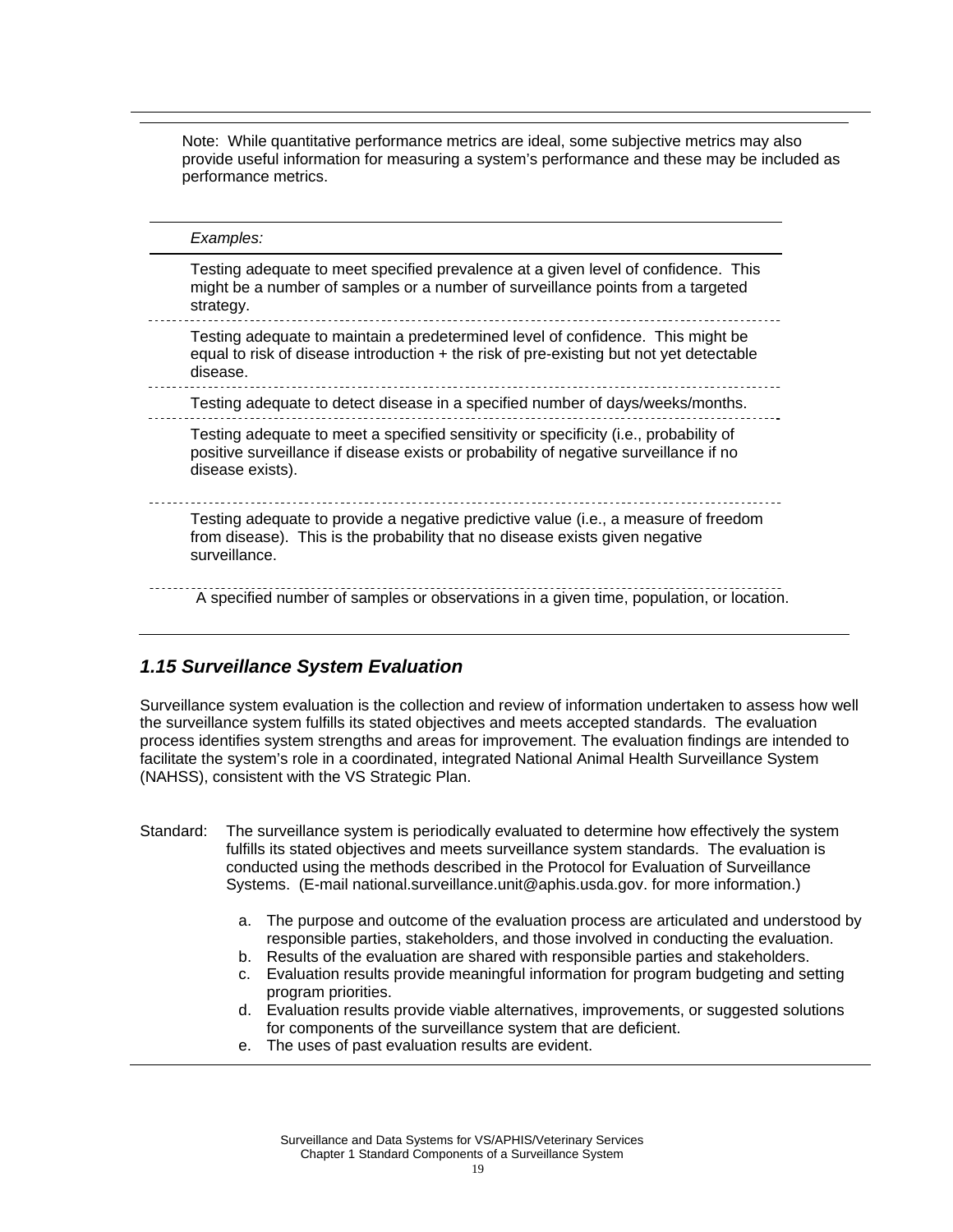Note: While quantitative performance metrics are ideal, some subjective metrics may also provide useful information for measuring a system's performance and these may be included as performance metrics.

| *Examples:* |
|---|
| Testing adequate to meet specified prevalence at a given level of confidence. This might be a number of samples or a number of surveillance points from a targeted strategy. |
| Testing adequate to maintain a predetermined level of confidence. This might be equal to risk of disease introduction + the risk of pre-existing but not yet detectable disease. |
| Testing adequate to detect disease in a specified number of days/weeks/months. |
| Testing adequate to meet a specified sensitivity or specificity (i.e., probability of positive surveillance if disease exists or probability of negative surveillance if no disease exists). |
| Testing adequate to provide a negative predictive value (i.e., a measure of freedom from disease). This is the probability that no disease exists given negative surveillance. |
| A specified number of samples or observations in a given time, population, or location. |

## *1.15 Surveillance System Evaluation*

Surveillance system evaluation is the collection and review of information undertaken to assess how well the surveillance system fulfills its stated objectives and meets accepted standards. The evaluation process identifies system strengths and areas for improvement. The evaluation findings are intended to facilitate the system's role in a coordinated, integrated National Animal Health Surveillance System (NAHSS), consistent with the VS Strategic Plan.

Standard: The surveillance system is periodically evaluated to determine how effectively the system fulfills its stated objectives and meets surveillance system standards. The evaluation is conducted using the methods described in the Protocol for Evaluation of Surveillance Systems. (E-mail national.surveillance.unit@aphis.usda.gov. for more information.)

a. The purpose and outcome of the evaluation process are articulated and understood by responsible parties, stakeholders, and those involved in conducting the evaluation.
b. Results of the evaluation are shared with responsible parties and stakeholders.
c. Evaluation results provide meaningful information for program budgeting and setting program priorities.
d. Evaluation results provide viable alternatives, improvements, or suggested solutions for components of the surveillance system that are deficient.
e. The uses of past evaluation results are evident.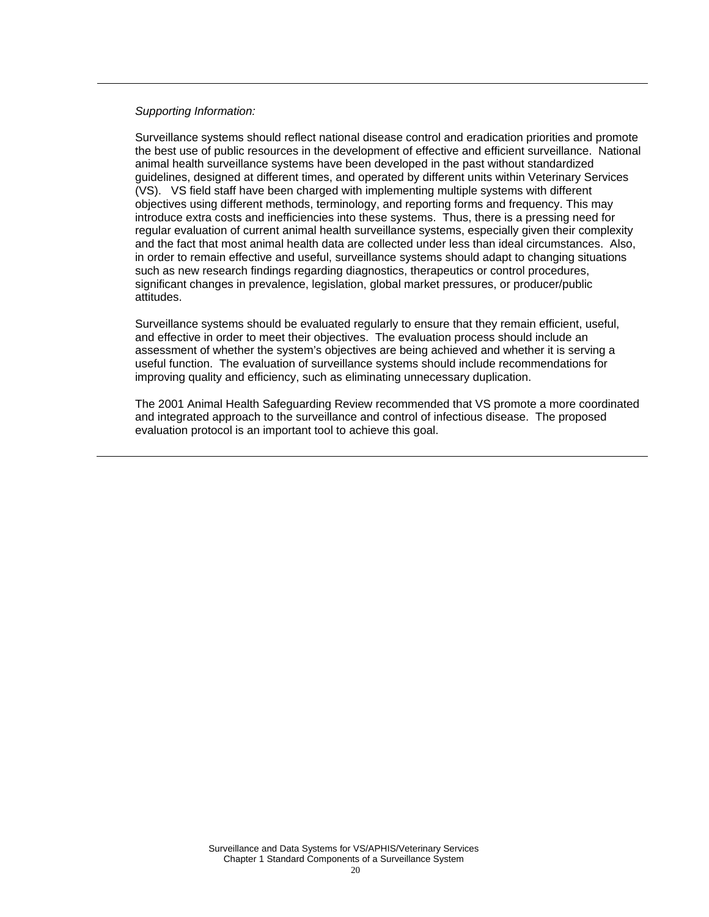---

*Supporting Information:*

Surveillance systems should reflect national disease control and eradication priorities and promote the best use of public resources in the development of effective and efficient surveillance. National animal health surveillance systems have been developed in the past without standardized guidelines, designed at different times, and operated by different units within Veterinary Services (VS). VS field staff have been charged with implementing multiple systems with different objectives using different methods, terminology, and reporting forms and frequency. This may introduce extra costs and inefficiencies into these systems. Thus, there is a pressing need for regular evaluation of current animal health surveillance systems, especially given their complexity and the fact that most animal health data are collected under less than ideal circumstances. Also, in order to remain effective and useful, surveillance systems should adapt to changing situations such as new research findings regarding diagnostics, therapeutics or control procedures, significant changes in prevalence, legislation, global market pressures, or producer/public attitudes.

Surveillance systems should be evaluated regularly to ensure that they remain efficient, useful, and effective in order to meet their objectives. The evaluation process should include an assessment of whether the system's objectives are being achieved and whether it is serving a useful function. The evaluation of surveillance systems should include recommendations for improving quality and efficiency, such as eliminating unnecessary duplication.

The 2001 Animal Health Safeguarding Review recommended that VS promote a more coordinated and integrated approach to the surveillance and control of infectious disease. The proposed evaluation protocol is an important tool to achieve this goal.

---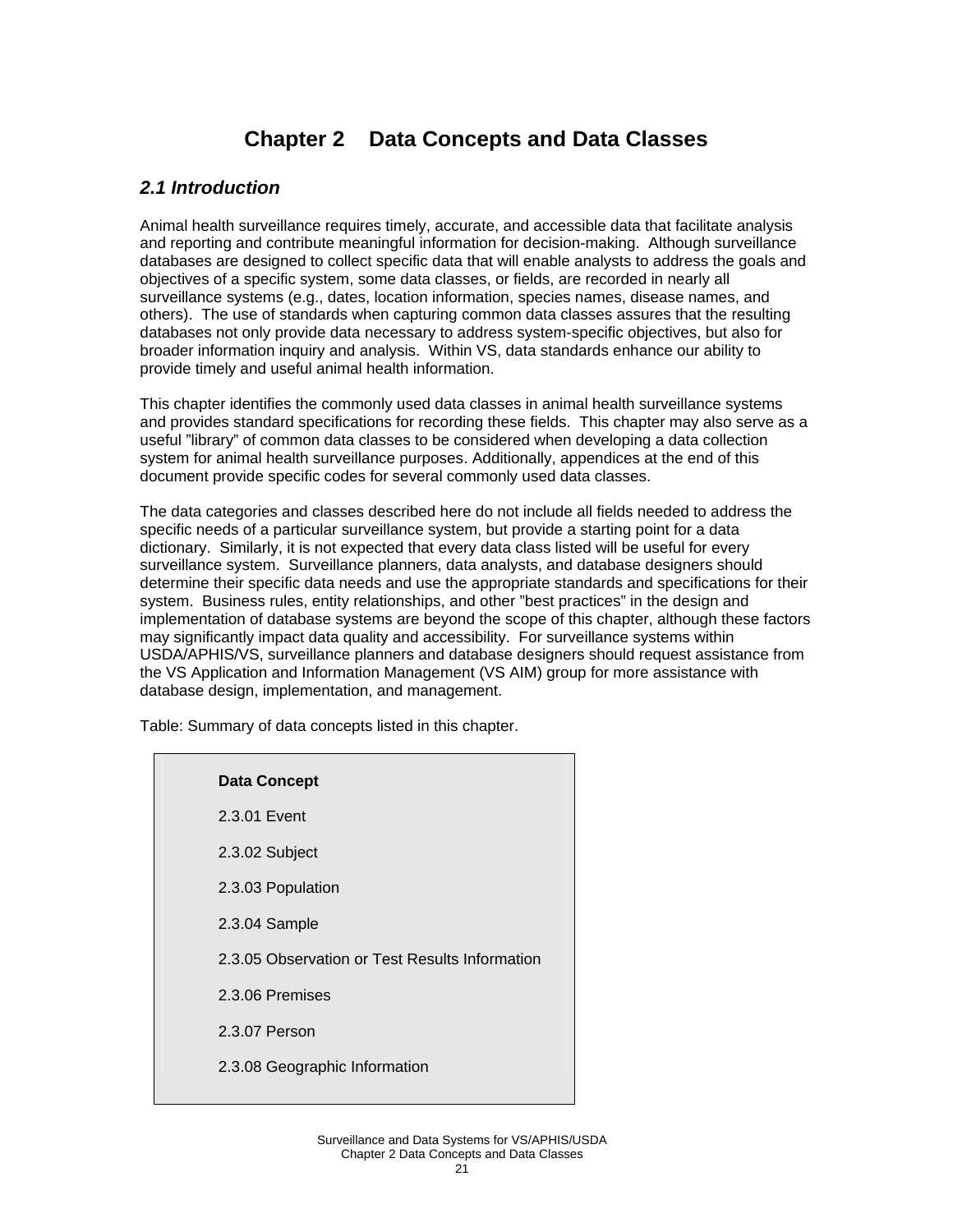# Chapter 2 Data Concepts and Data Classes

## *2.1 Introduction*

Animal health surveillance requires timely, accurate, and accessible data that facilitate analysis and reporting and contribute meaningful information for decision-making. Although surveillance databases are designed to collect specific data that will enable analysts to address the goals and objectives of a specific system, some data classes, or fields, are recorded in nearly all surveillance systems (e.g., dates, location information, species names, disease names, and others). The use of standards when capturing common data classes assures that the resulting databases not only provide data necessary to address system-specific objectives, but also for broader information inquiry and analysis. Within VS, data standards enhance our ability to provide timely and useful animal health information.

This chapter identifies the commonly used data classes in animal health surveillance systems and provides standard specifications for recording these fields. This chapter may also serve as a useful "library" of common data classes to be considered when developing a data collection system for animal health surveillance purposes. Additionally, appendices at the end of this document provide specific codes for several commonly used data classes.

The data categories and classes described here do not include all fields needed to address the specific needs of a particular surveillance system, but provide a starting point for a data dictionary. Similarly, it is not expected that every data class listed will be useful for every surveillance system. Surveillance planners, data analysts, and database designers should determine their specific data needs and use the appropriate standards and specifications for their system. Business rules, entity relationships, and other "best practices" in the design and implementation of database systems are beyond the scope of this chapter, although these factors may significantly impact data quality and accessibility. For surveillance systems within USDA/APHIS/VS, surveillance planners and database designers should request assistance from the VS Application and Information Management (VS AIM) group for more assistance with database design, implementation, and management.

Table: Summary of data concepts listed in this chapter.

| **Data Concept** |
|---|
| 2.3.01 Event |
| 2.3.02 Subject |
| 2.3.03 Population |
| 2.3.04 Sample |
| 2.3.05 Observation or Test Results Information |
| 2.3.06 Premises |
| 2.3.07 Person |
| 2.3.08 Geographic Information |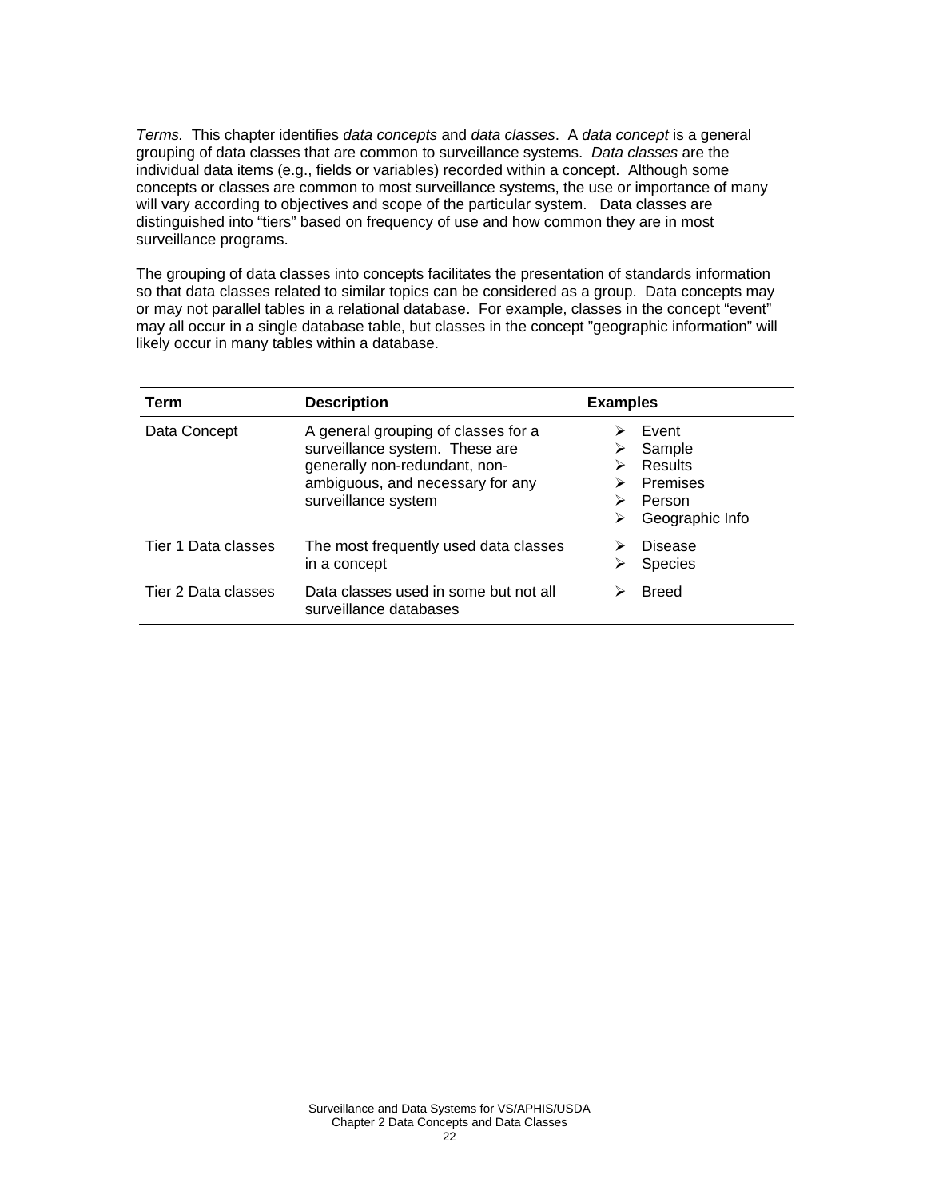*Terms.* This chapter identifies *data concepts* and *data classes*. A *data concept* is a general grouping of data classes that are common to surveillance systems. *Data classes* are the individual data items (e.g., fields or variables) recorded within a concept. Although some concepts or classes are common to most surveillance systems, the use or importance of many will vary according to objectives and scope of the particular system. Data classes are distinguished into "tiers" based on frequency of use and how common they are in most surveillance programs.

The grouping of data classes into concepts facilitates the presentation of standards information so that data classes related to similar topics can be considered as a group. Data concepts may or may not parallel tables in a relational database. For example, classes in the concept "event" may all occur in a single database table, but classes in the concept "geographic information" will likely occur in many tables within a database.

| Term | Description | Examples |
|---|---|---|
| Data Concept | A general grouping of classes for a surveillance system. These are generally non-redundant, non-ambiguous, and necessary for any surveillance system | ➢ Event<br>➢ Sample<br>➢ Results<br>➢ Premises<br>➢ Person<br>➢ Geographic Info |
| Tier 1 Data classes | The most frequently used data classes in a concept | ➢ Disease<br>➢ Species |
| Tier 2 Data classes | Data classes used in some but not all surveillance databases | ➢ Breed |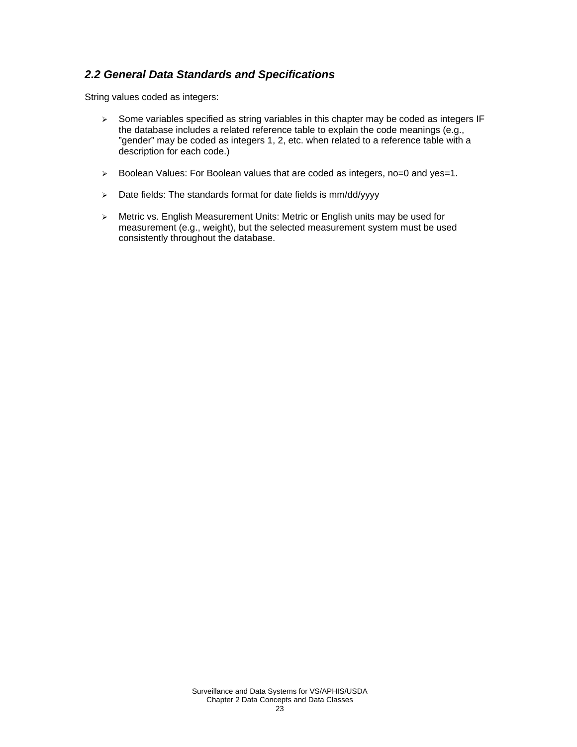## *2.2 General Data Standards and Specifications*

String values coded as integers:

- Some variables specified as string variables in this chapter may be coded as integers IF the database includes a related reference table to explain the code meanings (e.g., "gender" may be coded as integers 1, 2, etc. when related to a reference table with a description for each code.)

- Boolean Values: For Boolean values that are coded as integers, no=0 and yes=1.

- Date fields: The standards format for date fields is mm/dd/yyyy

- Metric vs. English Measurement Units: Metric or English units may be used for measurement (e.g., weight), but the selected measurement system must be used consistently throughout the database.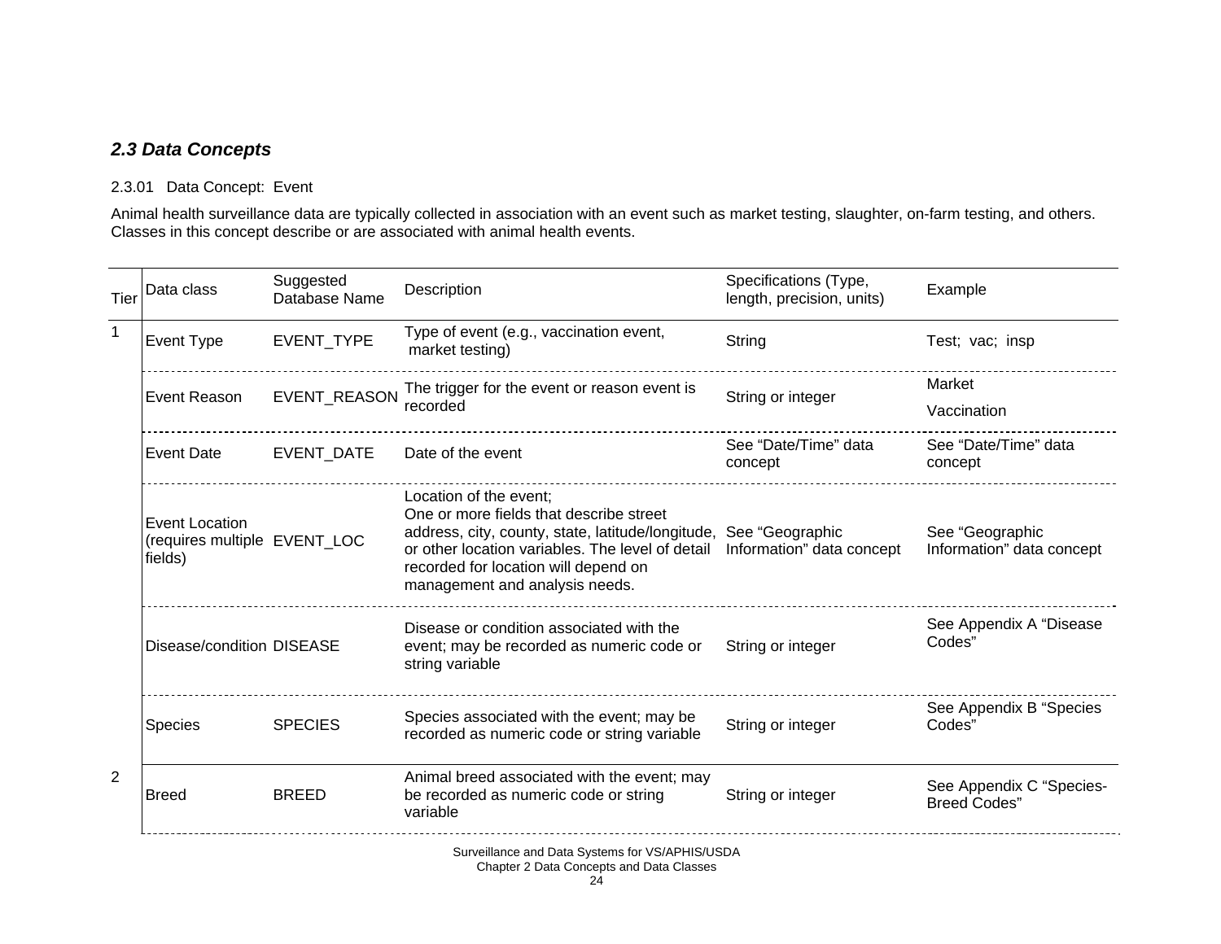## *2.3 Data Concepts*

2.3.01 Data Concept: Event

Animal health surveillance data are typically collected in association with an event such as market testing, slaughter, on-farm testing, and others. Classes in this concept describe or are associated with animal health events.

| Tier | Data class | Suggested Database Name | Description | Specifications (Type, length, precision, units) | Example |
|---|---|---|---|---|---|
| 1 | Event Type | EVENT_TYPE | Type of event (e.g., vaccination event, market testing) | String | Test; vac; insp |
| | Event Reason | EVENT_REASON | The trigger for the event or reason event is recorded | String or integer | Market<br>Vaccination |
| | Event Date | EVENT_DATE | Date of the event | See "Date/Time" data concept | See "Date/Time" data concept |
| | Event Location (requires multiple fields) | EVENT_LOC | Location of the event; One or more fields that describe street address, city, county, state, latitude/longitude, or other location variables. The level of detail recorded for location will depend on management and analysis needs. | See "Geographic Information" data concept | See "Geographic Information" data concept |
| | Disease/condition | DISEASE | Disease or condition associated with the event; may be recorded as numeric code or string variable | String or integer | See Appendix A "Disease Codes" |
| | Species | SPECIES | Species associated with the event; may be recorded as numeric code or string variable | String or integer | See Appendix B "Species Codes" |
| 2 | Breed | BREED | Animal breed associated with the event; may be recorded as numeric code or string variable | String or integer | See Appendix C "Species-Breed Codes" |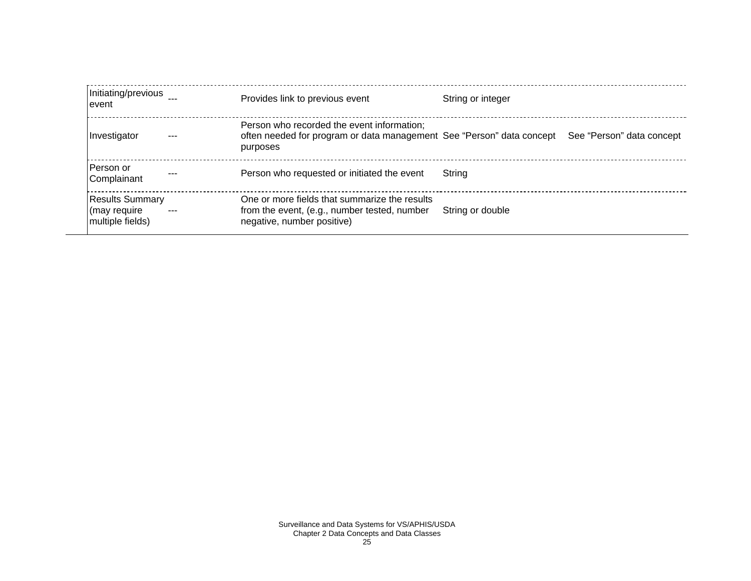| | | | | |
|---|---|---|---|---|
| Initiating/previous event | --- | Provides link to previous event | String or integer | |
| Investigator | --- | Person who recorded the event information; often needed for program or data management purposes | See “Person” data concept | See “Person” data concept |
| Person or Complainant | --- | Person who requested or initiated the event | String | |
| Results Summary (may require multiple fields) | --- | One or more fields that summarize the results from the event, (e.g., number tested, number negative, number positive) | String or double | |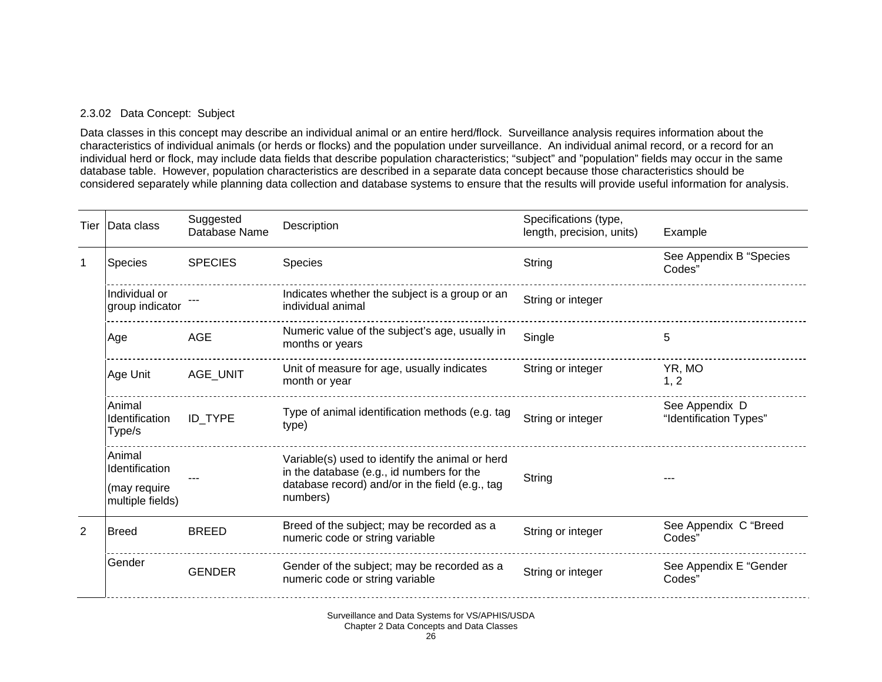### 2.3.02 Data Concept: Subject

Data classes in this concept may describe an individual animal or an entire herd/flock. Surveillance analysis requires information about the characteristics of individual animals (or herds or flocks) and the population under surveillance. An individual animal record, or a record for an individual herd or flock, may include data fields that describe population characteristics; "subject" and "population" fields may occur in the same database table. However, population characteristics are described in a separate data concept because those characteristics should be considered separately while planning data collection and database systems to ensure that the results will provide useful information for analysis.

| Tier | Data class | Suggested Database Name | Description | Specifications (type, length, precision, units) | Example |
|---|---|---|---|---|---|
| 1 | Species | SPECIES | Species | String | See Appendix B "Species Codes" |
| | Individual or group indicator | --- | Indicates whether the subject is a group or an individual animal | String or integer | |
| | Age | AGE | Numeric value of the subject's age, usually in months or years | Single | 5 |
| | Age Unit | AGE_UNIT | Unit of measure for age, usually indicates month or year | String or integer | YR, MO<br>1, 2 |
| | Animal Identification Type/s | ID_TYPE | Type of animal identification methods (e.g. tag type) | String or integer | See Appendix D "Identification Types" |
| | Animal Identification<br>(may require multiple fields) | --- | Variable(s) used to identify the animal or herd in the database (e.g., id numbers for the database record) and/or in the field (e.g., tag numbers) | String | --- |
| 2 | Breed | BREED | Breed of the subject; may be recorded as a numeric code or string variable | String or integer | See Appendix C "Breed Codes" |
| | Gender | GENDER | Gender of the subject; may be recorded as a numeric code or string variable | String or integer | See Appendix E "Gender Codes" |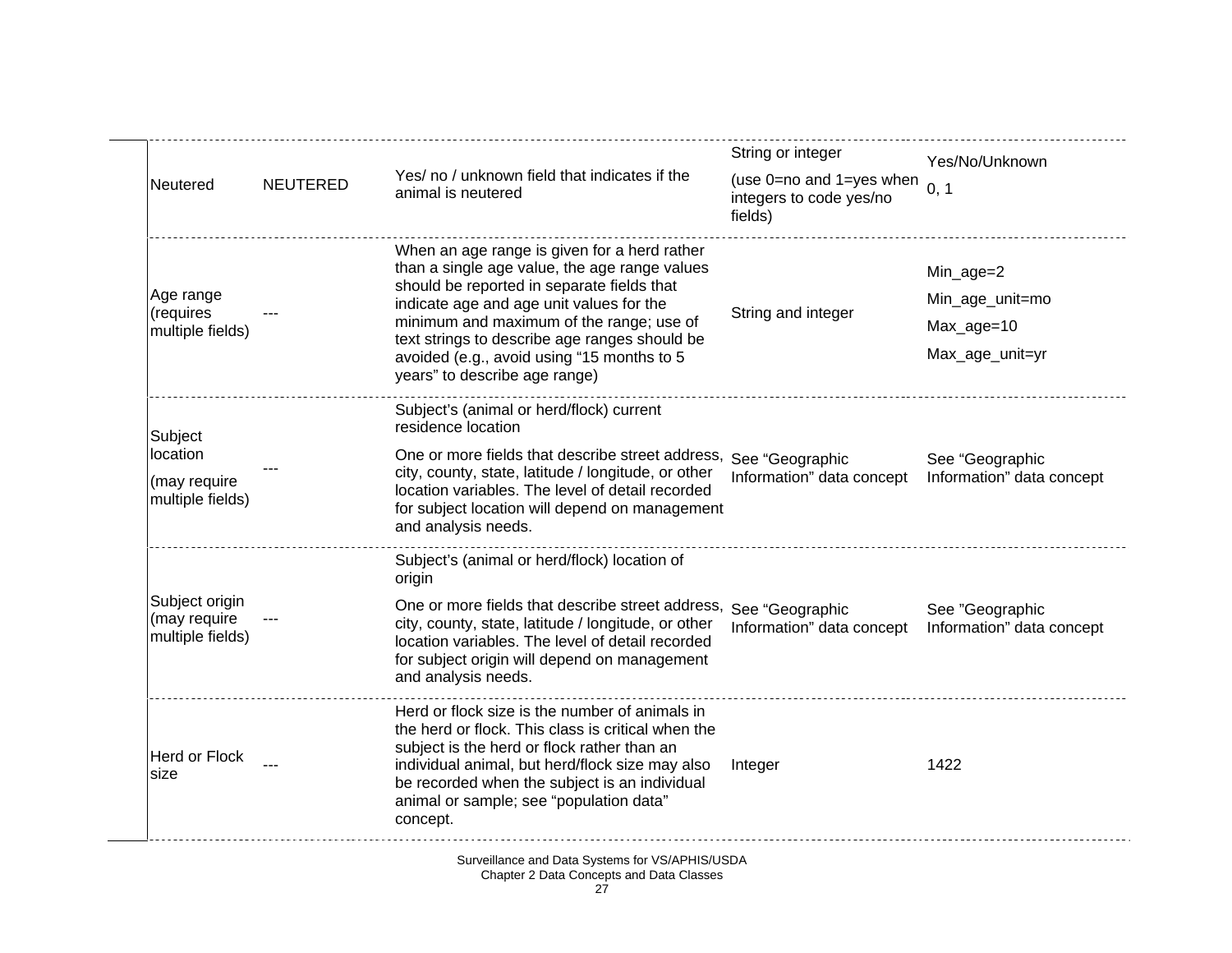| | | | | |
|---|---|---|---|---|
| Neutered | NEUTERED | Yes/ no / unknown field that indicates if the animal is neutered | String or integer<br><br>(use 0=no and 1=yes when integers to code yes/no fields) | Yes/No/Unknown<br><br>0, 1 |
| Age range (requires multiple fields) | --- | When an age range is given for a herd rather than a single age value, the age range values should be reported in separate fields that indicate age and age unit values for the minimum and maximum of the range; use of text strings to describe age ranges should be avoided (e.g., avoid using “15 months to 5 years” to describe age range) | String and integer | Min_age=2<br><br>Min_age_unit=mo<br><br>Max_age=10<br><br>Max_age_unit=yr |
| Subject location<br><br>(may require multiple fields) | --- | Subject’s (animal or herd/flock) current residence location<br><br>One or more fields that describe street address, city, county, state, latitude / longitude, or other location variables. The level of detail recorded for subject location will depend on management and analysis needs. | See “Geographic Information” data concept | See “Geographic Information” data concept |
| Subject origin (may require multiple fields) | --- | Subject’s (animal or herd/flock) location of origin<br><br>One or more fields that describe street address, city, county, state, latitude / longitude, or other location variables. The level of detail recorded for subject origin will depend on management and analysis needs. | See “Geographic Information” data concept | See ”Geographic Information” data concept |
| Herd or Flock size | --- | Herd or flock size is the number of animals in the herd or flock. This class is critical when the subject is the herd or flock rather than an individual animal, but herd/flock size may also be recorded when the subject is an individual animal or sample; see “population data” concept. | Integer | 1422 |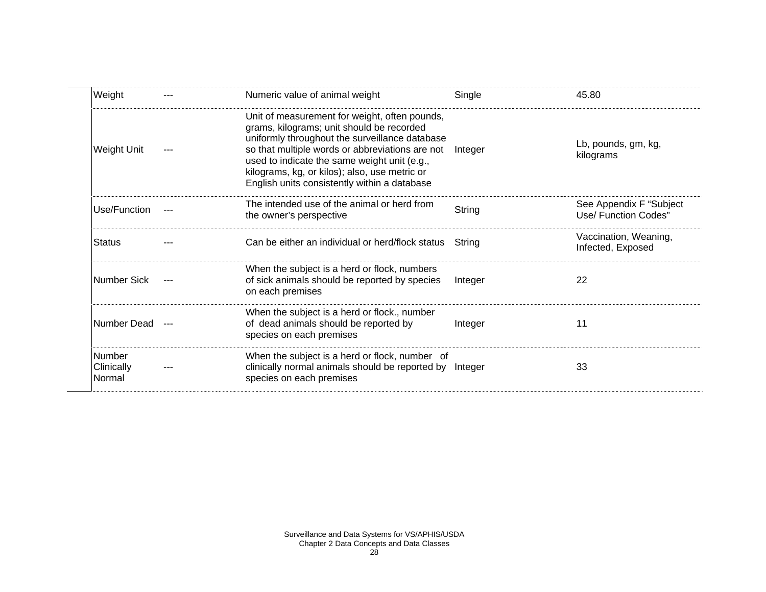| | | | | |
|---|---|---|---|---|
| Weight | --- | Numeric value of animal weight | Single | 45.80 |
| Weight Unit | --- | Unit of measurement for weight, often pounds, grams, kilograms; unit should be recorded uniformly throughout the surveillance database so that multiple words or abbreviations are not used to indicate the same weight unit (e.g., kilograms, kg, or kilos); also, use metric or English units consistently within a database | Integer | Lb, pounds, gm, kg, kilograms |
| Use/Function | --- | The intended use of the animal or herd from the owner's perspective | String | See Appendix F "Subject Use/ Function Codes" |
| Status | --- | Can be either an individual or herd/flock status | String | Vaccination, Weaning, Infected, Exposed |
| Number Sick | --- | When the subject is a herd or flock, numbers of sick animals should be reported by species on each premises | Integer | 22 |
| Number Dead | --- | When the subject is a herd or flock., number of dead animals should be reported by species on each premises | Integer | 11 |
| Number Clinically Normal | --- | When the subject is a herd or flock, number of clinically normal animals should be reported by species on each premises | Integer | 33 |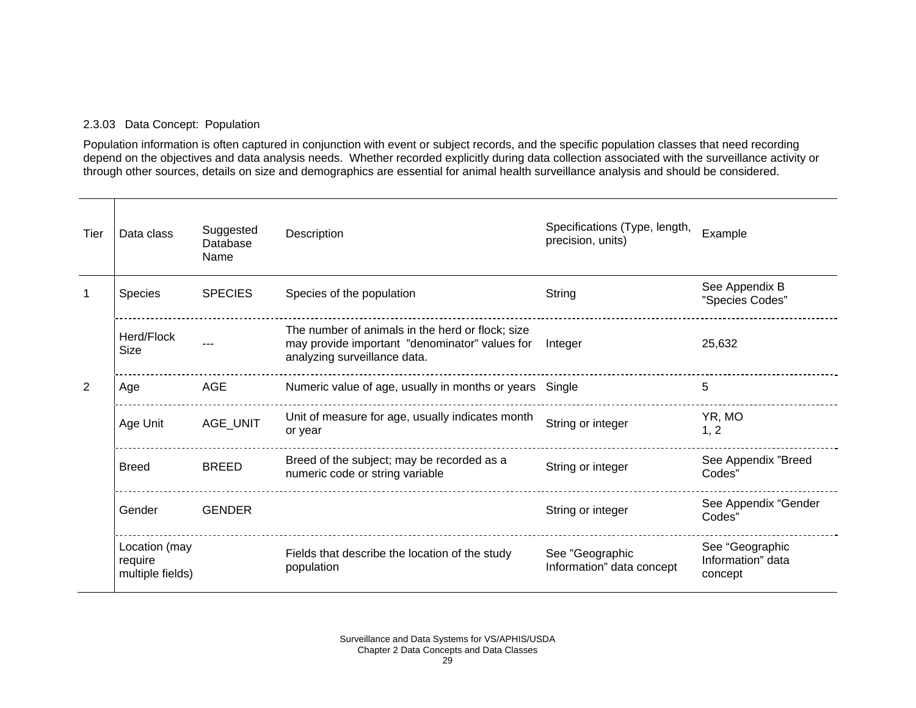2.3.03 Data Concept: Population

Population information is often captured in conjunction with event or subject records, and the specific population classes that need recording depend on the objectives and data analysis needs. Whether recorded explicitly during data collection associated with the surveillance activity or through other sources, details on size and demographics are essential for animal health surveillance analysis and should be considered.

| Tier | Data class | Suggested Database Name | Description | Specifications (Type, length, precision, units) | Example |
|---|---|---|---|---|---|
| 1 | Species | SPECIES | Species of the population | String | See Appendix B "Species Codes" |
| | Herd/Flock Size | --- | The number of animals in the herd or flock; size may provide important "denominator" values for analyzing surveillance data. | Integer | 25,632 |
| 2 | Age | AGE | Numeric value of age, usually in months or years | Single | 5 |
| | Age Unit | AGE_UNIT | Unit of measure for age, usually indicates month or year | String or integer | YR, MO<br>1, 2 |
| | Breed | BREED | Breed of the subject; may be recorded as a numeric code or string variable | String or integer | See Appendix "Breed Codes" |
| | Gender | GENDER | | String or integer | See Appendix "Gender Codes" |
| | Location (may require multiple fields) | | Fields that describe the location of the study population | See "Geographic Information" data concept | See "Geographic Information" data concept |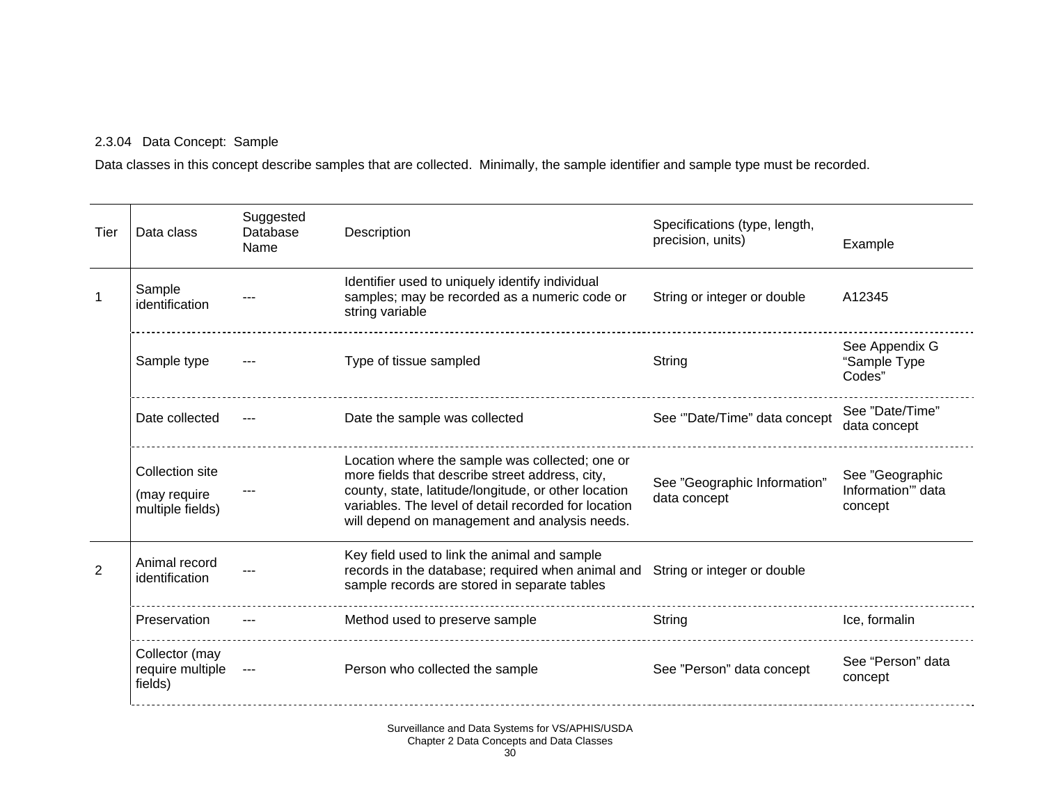### 2.3.04 Data Concept: Sample

Data classes in this concept describe samples that are collected. Minimally, the sample identifier and sample type must be recorded.

| Tier | Data class | Suggested Database Name | Description | Specifications (type, length, precision, units) | Example |
|---|---|---|---|---|---|
| 1 | Sample identification | --- | Identifier used to uniquely identify individual samples; may be recorded as a numeric code or string variable | String or integer or double | A12345 |
| | Sample type | --- | Type of tissue sampled | String | See Appendix G “Sample Type Codes” |
| | Date collected | --- | Date the sample was collected | See '”Date/Time” data concept | See ”Date/Time” data concept |
| | Collection site (may require multiple fields) | --- | Location where the sample was collected; one or more fields that describe street address, city, county, state, latitude/longitude, or other location variables. The level of detail recorded for location will depend on management and analysis needs. | See ”Geographic Information” data concept | See ”Geographic Information'” data concept |
| 2 | Animal record identification | --- | Key field used to link the animal and sample records in the database; required when animal and sample records are stored in separate tables | String or integer or double | |
| | Preservation | --- | Method used to preserve sample | String | Ice, formalin |
| | Collector (may require multiple fields) | --- | Person who collected the sample | See ”Person” data concept | See “Person” data concept |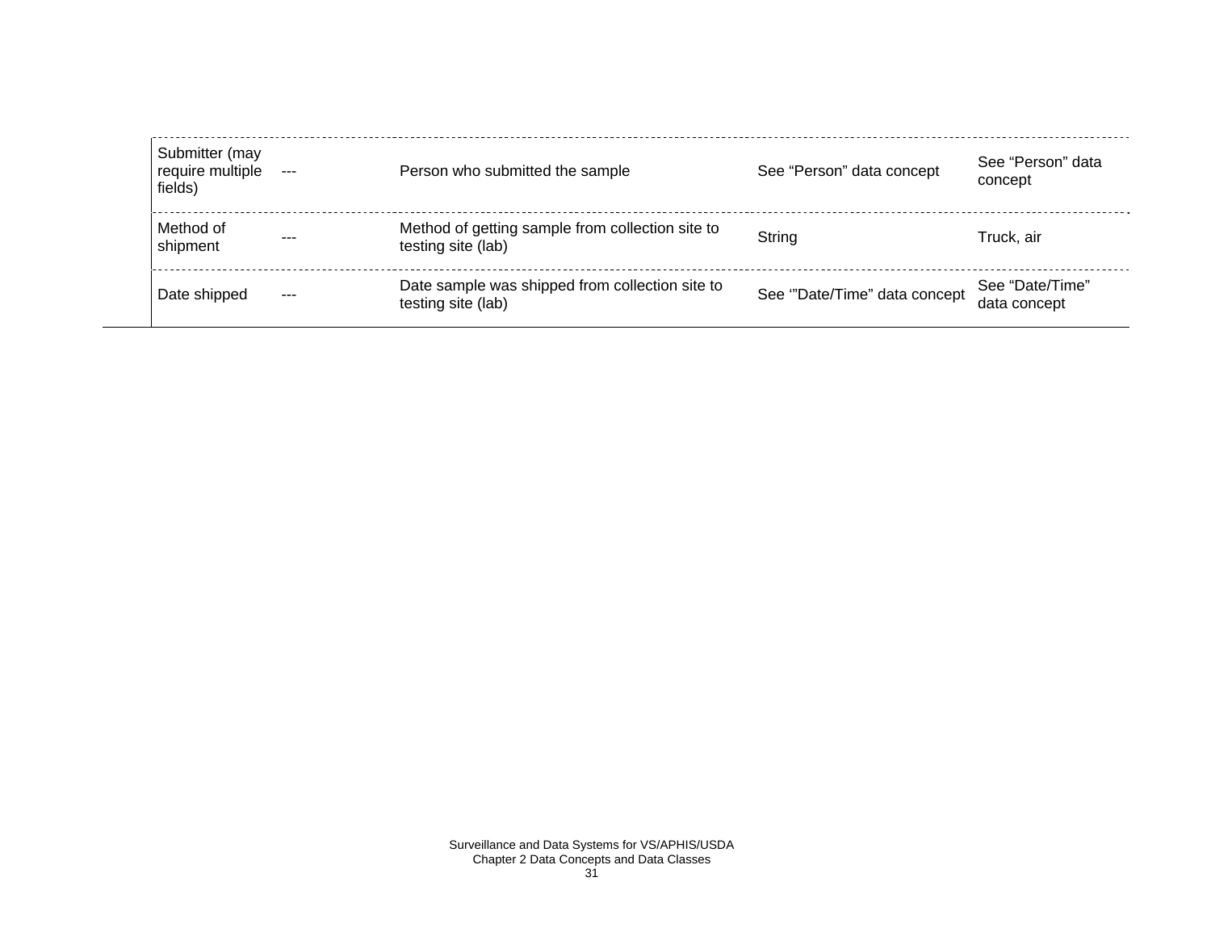| | | | | |
|---|---|---|---|---|
| Submitter (may require multiple fields) | --- | Person who submitted the sample | See “Person” data concept | See “Person” data concept |
| Method of shipment | --- | Method of getting sample from collection site to testing site (lab) | String | Truck, air |
| Date shipped | --- | Date sample was shipped from collection site to testing site (lab) | See ‘”Date/Time” data concept | See “Date/Time” data concept |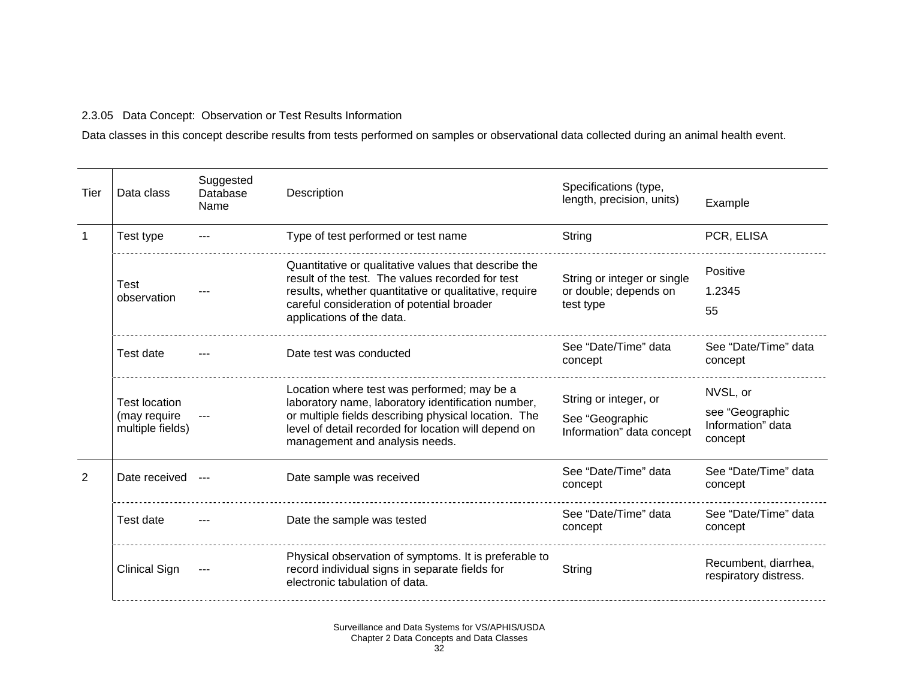2.3.05 Data Concept: Observation or Test Results Information

Data classes in this concept describe results from tests performed on samples or observational data collected during an animal health event.

| Tier | Data class | Suggested Database Name | Description | Specifications (type, length, precision, units) | Example |
|---|---|---|---|---|---|
| 1 | Test type | --- | Type of test performed or test name | String | PCR, ELISA |
| | Test observation | --- | Quantitative or qualitative values that describe the result of the test. The values recorded for test results, whether quantitative or qualitative, require careful consideration of potential broader applications of the data. | String or integer or single or double; depends on test type | Positive<br>1.2345<br>55 |
| | Test date | --- | Date test was conducted | See "Date/Time" data concept | See "Date/Time" data concept |
| | Test location (may require multiple fields) | --- | Location where test was performed; may be a laboratory name, laboratory identification number, or multiple fields describing physical location. The level of detail recorded for location will depend on management and analysis needs. | String or integer, or<br>See "Geographic Information" data concept | NVSL, or<br>see "Geographic Information" data concept |
| 2 | Date received | --- | Date sample was received | See "Date/Time" data concept | See "Date/Time" data concept |
| | Test date | --- | Date the sample was tested | See "Date/Time" data concept | See "Date/Time" data concept |
| | Clinical Sign | --- | Physical observation of symptoms. It is preferable to record individual signs in separate fields for electronic tabulation of data. | String | Recumbent, diarrhea, respiratory distress. |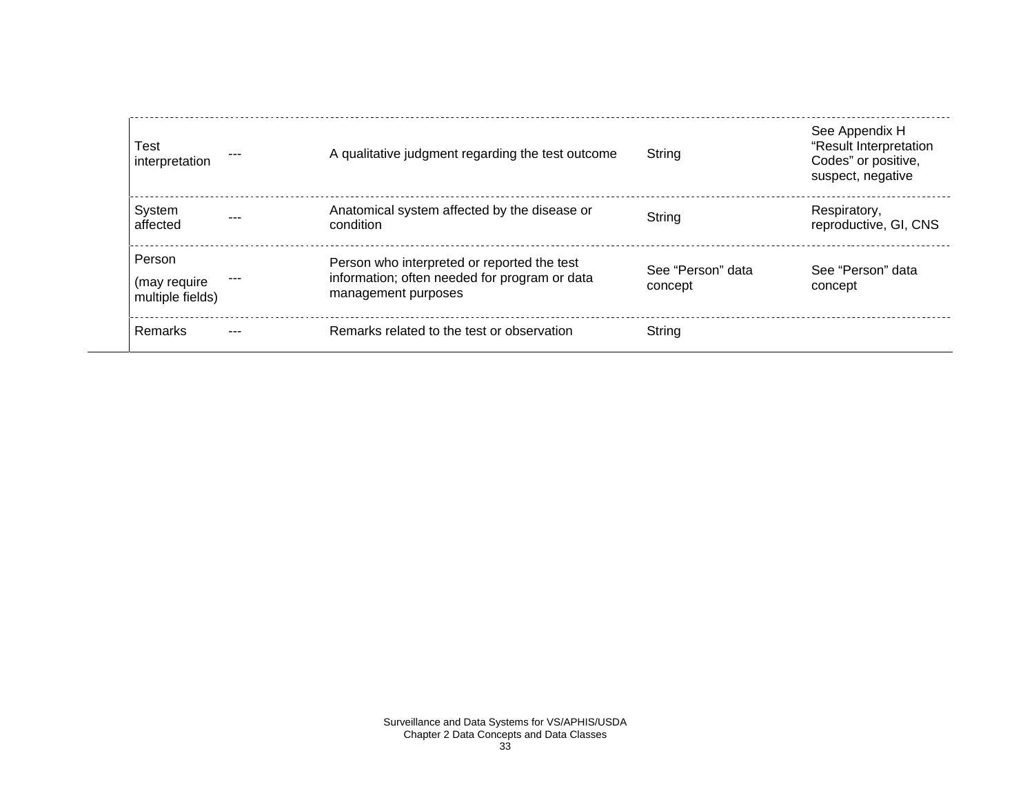| | | | | |
|---|---|---|---|---|
| Test interpretation | --- | A qualitative judgment regarding the test outcome | String | See Appendix H “Result Interpretation Codes” or positive, suspect, negative |
| System affected | --- | Anatomical system affected by the disease or condition | String | Respiratory, reproductive, GI, CNS |
| Person (may require multiple fields) | --- | Person who interpreted or reported the test information; often needed for program or data management purposes | See “Person” data concept | See “Person” data concept |
| Remarks | --- | Remarks related to the test or observation | String | |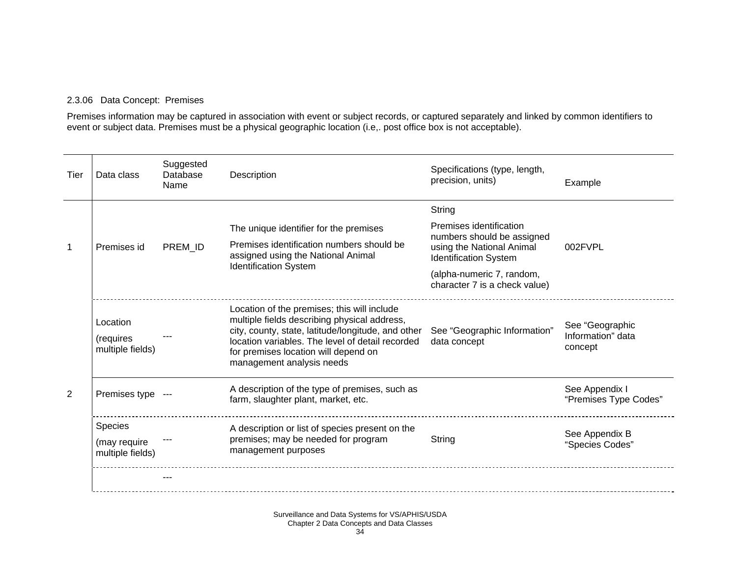### 2.3.06 Data Concept: Premises

Premises information may be captured in association with event or subject records, or captured separately and linked by common identifiers to event or subject data. Premises must be a physical geographic location (i.e,. post office box is not acceptable).

| Tier | Data class | Suggested Database Name | Description | Specifications (type, length, precision, units) | Example |
|---|---|---|---|---|---|
| 1 | Premises id | PREM_ID | The unique identifier for the premises<br>Premises identification numbers should be assigned using the National Animal Identification System | String<br>Premises identification numbers should be assigned using the National Animal Identification System<br>(alpha-numeric 7, random, character 7 is a check value) | 002FVPL |
| | Location<br>(requires multiple fields) | --- | Location of the premises; this will include multiple fields describing physical address, city, county, state, latitude/longitude, and other location variables. The level of detail recorded for premises location will depend on management analysis needs | See "Geographic Information" data concept | See "Geographic Information" data concept |
| 2 | Premises type | --- | A description of the type of premises, such as farm, slaughter plant, market, etc. | | See Appendix I "Premises Type Codes" |
| | Species<br>(may require multiple fields) | --- | A description or list of species present on the premises; may be needed for program management purposes | String | See Appendix B "Species Codes" |
| | | --- | | | |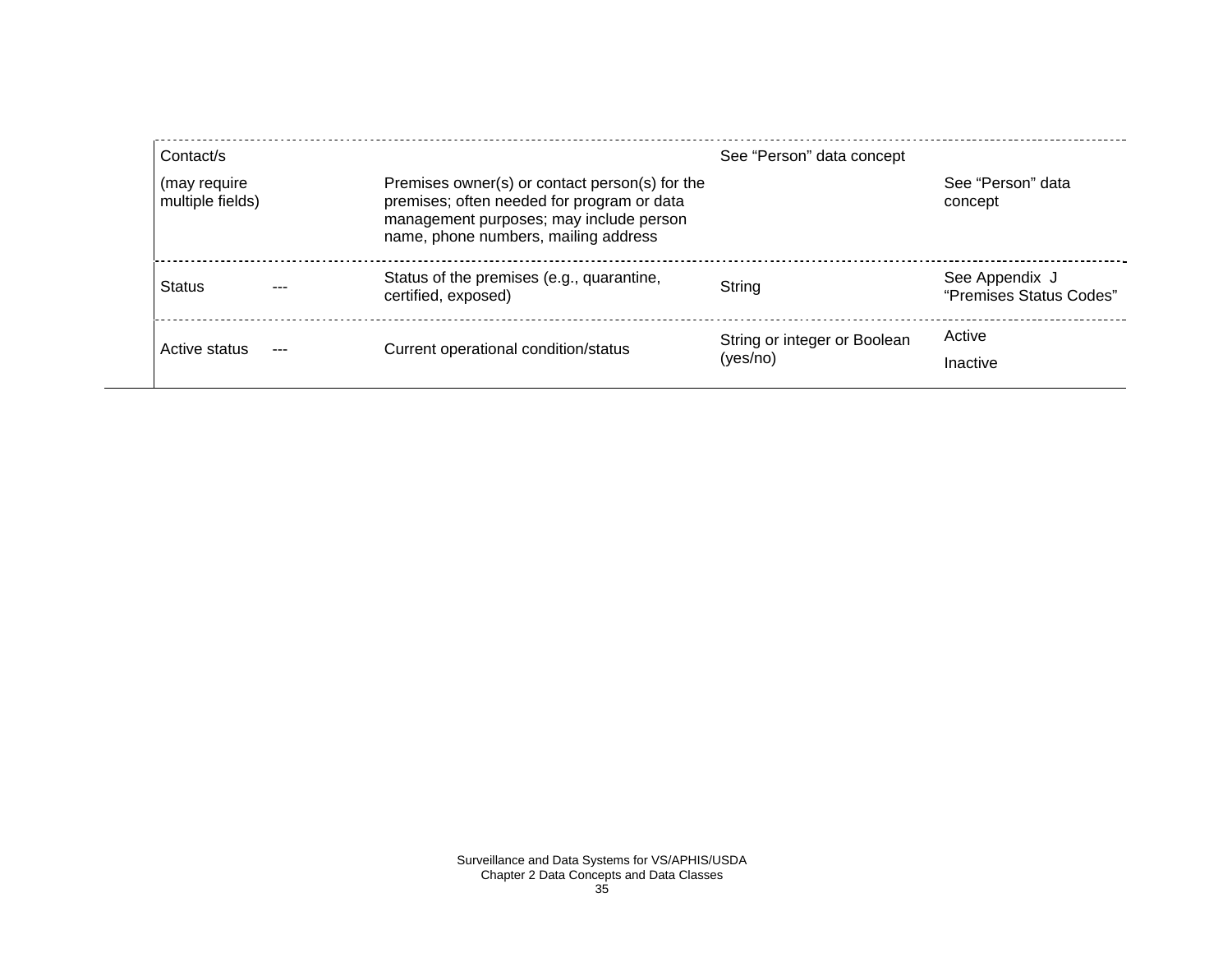| | | | | |
|---|---|---|---|---|
| Contact/s (may require multiple fields) | | Premises owner(s) or contact person(s) for the premises; often needed for program or data management purposes; may include person name, phone numbers, mailing address | See “Person” data concept | See “Person” data concept |
| Status | --- | Status of the premises (e.g., quarantine, certified, exposed) | String | See Appendix J “Premises Status Codes” |
| Active status | --- | Current operational condition/status | String or integer or Boolean (yes/no) | Active<br>Inactive |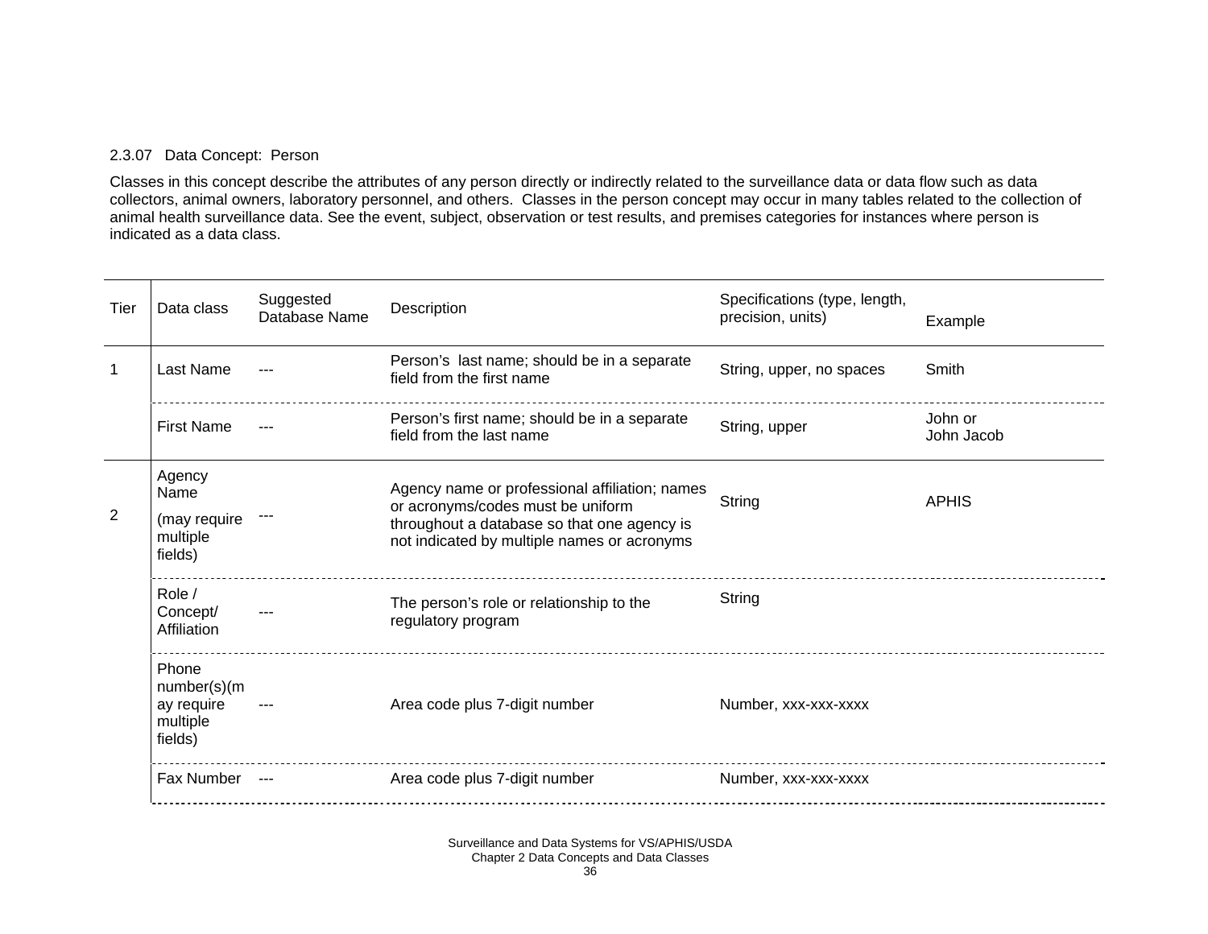### 2.3.07 Data Concept: Person

Classes in this concept describe the attributes of any person directly or indirectly related to the surveillance data or data flow such as data collectors, animal owners, laboratory personnel, and others. Classes in the person concept may occur in many tables related to the collection of animal health surveillance data. See the event, subject, observation or test results, and premises categories for instances where person is indicated as a data class.

| Tier | Data class | Suggested Database Name | Description | Specifications (type, length, precision, units) | Example |
|---|---|---|---|---|---|
| 1 | Last Name | --- | Person's last name; should be in a separate field from the first name | String, upper, no spaces | Smith |
| | First Name | --- | Person's first name; should be in a separate field from the last name | String, upper | John or John Jacob |
| 2 | Agency Name (may require multiple fields) | --- | Agency name or professional affiliation; names or acronyms/codes must be uniform throughout a database so that one agency is not indicated by multiple names or acronyms | String | APHIS |
| | Role / Concept/ Affiliation | --- | The person's role or relationship to the regulatory program | String | |
| | Phone number(s)(may require multiple fields) | --- | Area code plus 7-digit number | Number, xxx-xxx-xxxx | |
| | Fax Number | --- | Area code plus 7-digit number | Number, xxx-xxx-xxxx | |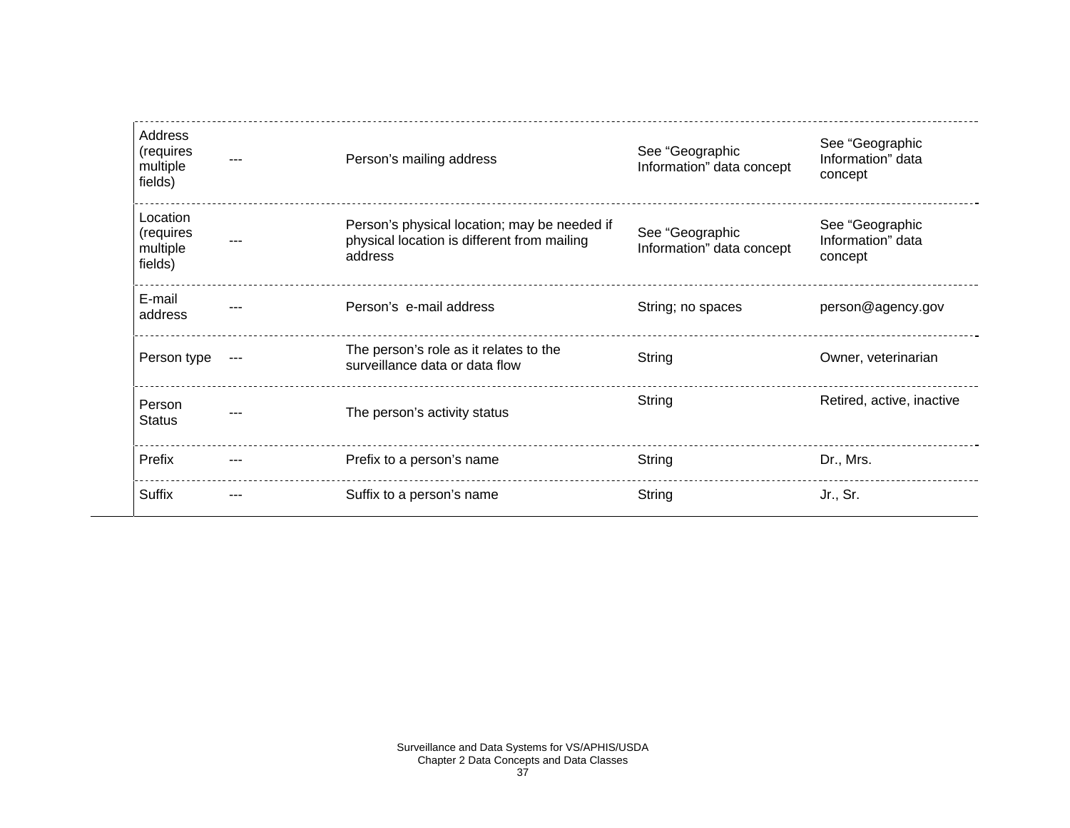| | | | | |
|---|---|---|---|---|
| Address (requires multiple fields) | --- | Person's mailing address | See "Geographic Information" data concept | See "Geographic Information" data concept |
| Location (requires multiple fields) | --- | Person's physical location; may be needed if physical location is different from mailing address | See "Geographic Information" data concept | See "Geographic Information" data concept |
| E-mail address | --- | Person's e-mail address | String; no spaces | person@agency.gov |
| Person type | --- | The person's role as it relates to the surveillance data or data flow | String | Owner, veterinarian |
| Person Status | --- | The person's activity status | String | Retired, active, inactive |
| Prefix | --- | Prefix to a person's name | String | Dr., Mrs. |
| Suffix | --- | Suffix to a person's name | String | Jr., Sr. |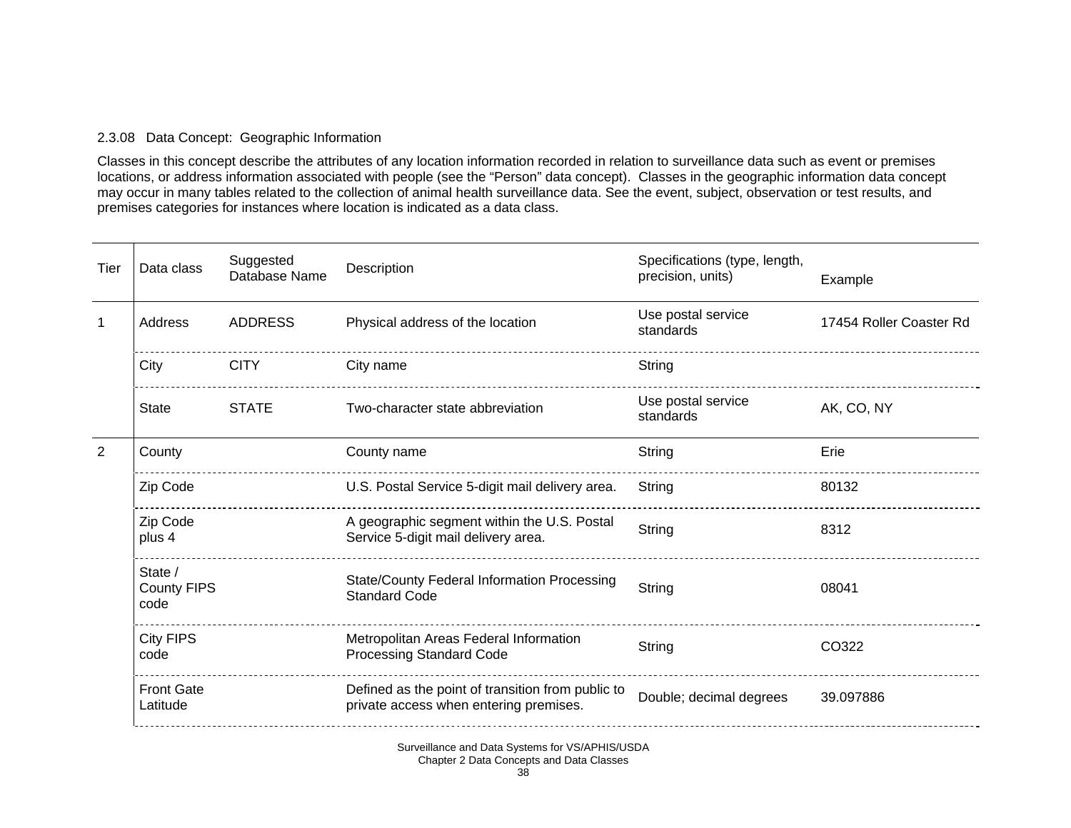### 2.3.08 Data Concept: Geographic Information

Classes in this concept describe the attributes of any location information recorded in relation to surveillance data such as event or premises locations, or address information associated with people (see the "Person" data concept). Classes in the geographic information data concept may occur in many tables related to the collection of animal health surveillance data. See the event, subject, observation or test results, and premises categories for instances where location is indicated as a data class.

| Tier | Data class | Suggested Database Name | Description | Specifications (type, length, precision, units) | Example |
|---|---|---|---|---|---|
| 1 | Address | ADDRESS | Physical address of the location | Use postal service standards | 17454 Roller Coaster Rd |
| | City | CITY | City name | String | |
| | State | STATE | Two-character state abbreviation | Use postal service standards | AK, CO, NY |
| 2 | County | | County name | String | Erie |
| | Zip Code | | U.S. Postal Service 5-digit mail delivery area. | String | 80132 |
| | Zip Code plus 4 | | A geographic segment within the U.S. Postal Service 5-digit mail delivery area. | String | 8312 |
| | State / County FIPS code | | State/County Federal Information Processing Standard Code | String | 08041 |
| | City FIPS code | | Metropolitan Areas Federal Information Processing Standard Code | String | CO322 |
| | Front Gate Latitude | | Defined as the point of transition from public to private access when entering premises. | Double; decimal degrees | 39.097886 |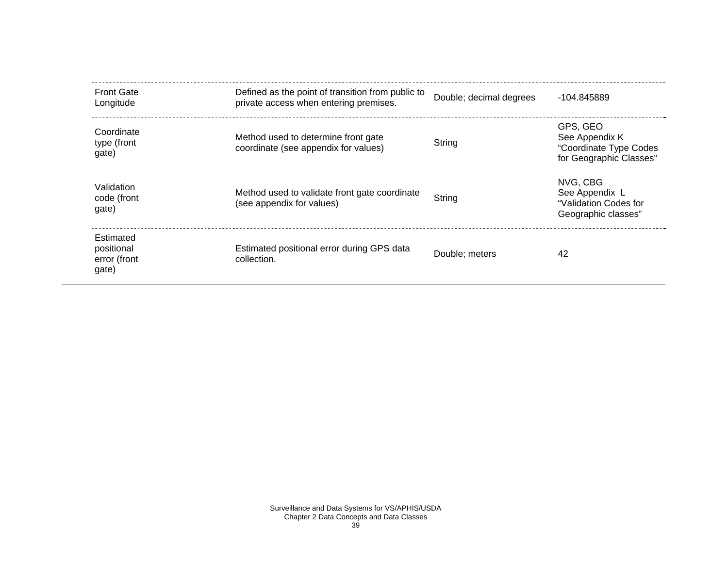| | | | |
|---|---|---|---|
| Front Gate Longitude | Defined as the point of transition from public to private access when entering premises. | Double; decimal degrees | -104.845889 |
| Coordinate type (front gate) | Method used to determine front gate coordinate (see appendix for values) | String | GPS, GEO<br>See Appendix K "Coordinate Type Codes for Geographic Classes" |
| Validation code (front gate) | Method used to validate front gate coordinate (see appendix for values) | String | NVG, CBG<br>See Appendix L "Validation Codes for Geographic classes" |
| Estimated positional error (front gate) | Estimated positional error during GPS data collection. | Double; meters | 42 |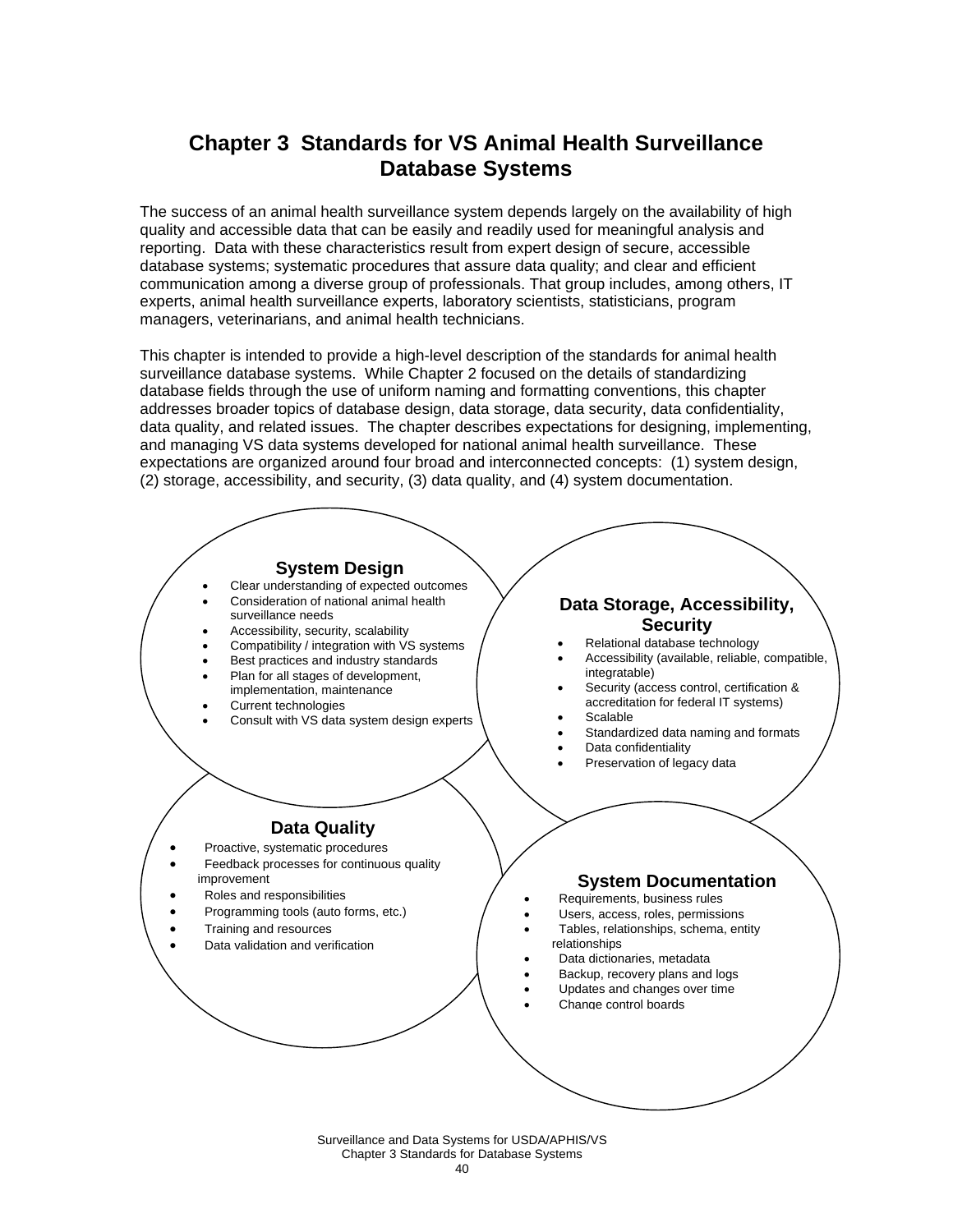# Chapter 3 Standards for VS Animal Health Surveillance Database Systems

The success of an animal health surveillance system depends largely on the availability of high quality and accessible data that can be easily and readily used for meaningful analysis and reporting. Data with these characteristics result from expert design of secure, accessible database systems; systematic procedures that assure data quality; and clear and efficient communication among a diverse group of professionals. That group includes, among others, IT experts, animal health surveillance experts, laboratory scientists, statisticians, program managers, veterinarians, and animal health technicians.

This chapter is intended to provide a high-level description of the standards for animal health surveillance database systems. While Chapter 2 focused on the details of standardizing database fields through the use of uniform naming and formatting conventions, this chapter addresses broader topics of database design, data storage, data security, data confidentiality, data quality, and related issues. The chapter describes expectations for designing, implementing, and managing VS data systems developed for national animal health surveillance. These expectations are organized around four broad and interconnected concepts: (1) system design, (2) storage, accessibility, and security, (3) data quality, and (4) system documentation.

**System Design**

- Clear understanding of expected outcomes
- Consideration of national animal health surveillance needs
- Accessibility, security, scalability
- Compatibility / integration with VS systems
- Best practices and industry standards
- Plan for all stages of development, implementation, maintenance
- Current technologies
- Consult with VS data system design experts

**Data Storage, Accessibility, Security**

- Relational database technology
- Accessibility (available, reliable, compatible, integratable)
- Security (access control, certification & accreditation for federal IT systems)
- Scalable
- Standardized data naming and formats
- Data confidentiality
- Preservation of legacy data

**Data Quality**

- Proactive, systematic procedures
- Feedback processes for continuous quality improvement
- Roles and responsibilities
- Programming tools (auto forms, etc.)
- Training and resources
- Data validation and verification

**System Documentation**

- Requirements, business rules
- Users, access, roles, permissions
- Tables, relationships, schema, entity relationships
- Data dictionaries, metadata
- Backup, recovery plans and logs
- Updates and changes over time
- Change control boards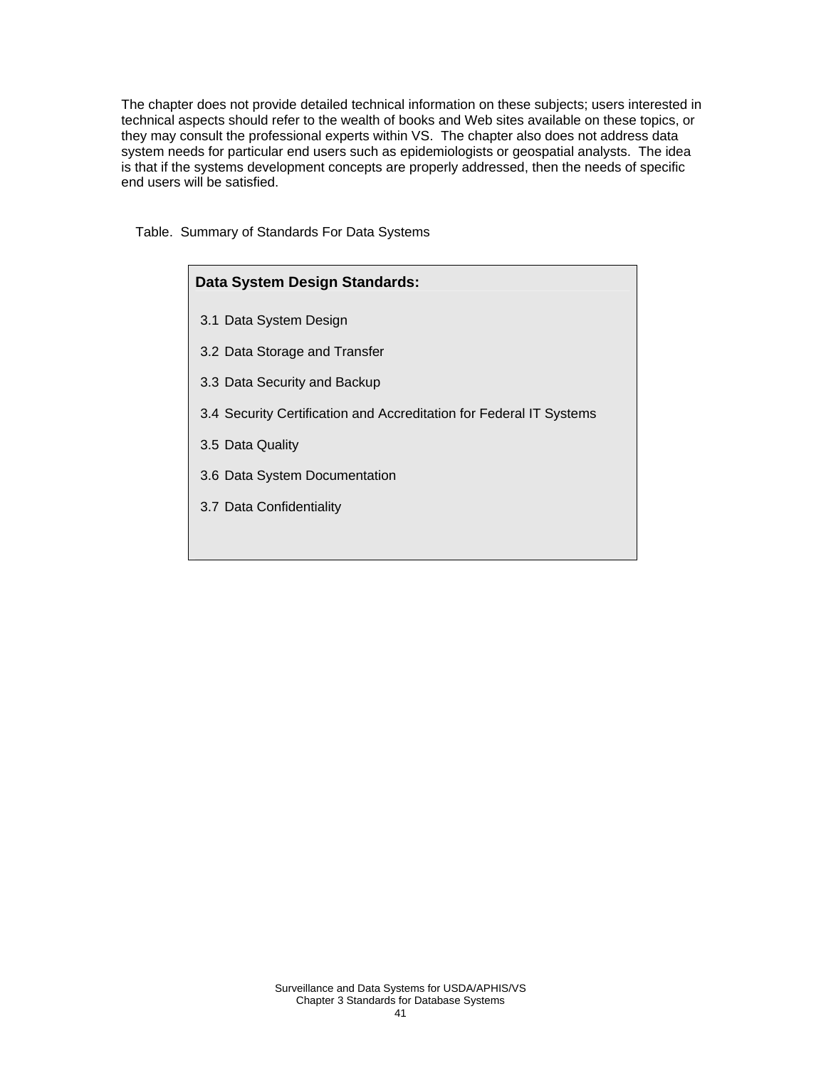The chapter does not provide detailed technical information on these subjects; users interested in technical aspects should refer to the wealth of books and Web sites available on these topics, or they may consult the professional experts within VS. The chapter also does not address data system needs for particular end users such as epidemiologists or geospatial analysts. The idea is that if the systems development concepts are properly addressed, then the needs of specific end users will be satisfied.

Table. Summary of Standards For Data Systems

| **Data System Design Standards:** |
|---|
| 3.1 Data System Design |
| 3.2 Data Storage and Transfer |
| 3.3 Data Security and Backup |
| 3.4 Security Certification and Accreditation for Federal IT Systems |
| 3.5 Data Quality |
| 3.6 Data System Documentation |
| 3.7 Data Confidentiality |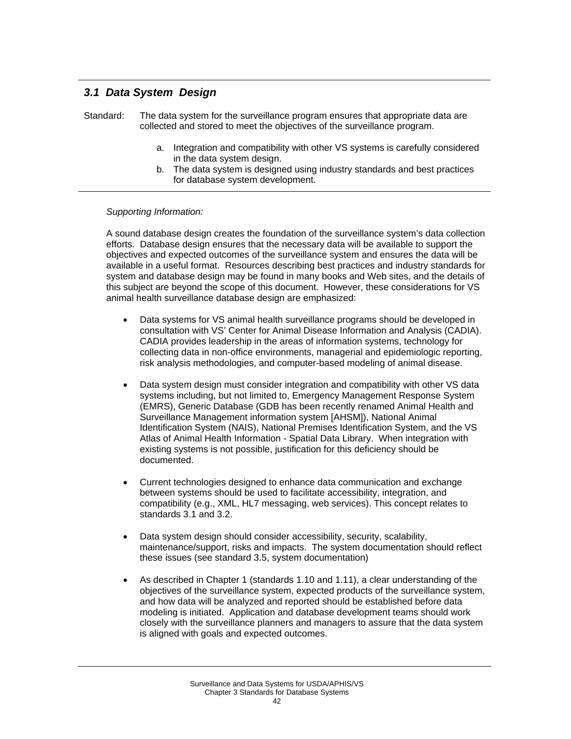## *3.1 Data System Design*

Standard: The data system for the surveillance program ensures that appropriate data are collected and stored to meet the objectives of the surveillance program.

a. Integration and compatibility with other VS systems is carefully considered in the data system design.
b. The data system is designed using industry standards and best practices for database system development.

*Supporting Information:*

A sound database design creates the foundation of the surveillance system's data collection efforts. Database design ensures that the necessary data will be available to support the objectives and expected outcomes of the surveillance system and ensures the data will be available in a useful format. Resources describing best practices and industry standards for system and database design may be found in many books and Web sites, and the details of this subject are beyond the scope of this document. However, these considerations for VS animal health surveillance database design are emphasized:

- Data systems for VS animal health surveillance programs should be developed in consultation with VS' Center for Animal Disease Information and Analysis (CADIA). CADIA provides leadership in the areas of information systems, technology for collecting data in non-office environments, managerial and epidemiologic reporting, risk analysis methodologies, and computer-based modeling of animal disease.

- Data system design must consider integration and compatibility with other VS data systems including, but not limited to, Emergency Management Response System (EMRS), Generic Database (GDB has been recently renamed Animal Health and Surveillance Management information system [AHSM]), National Animal Identification System (NAIS), National Premises Identification System, and the VS Atlas of Animal Health Information - Spatial Data Library. When integration with existing systems is not possible, justification for this deficiency should be documented.

- Current technologies designed to enhance data communication and exchange between systems should be used to facilitate accessibility, integration, and compatibility (e.g., XML, HL7 messaging, web services). This concept relates to standards 3.1 and 3.2.

- Data system design should consider accessibility, security, scalability, maintenance/support, risks and impacts. The system documentation should reflect these issues (see standard 3.5, system documentation)

- As described in Chapter 1 (standards 1.10 and 1.11), a clear understanding of the objectives of the surveillance system, expected products of the surveillance system, and how data will be analyzed and reported should be established before data modeling is initiated. Application and database development teams should work closely with the surveillance planners and managers to assure that the data system is aligned with goals and expected outcomes.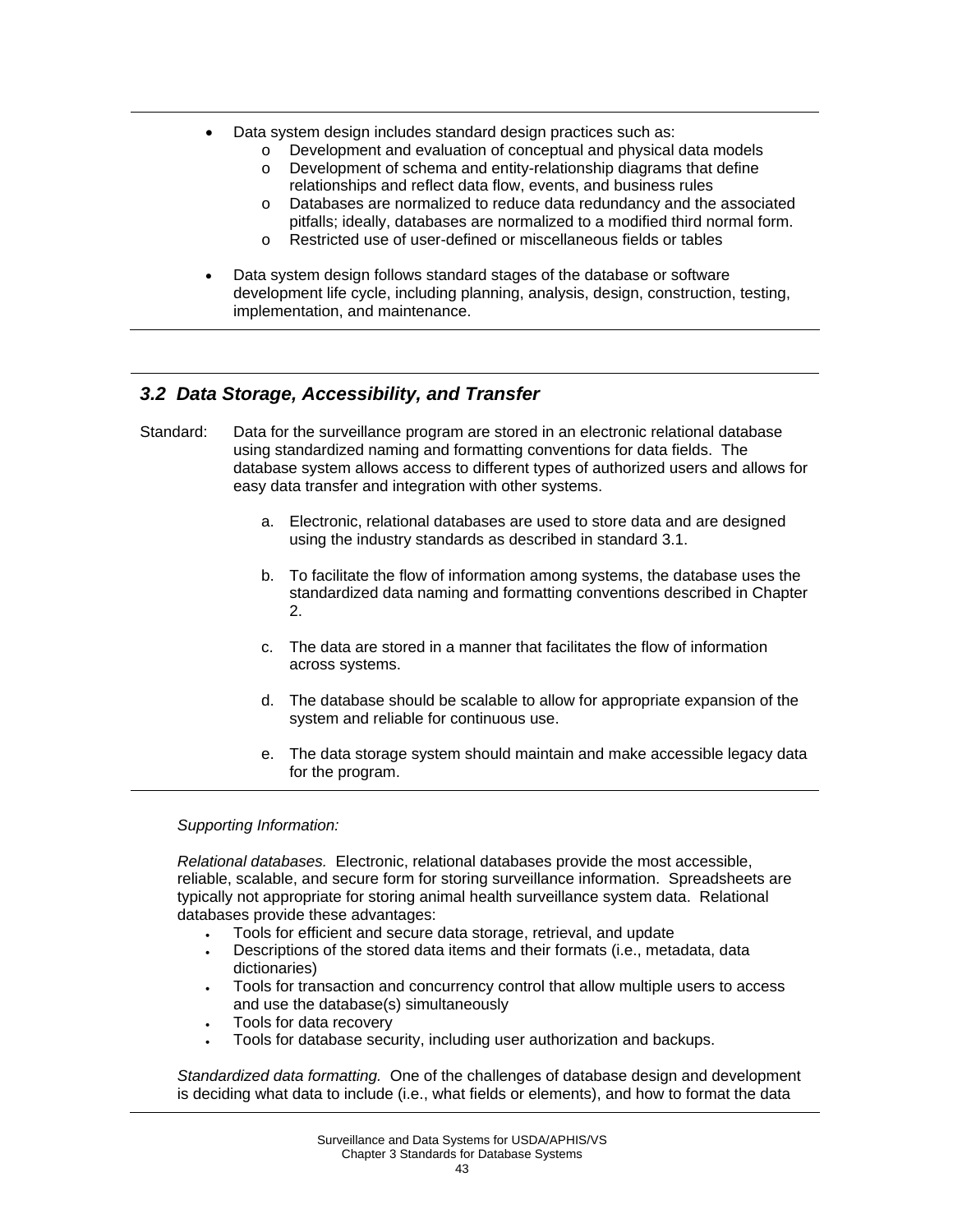- Data system design includes standard design practices such as:
  - Development and evaluation of conceptual and physical data models
  - Development of schema and entity-relationship diagrams that define relationships and reflect data flow, events, and business rules
  - Databases are normalized to reduce data redundancy and the associated pitfalls; ideally, databases are normalized to a modified third normal form.
  - Restricted use of user-defined or miscellaneous fields or tables
- Data system design follows standard stages of the database or software development life cycle, including planning, analysis, design, construction, testing, implementation, and maintenance.

## *3.2 Data Storage, Accessibility, and Transfer*

Standard: Data for the surveillance program are stored in an electronic relational database using standardized naming and formatting conventions for data fields. The database system allows access to different types of authorized users and allows for easy data transfer and integration with other systems.

a. Electronic, relational databases are used to store data and are designed using the industry standards as described in standard 3.1.

b. To facilitate the flow of information among systems, the database uses the standardized data naming and formatting conventions described in Chapter 2.

c. The data are stored in a manner that facilitates the flow of information across systems.

d. The database should be scalable to allow for appropriate expansion of the system and reliable for continuous use.

e. The data storage system should maintain and make accessible legacy data for the program.

*Supporting Information:*

*Relational databases.* Electronic, relational databases provide the most accessible, reliable, scalable, and secure form for storing surveillance information. Spreadsheets are typically not appropriate for storing animal health surveillance system data. Relational databases provide these advantages:

- Tools for efficient and secure data storage, retrieval, and update
- Descriptions of the stored data items and their formats (i.e., metadata, data dictionaries)
- Tools for transaction and concurrency control that allow multiple users to access and use the database(s) simultaneously
- Tools for data recovery
- Tools for database security, including user authorization and backups.

*Standardized data formatting.* One of the challenges of database design and development is deciding what data to include (i.e., what fields or elements), and how to format the data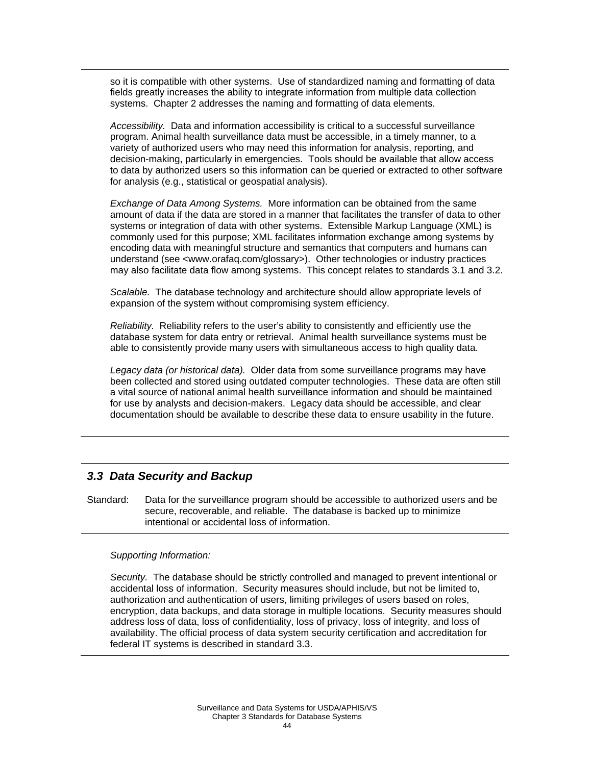so it is compatible with other systems. Use of standardized naming and formatting of data fields greatly increases the ability to integrate information from multiple data collection systems. Chapter 2 addresses the naming and formatting of data elements.

*Accessibility.* Data and information accessibility is critical to a successful surveillance program. Animal health surveillance data must be accessible, in a timely manner, to a variety of authorized users who may need this information for analysis, reporting, and decision-making, particularly in emergencies. Tools should be available that allow access to data by authorized users so this information can be queried or extracted to other software for analysis (e.g., statistical or geospatial analysis).

*Exchange of Data Among Systems.* More information can be obtained from the same amount of data if the data are stored in a manner that facilitates the transfer of data to other systems or integration of data with other systems. Extensible Markup Language (XML) is commonly used for this purpose; XML facilitates information exchange among systems by encoding data with meaningful structure and semantics that computers and humans can understand (see <www.orafaq.com/glossary>). Other technologies or industry practices may also facilitate data flow among systems. This concept relates to standards 3.1 and 3.2.

*Scalable.* The database technology and architecture should allow appropriate levels of expansion of the system without compromising system efficiency.

*Reliability.* Reliability refers to the user's ability to consistently and efficiently use the database system for data entry or retrieval. Animal health surveillance systems must be able to consistently provide many users with simultaneous access to high quality data.

*Legacy data (or historical data).* Older data from some surveillance programs may have been collected and stored using outdated computer technologies. These data are often still a vital source of national animal health surveillance information and should be maintained for use by analysts and decision-makers. Legacy data should be accessible, and clear documentation should be available to describe these data to ensure usability in the future.

### *3.3 Data Security and Backup*

Standard: Data for the surveillance program should be accessible to authorized users and be secure, recoverable, and reliable. The database is backed up to minimize intentional or accidental loss of information.

*Supporting Information:*

*Security.* The database should be strictly controlled and managed to prevent intentional or accidental loss of information. Security measures should include, but not be limited to, authorization and authentication of users, limiting privileges of users based on roles, encryption, data backups, and data storage in multiple locations. Security measures should address loss of data, loss of confidentiality, loss of privacy, loss of integrity, and loss of availability. The official process of data system security certification and accreditation for federal IT systems is described in standard 3.3.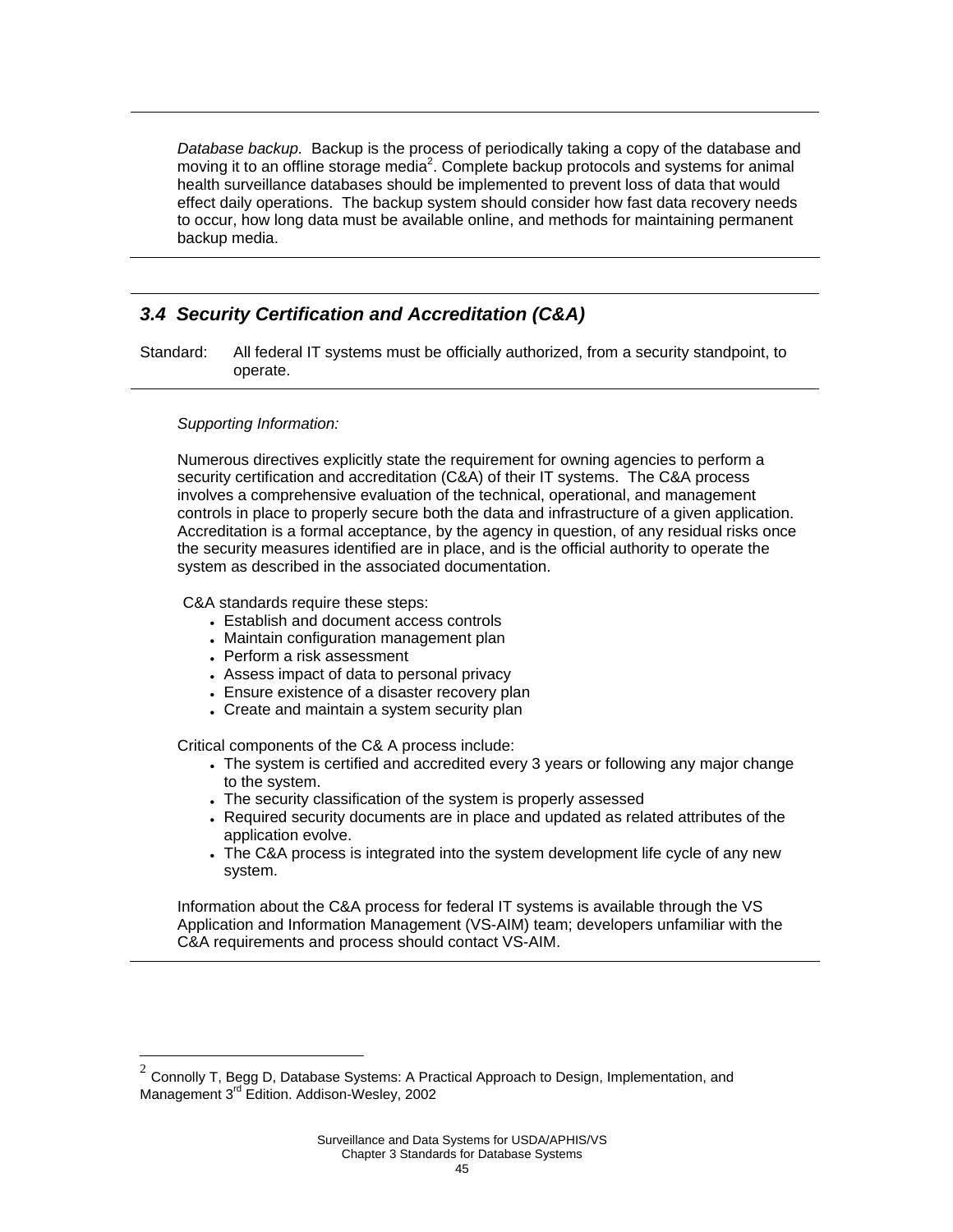*Database backup.* Backup is the process of periodically taking a copy of the database and moving it to an offline storage media[2]. Complete backup protocols and systems for animal health surveillance databases should be implemented to prevent loss of data that would effect daily operations. The backup system should consider how fast data recovery needs to occur, how long data must be available online, and methods for maintaining permanent backup media.

### *3.4 Security Certification and Accreditation (C&A)*

Standard: All federal IT systems must be officially authorized, from a security standpoint, to operate.

*Supporting Information:*

Numerous directives explicitly state the requirement for owning agencies to perform a security certification and accreditation (C&A) of their IT systems. The C&A process involves a comprehensive evaluation of the technical, operational, and management controls in place to properly secure both the data and infrastructure of a given application. Accreditation is a formal acceptance, by the agency in question, of any residual risks once the security measures identified are in place, and is the official authority to operate the system as described in the associated documentation.

C&A standards require these steps:

- Establish and document access controls
- Maintain configuration management plan
- Perform a risk assessment
- Assess impact of data to personal privacy
- Ensure existence of a disaster recovery plan
- Create and maintain a system security plan

Critical components of the C& A process include:

- The system is certified and accredited every 3 years or following any major change to the system.
- The security classification of the system is properly assessed
- Required security documents are in place and updated as related attributes of the application evolve.
- The C&A process is integrated into the system development life cycle of any new system.

Information about the C&A process for federal IT systems is available through the VS Application and Information Management (VS-AIM) team; developers unfamiliar with the C&A requirements and process should contact VS-AIM.

---

[2] Connolly T, Begg D, Database Systems: A Practical Approach to Design, Implementation, and Management 3rd Edition. Addison-Wesley, 2002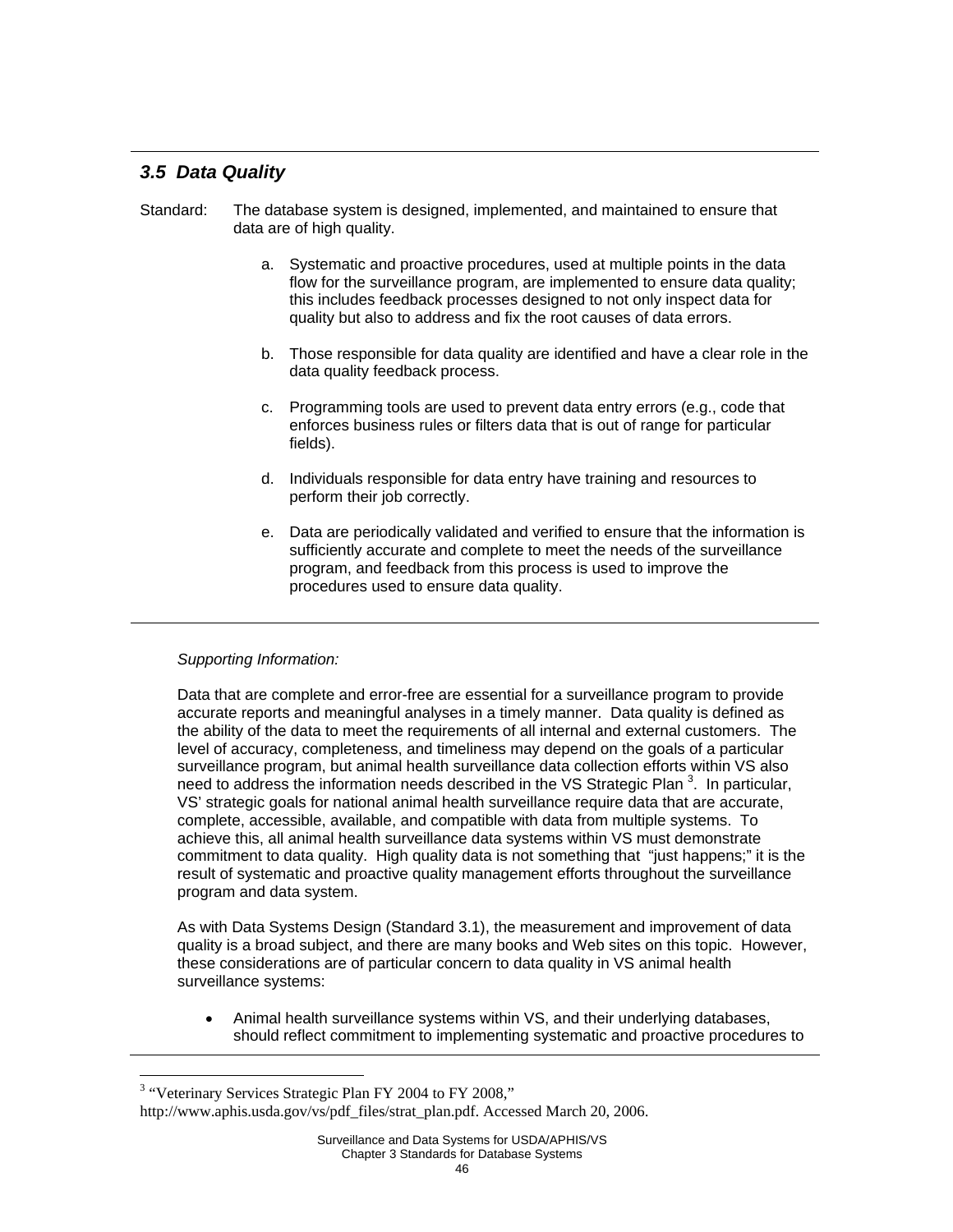### *3.5 Data Quality*

Standard: The database system is designed, implemented, and maintained to ensure that data are of high quality.

a. Systematic and proactive procedures, used at multiple points in the data flow for the surveillance program, are implemented to ensure data quality; this includes feedback processes designed to not only inspect data for quality but also to address and fix the root causes of data errors.

b. Those responsible for data quality are identified and have a clear role in the data quality feedback process.

c. Programming tools are used to prevent data entry errors (e.g., code that enforces business rules or filters data that is out of range for particular fields).

d. Individuals responsible for data entry have training and resources to perform their job correctly.

e. Data are periodically validated and verified to ensure that the information is sufficiently accurate and complete to meet the needs of the surveillance program, and feedback from this process is used to improve the procedures used to ensure data quality.

---

*Supporting Information:*

Data that are complete and error-free are essential for a surveillance program to provide accurate reports and meaningful analyses in a timely manner. Data quality is defined as the ability of the data to meet the requirements of all internal and external customers. The level of accuracy, completeness, and timeliness may depend on the goals of a particular surveillance program, but animal health surveillance data collection efforts within VS also need to address the information needs described in the VS Strategic Plan [3]. In particular, VS' strategic goals for national animal health surveillance require data that are accurate, complete, accessible, available, and compatible with data from multiple systems. To achieve this, all animal health surveillance data systems within VS must demonstrate commitment to data quality. High quality data is not something that "just happens;" it is the result of systematic and proactive quality management efforts throughout the surveillance program and data system.

As with Data Systems Design (Standard 3.1), the measurement and improvement of data quality is a broad subject, and there are many books and Web sites on this topic. However, these considerations are of particular concern to data quality in VS animal health surveillance systems:

- Animal health surveillance systems within VS, and their underlying databases, should reflect commitment to implementing systematic and proactive procedures to

---

[3] "Veterinary Services Strategic Plan FY 2004 to FY 2008," http://www.aphis.usda.gov/vs/pdf_files/strat_plan.pdf. Accessed March 20, 2006.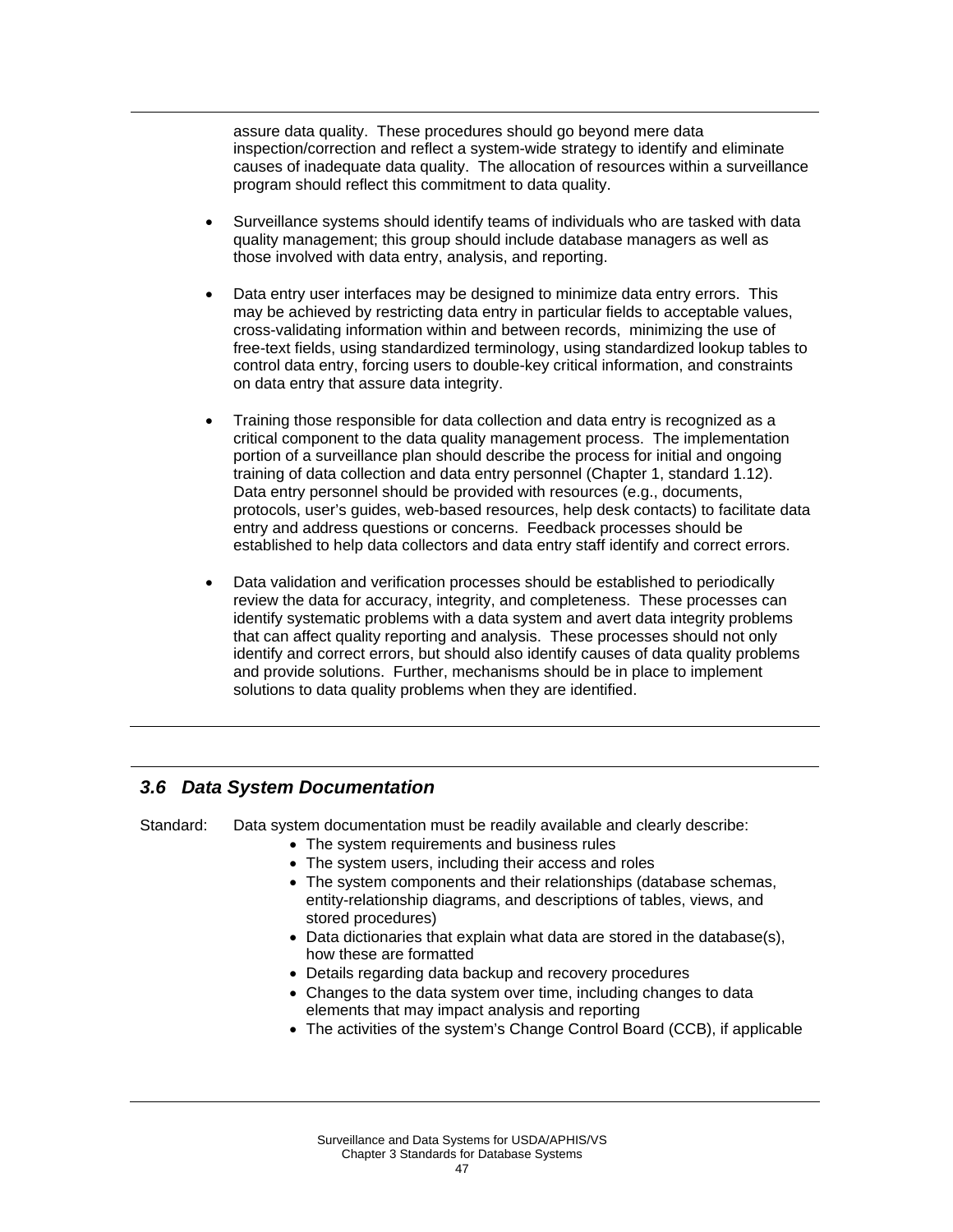assure data quality. These procedures should go beyond mere data inspection/correction and reflect a system-wide strategy to identify and eliminate causes of inadequate data quality. The allocation of resources within a surveillance program should reflect this commitment to data quality.

- Surveillance systems should identify teams of individuals who are tasked with data quality management; this group should include database managers as well as those involved with data entry, analysis, and reporting.

- Data entry user interfaces may be designed to minimize data entry errors. This may be achieved by restricting data entry in particular fields to acceptable values, cross-validating information within and between records, minimizing the use of free-text fields, using standardized terminology, using standardized lookup tables to control data entry, forcing users to double-key critical information, and constraints on data entry that assure data integrity.

- Training those responsible for data collection and data entry is recognized as a critical component to the data quality management process. The implementation portion of a surveillance plan should describe the process for initial and ongoing training of data collection and data entry personnel (Chapter 1, standard 1.12). Data entry personnel should be provided with resources (e.g., documents, protocols, user's guides, web-based resources, help desk contacts) to facilitate data entry and address questions or concerns. Feedback processes should be established to help data collectors and data entry staff identify and correct errors.

- Data validation and verification processes should be established to periodically review the data for accuracy, integrity, and completeness. These processes can identify systematic problems with a data system and avert data integrity problems that can affect quality reporting and analysis. These processes should not only identify and correct errors, but should also identify causes of data quality problems and provide solutions. Further, mechanisms should be in place to implement solutions to data quality problems when they are identified.

### *3.6 Data System Documentation*

Standard: Data system documentation must be readily available and clearly describe:

- The system requirements and business rules
- The system users, including their access and roles
- The system components and their relationships (database schemas, entity-relationship diagrams, and descriptions of tables, views, and stored procedures)
- Data dictionaries that explain what data are stored in the database(s), how these are formatted
- Details regarding data backup and recovery procedures
- Changes to the data system over time, including changes to data elements that may impact analysis and reporting
- The activities of the system's Change Control Board (CCB), if applicable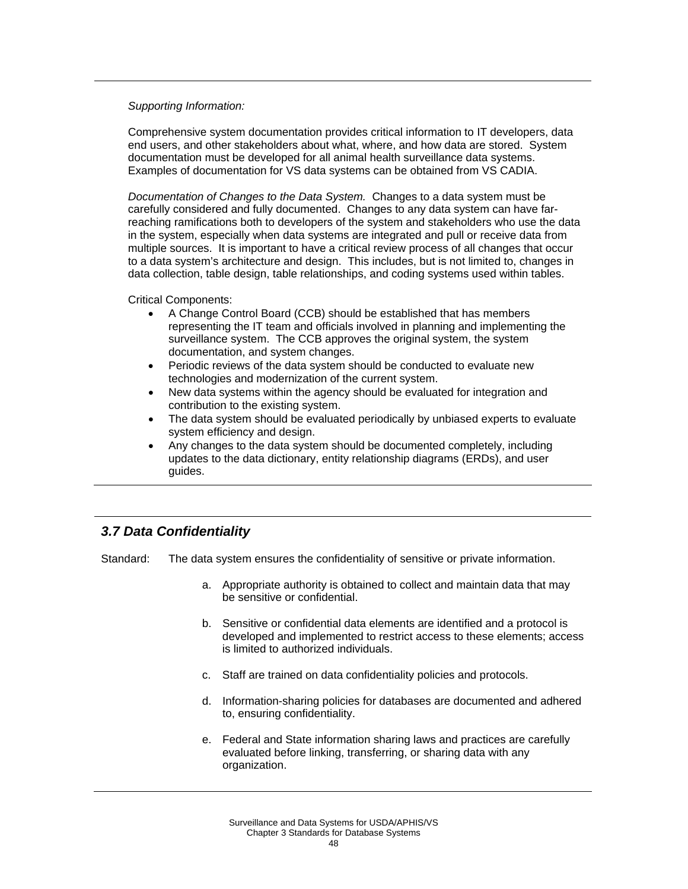*Supporting Information:*

Comprehensive system documentation provides critical information to IT developers, data end users, and other stakeholders about what, where, and how data are stored. System documentation must be developed for all animal health surveillance data systems. Examples of documentation for VS data systems can be obtained from VS CADIA.

*Documentation of Changes to the Data System.* Changes to a data system must be carefully considered and fully documented. Changes to any data system can have far-reaching ramifications both to developers of the system and stakeholders who use the data in the system, especially when data systems are integrated and pull or receive data from multiple sources. It is important to have a critical review process of all changes that occur to a data system's architecture and design. This includes, but is not limited to, changes in data collection, table design, table relationships, and coding systems used within tables.

Critical Components:

- A Change Control Board (CCB) should be established that has members representing the IT team and officials involved in planning and implementing the surveillance system. The CCB approves the original system, the system documentation, and system changes.
- Periodic reviews of the data system should be conducted to evaluate new technologies and modernization of the current system.
- New data systems within the agency should be evaluated for integration and contribution to the existing system.
- The data system should be evaluated periodically by unbiased experts to evaluate system efficiency and design.
- Any changes to the data system should be documented completely, including updates to the data dictionary, entity relationship diagrams (ERDs), and user guides.

### *3.7 Data Confidentiality*

Standard: The data system ensures the confidentiality of sensitive or private information.

a. Appropriate authority is obtained to collect and maintain data that may be sensitive or confidential.

b. Sensitive or confidential data elements are identified and a protocol is developed and implemented to restrict access to these elements; access is limited to authorized individuals.

c. Staff are trained on data confidentiality policies and protocols.

d. Information-sharing policies for databases are documented and adhered to, ensuring confidentiality.

e. Federal and State information sharing laws and practices are carefully evaluated before linking, transferring, or sharing data with any organization.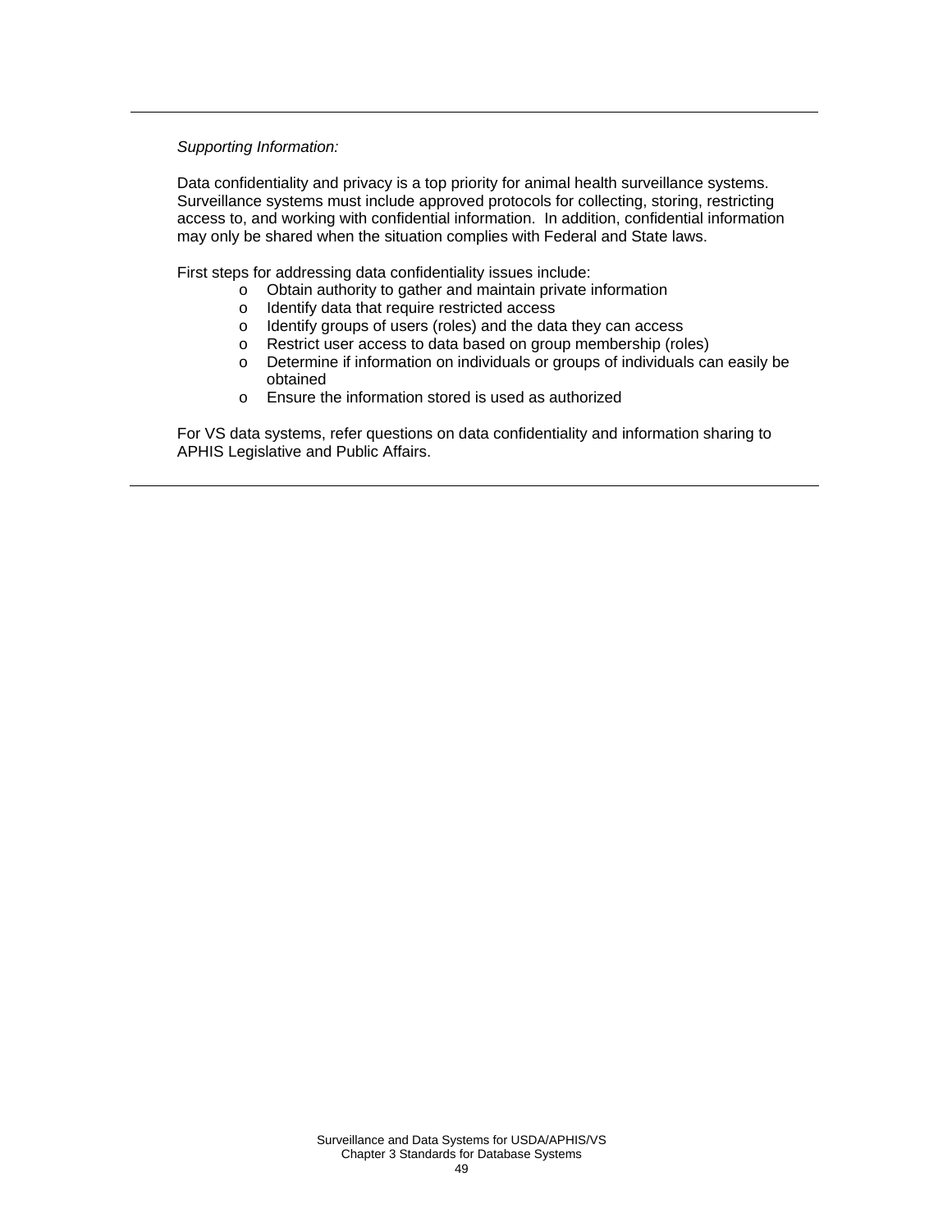---

*Supporting Information:*

Data confidentiality and privacy is a top priority for animal health surveillance systems. Surveillance systems must include approved protocols for collecting, storing, restricting access to, and working with confidential information. In addition, confidential information may only be shared when the situation complies with Federal and State laws.

First steps for addressing data confidentiality issues include:

- Obtain authority to gather and maintain private information
- Identify data that require restricted access
- Identify groups of users (roles) and the data they can access
- Restrict user access to data based on group membership (roles)
- Determine if information on individuals or groups of individuals can easily be obtained
- Ensure the information stored is used as authorized

For VS data systems, refer questions on data confidentiality and information sharing to APHIS Legislative and Public Affairs.

---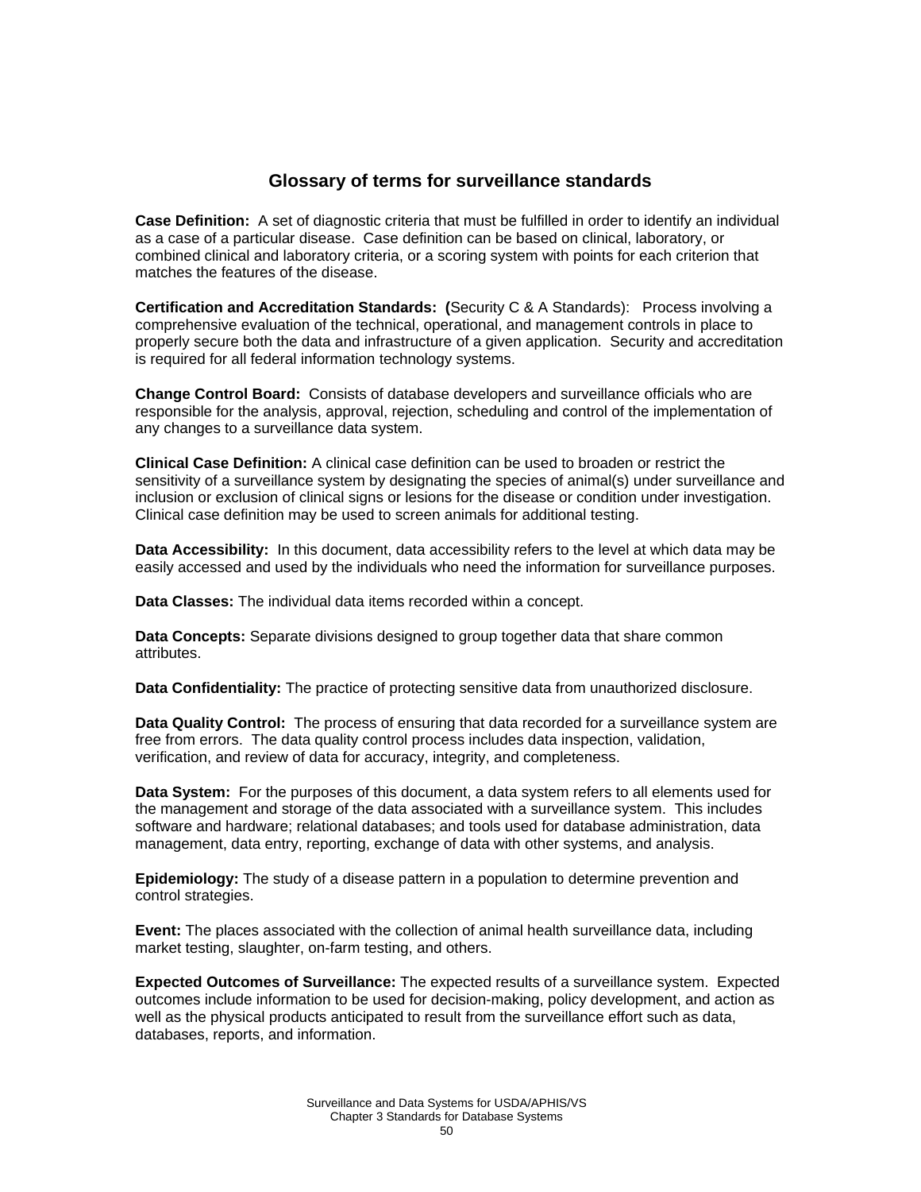## Glossary of terms for surveillance standards

**Case Definition:** A set of diagnostic criteria that must be fulfilled in order to identify an individual as a case of a particular disease. Case definition can be based on clinical, laboratory, or combined clinical and laboratory criteria, or a scoring system with points for each criterion that matches the features of the disease.

**Certification and Accreditation Standards: (**Security C & A Standards): Process involving a comprehensive evaluation of the technical, operational, and management controls in place to properly secure both the data and infrastructure of a given application. Security and accreditation is required for all federal information technology systems.

**Change Control Board:** Consists of database developers and surveillance officials who are responsible for the analysis, approval, rejection, scheduling and control of the implementation of any changes to a surveillance data system.

**Clinical Case Definition:** A clinical case definition can be used to broaden or restrict the sensitivity of a surveillance system by designating the species of animal(s) under surveillance and inclusion or exclusion of clinical signs or lesions for the disease or condition under investigation. Clinical case definition may be used to screen animals for additional testing.

**Data Accessibility:** In this document, data accessibility refers to the level at which data may be easily accessed and used by the individuals who need the information for surveillance purposes.

**Data Classes:** The individual data items recorded within a concept.

**Data Concepts:** Separate divisions designed to group together data that share common attributes.

**Data Confidentiality:** The practice of protecting sensitive data from unauthorized disclosure.

**Data Quality Control:** The process of ensuring that data recorded for a surveillance system are free from errors. The data quality control process includes data inspection, validation, verification, and review of data for accuracy, integrity, and completeness.

**Data System:** For the purposes of this document, a data system refers to all elements used for the management and storage of the data associated with a surveillance system. This includes software and hardware; relational databases; and tools used for database administration, data management, data entry, reporting, exchange of data with other systems, and analysis.

**Epidemiology:** The study of a disease pattern in a population to determine prevention and control strategies.

**Event:** The places associated with the collection of animal health surveillance data, including market testing, slaughter, on-farm testing, and others.

**Expected Outcomes of Surveillance:** The expected results of a surveillance system. Expected outcomes include information to be used for decision-making, policy development, and action as well as the physical products anticipated to result from the surveillance effort such as data, databases, reports, and information.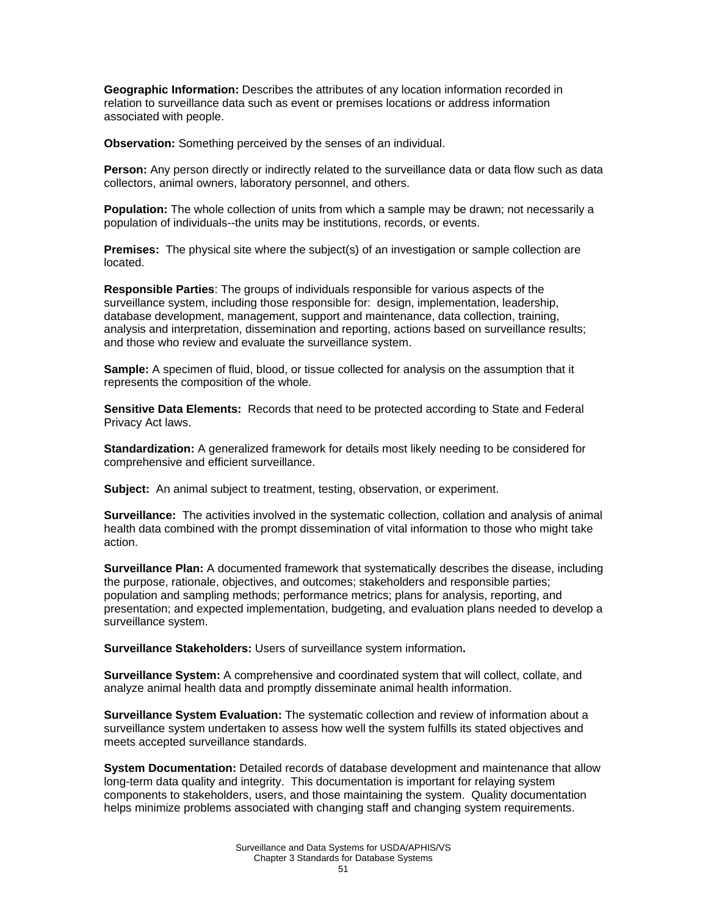**Geographic Information:** Describes the attributes of any location information recorded in relation to surveillance data such as event or premises locations or address information associated with people.

**Observation:** Something perceived by the senses of an individual.

**Person:** Any person directly or indirectly related to the surveillance data or data flow such as data collectors, animal owners, laboratory personnel, and others.

**Population:** The whole collection of units from which a sample may be drawn; not necessarily a population of individuals--the units may be institutions, records, or events.

**Premises:** The physical site where the subject(s) of an investigation or sample collection are located.

**Responsible Parties**: The groups of individuals responsible for various aspects of the surveillance system, including those responsible for: design, implementation, leadership, database development, management, support and maintenance, data collection, training, analysis and interpretation, dissemination and reporting, actions based on surveillance results; and those who review and evaluate the surveillance system.

**Sample:** A specimen of fluid, blood, or tissue collected for analysis on the assumption that it represents the composition of the whole.

**Sensitive Data Elements:** Records that need to be protected according to State and Federal Privacy Act laws.

**Standardization:** A generalized framework for details most likely needing to be considered for comprehensive and efficient surveillance.

**Subject:** An animal subject to treatment, testing, observation, or experiment.

**Surveillance:** The activities involved in the systematic collection, collation and analysis of animal health data combined with the prompt dissemination of vital information to those who might take action.

**Surveillance Plan:** A documented framework that systematically describes the disease, including the purpose, rationale, objectives, and outcomes; stakeholders and responsible parties; population and sampling methods; performance metrics; plans for analysis, reporting, and presentation; and expected implementation, budgeting, and evaluation plans needed to develop a surveillance system.

**Surveillance Stakeholders:** Users of surveillance system information**.**

**Surveillance System:** A comprehensive and coordinated system that will collect, collate, and analyze animal health data and promptly disseminate animal health information.

**Surveillance System Evaluation:** The systematic collection and review of information about a surveillance system undertaken to assess how well the system fulfills its stated objectives and meets accepted surveillance standards.

**System Documentation:** Detailed records of database development and maintenance that allow long-term data quality and integrity. This documentation is important for relaying system components to stakeholders, users, and those maintaining the system. Quality documentation helps minimize problems associated with changing staff and changing system requirements.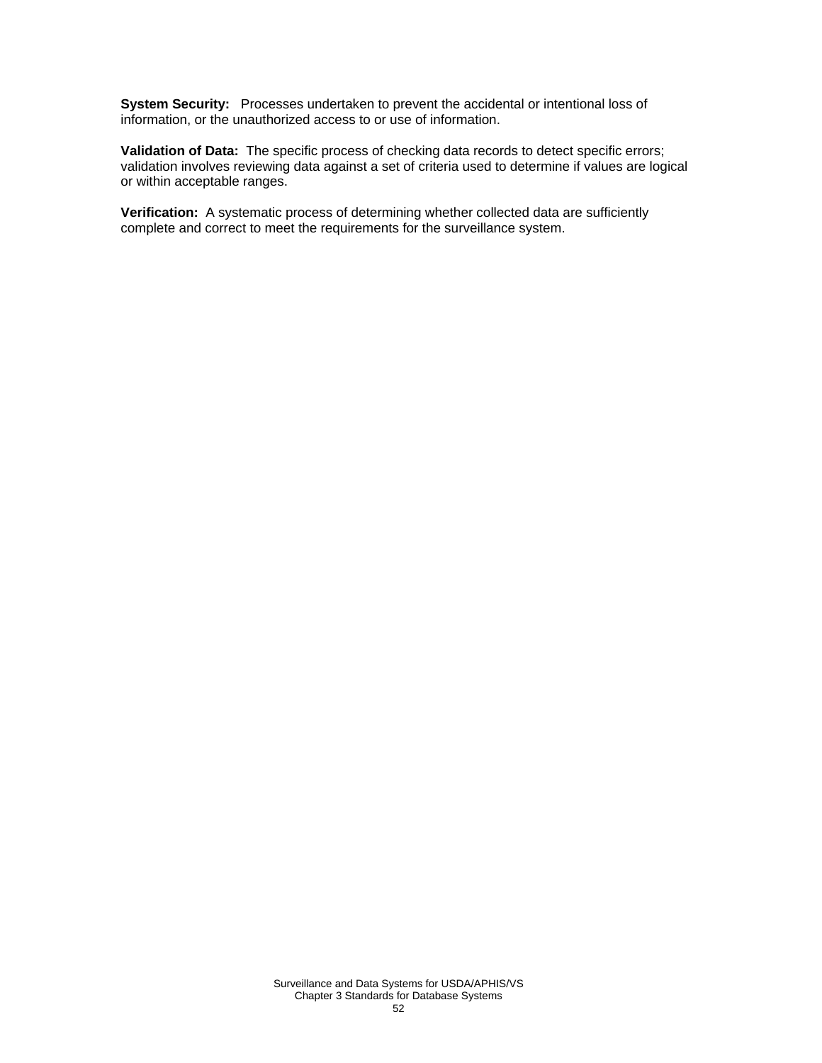**System Security:** Processes undertaken to prevent the accidental or intentional loss of information, or the unauthorized access to or use of information.

**Validation of Data:** The specific process of checking data records to detect specific errors; validation involves reviewing data against a set of criteria used to determine if values are logical or within acceptable ranges.

**Verification:** A systematic process of determining whether collected data are sufficiently complete and correct to meet the requirements for the surveillance system.